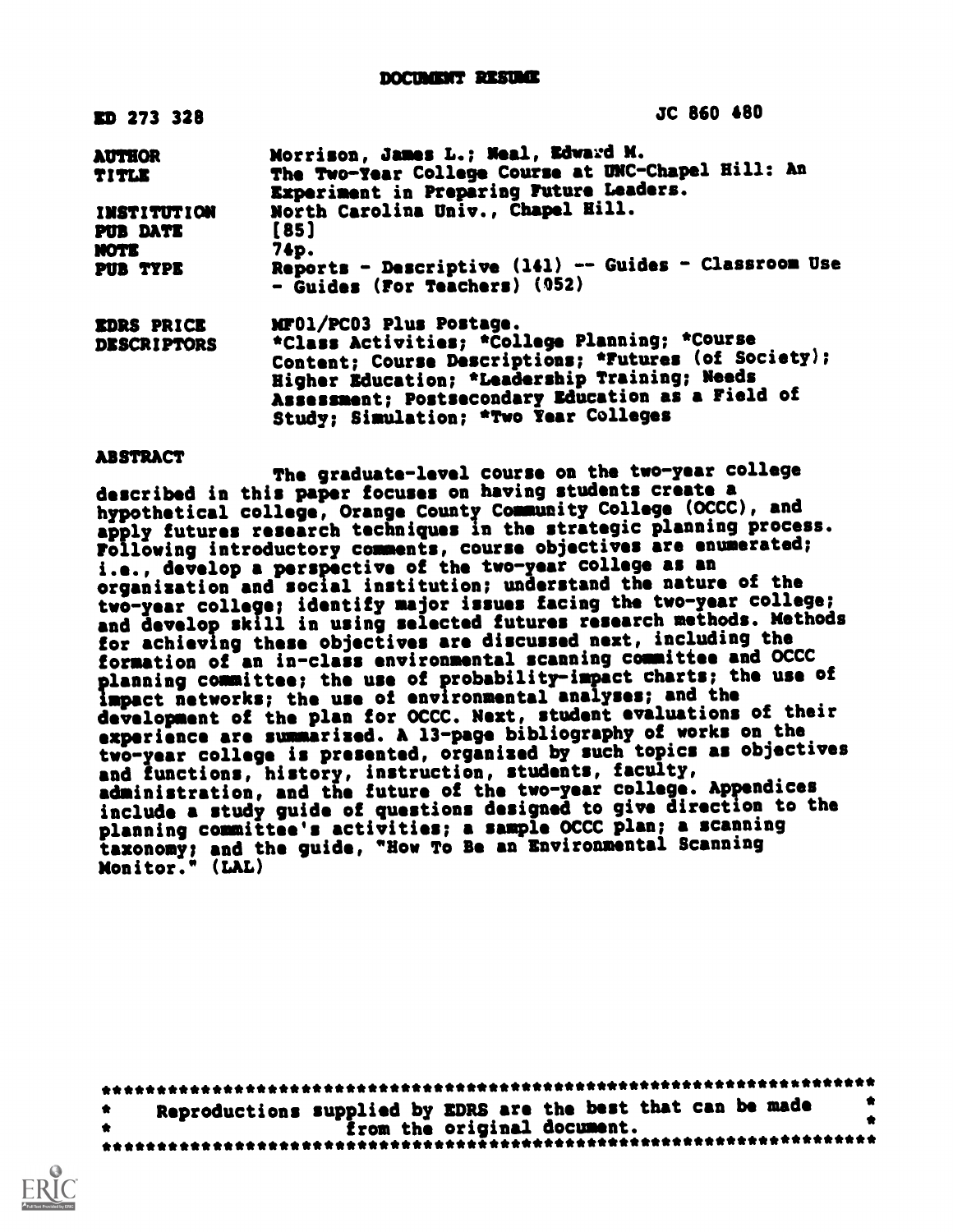# DOCUMENT RESUME

ED 273 328 JC 860 480

| | |
|---|---|
| AUTHOR | Morrison, James L.; Neal, Edward M. |
| TITLE | The Two-Year College Course at UNC-Chapel Hill: An Experiment in Preparing Future Leaders. |
| INSTITUTION | North Carolina Univ., Chapel Hill. |
| PUB DATE | [85] |
| NOTE | 74p. |
| PUB TYPE | Reports - Descriptive (141) -- Guides - Classroom Use - Guides (For Teachers) (052) |
| EDRS PRICE | MF01/PC03 Plus Postage. |
| DESCRIPTORS | *Class Activities; *College Planning; *Course Content; Course Descriptions; *Futures (of Society); Higher Education; *Leadership Training; Needs Assessment; Postsecondary Education as a Field of Study; Simulation; *Two Year Colleges |

## ABSTRACT

The graduate-level course on the two-year college described in this paper focuses on having students create a hypothetical college, Orange County Community College (OCCC), and apply futures research techniques in the strategic planning process. Following introductory comments, course objectives are enumerated; i.e., develop a perspective of the two-year college as an organization and social institution; understand the nature of the two-year college; identify major issues facing the two-year college; and develop skill in using selected futures research methods. Methods for achieving these objectives are discussed next, including the formation of an in-class environmental scanning committee and OCCC planning committee; the use of probability-impact charts; the use of impact networks; the use of environmental analyses; and the development of the plan for OCCC. Next, student evaluations of their experience are summarized. A 13-page bibliography of works on the two-year college is presented, organized by such topics as objectives and functions, history, instruction, students, faculty, administration, and the future of the two-year college. Appendices include a study guide of questions designed to give direction to the planning committee's activities; a sample OCCC plan; a scanning taxonomy; and the guide, "How To Be an Environmental Scanning Monitor." (LAL)

***********************************************************************
* Reproductions supplied by EDRS are the best that can be made *
* from the original document. *
***********************************************************************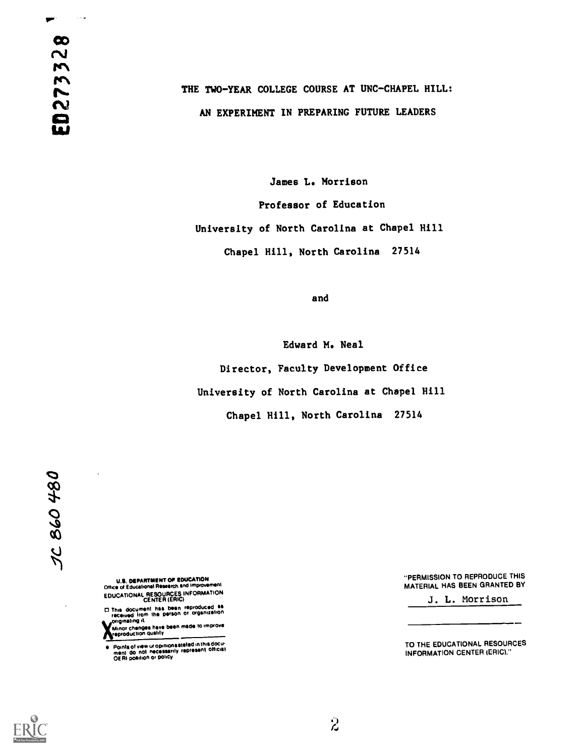ED273328

# THE TWO-YEAR COLLEGE COURSE AT UNC-CHAPEL HILL: AN EXPERIMENT IN PREPARING FUTURE LEADERS

James L. Morrison

Professor of Education

University of North Carolina at Chapel Hill

Chapel Hill, North Carolina 27514

and

Edward M. Neal

Director, Faculty Development Office

University of North Carolina at Chapel Hill

Chapel Hill, North Carolina 27514

JC 860 480

U.S. DEPARTMENT OF EDUCATION
Office of Educational Research and Improvement
EDUCATIONAL RESOURCES INFORMATION CENTER (ERIC)

- This document has been reproduced as received from the person or organization originating it.
- Minor changes have been made to improve reproduction quality.
- Points of view or opinions stated in this document do not necessarily represent official OERI position or policy

"PERMISSION TO REPRODUCE THIS MATERIAL HAS BEEN GRANTED BY

J. L. Morrison

TO THE EDUCATIONAL RESOURCES INFORMATION CENTER (ERIC)."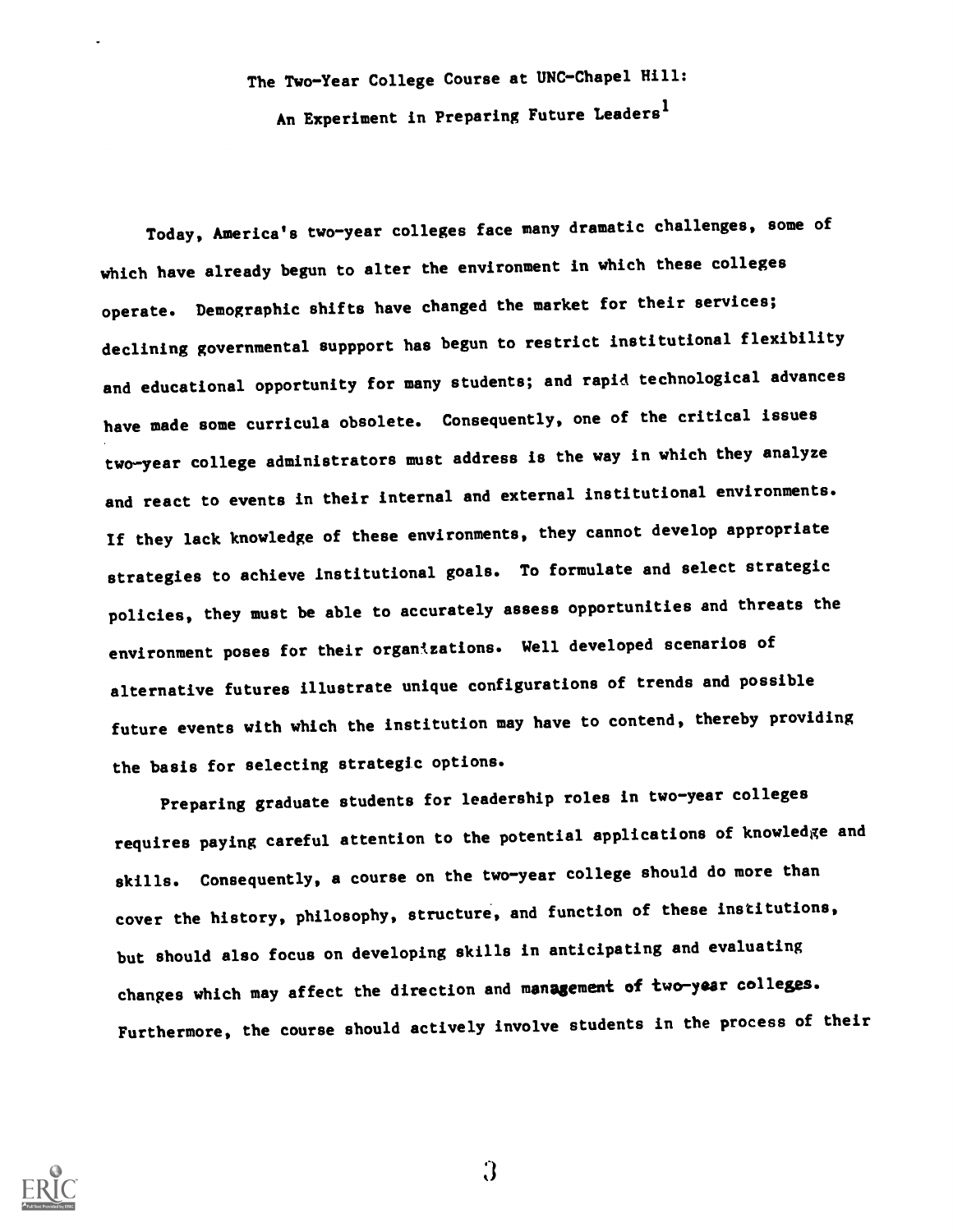# The Two-Year College Course at UNC-Chapel Hill: An Experiment in Preparing Future Leaders[1]

Today, America's two-year colleges face many dramatic challenges, some of which have already begun to alter the environment in which these colleges operate. Demographic shifts have changed the market for their services; declining governmental suppport has begun to restrict institutional flexibility and educational opportunity for many students; and rapid technological advances have made some curricula obsolete. Consequently, one of the critical issues two-year college administrators must address is the way in which they analyze and react to events in their internal and external institutional environments. If they lack knowledge of these environments, they cannot develop appropriate strategies to achieve institutional goals. To formulate and select strategic policies, they must be able to accurately assess opportunities and threats the environment poses for their organizations. Well developed scenarios of alternative futures illustrate unique configurations of trends and possible future events with which the institution may have to contend, thereby providing the basis for selecting strategic options.

Preparing graduate students for leadership roles in two-year colleges requires paying careful attention to the potential applications of knowledge and skills. Consequently, a course on the two-year college should do more than cover the history, philosophy, structure, and function of these institutions, but should also focus on developing skills in anticipating and evaluating changes which may affect the direction and management of two-year colleges. Furthermore, the course should actively involve students in the process of their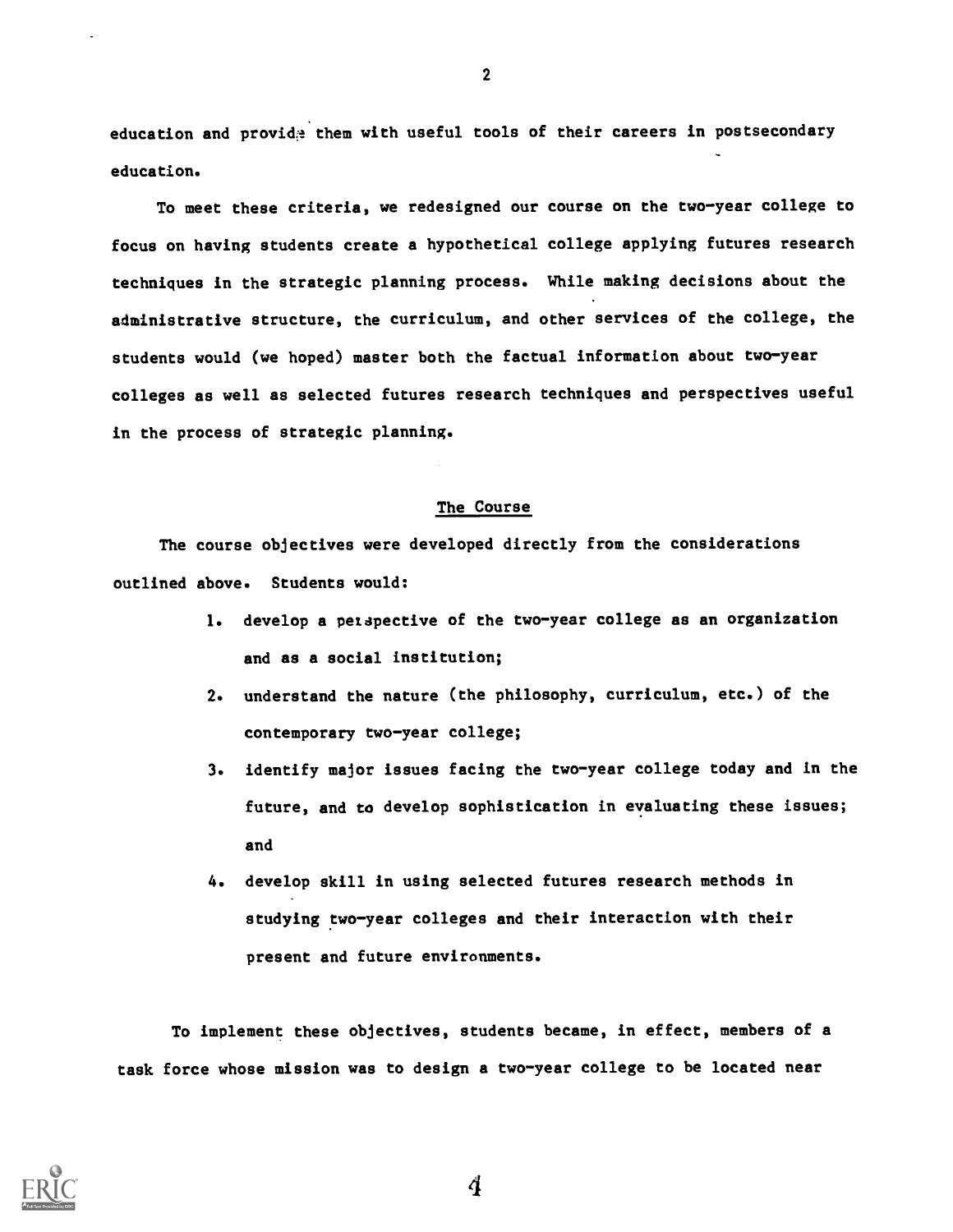education and provide them with useful tools of their careers in postsecondary education.

To meet these criteria, we redesigned our course on the two-year college to focus on having students create a hypothetical college applying futures research techniques in the strategic planning process. While making decisions about the administrative structure, the curriculum, and other services of the college, the students would (we hoped) master both the factual information about two-year colleges as well as selected futures research techniques and perspectives useful in the process of strategic planning.

## The Course

The course objectives were developed directly from the considerations outlined above. Students would:

1. develop a perspective of the two-year college as an organization and as a social institution;
2. understand the nature (the philosophy, curriculum, etc.) of the contemporary two-year college;
3. identify major issues facing the two-year college today and in the future, and to develop sophistication in evaluating these issues; and
4. develop skill in using selected futures research methods in studying two-year colleges and their interaction with their present and future environments.

To implement these objectives, students became, in effect, members of a task force whose mission was to design a two-year college to be located near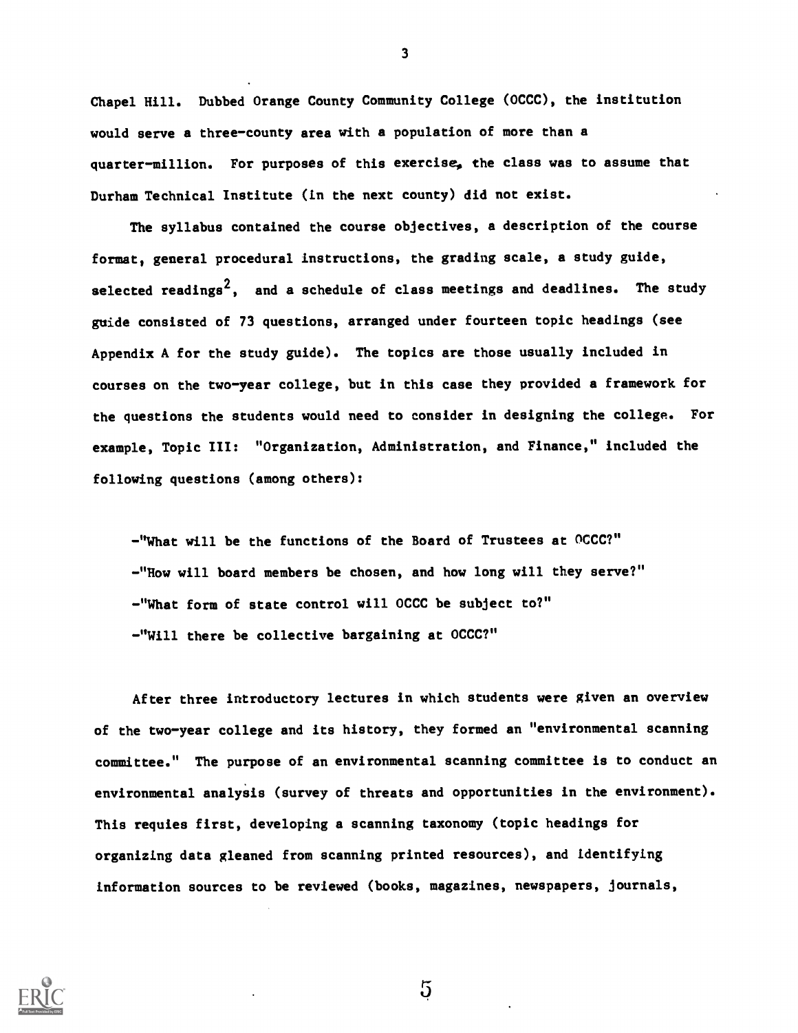Chapel Hill. Dubbed Orange County Community College (OCCC), the institution would serve a three-county area with a population of more than a quarter-million. For purposes of this exercise, the class was to assume that Durham Technical Institute (in the next county) did not exist.

The syllabus contained the course objectives, a description of the course format, general procedural instructions, the grading scale, a study guide, selected readings[2], and a schedule of class meetings and deadlines. The study guide consisted of 73 questions, arranged under fourteen topic headings (see Appendix A for the study guide). The topics are those usually included in courses on the two-year college, but in this case they provided a framework for the questions the students would need to consider in designing the college. For example, Topic III: "Organization, Administration, and Finance," included the following questions (among others):

-"What will be the functions of the Board of Trustees at OCCC?"
-"How will board members be chosen, and how long will they serve?"
-"What form of state control will OCCC be subject to?"
-"Will there be collective bargaining at OCCC?"

After three introductory lectures in which students were given an overview of the two-year college and its history, they formed an "environmental scanning committee." The purpose of an environmental scanning committee is to conduct an environmental analysis (survey of threats and opportunities in the environment). This requies first, developing a scanning taxonomy (topic headings for organizing data gleaned from scanning printed resources), and identifying information sources to be reviewed (books, magazines, newspapers, journals,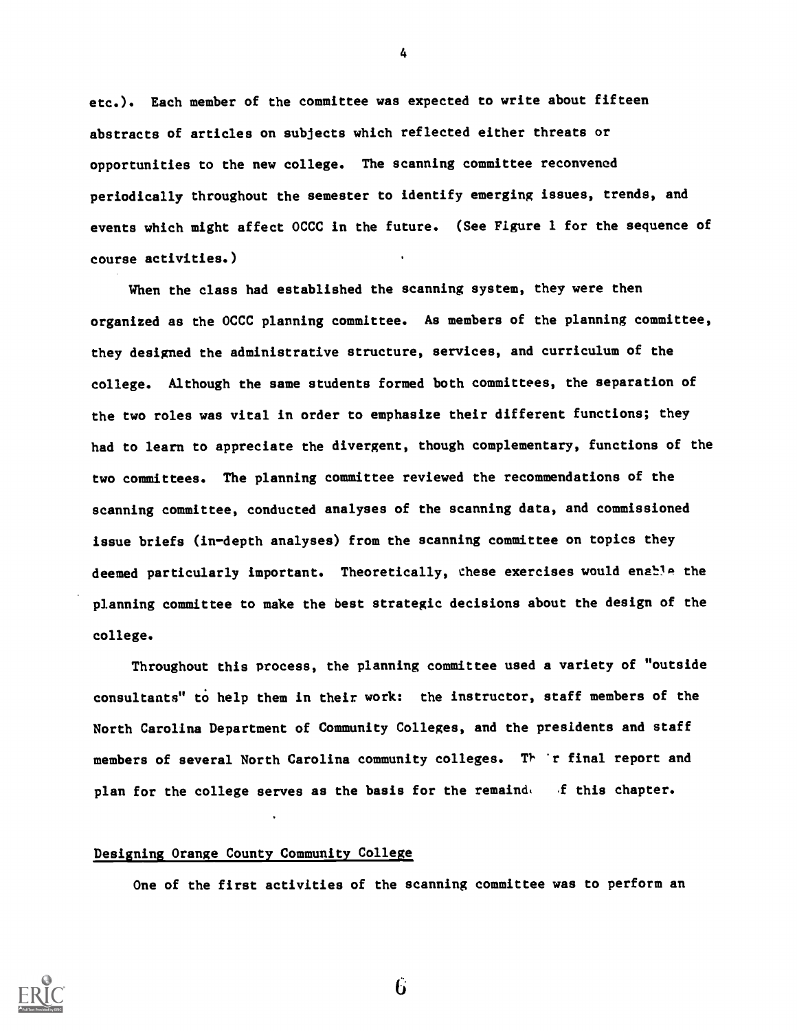etc.). Each member of the committee was expected to write about fifteen abstracts of articles on subjects which reflected either threats or opportunities to the new college. The scanning committee reconvened periodically throughout the semester to identify emerging issues, trends, and events which might affect OCCC in the future. (See Figure 1 for the sequence of course activities.)

When the class had established the scanning system, they were then organized as the OCCC planning committee. As members of the planning committee, they designed the administrative structure, services, and curriculum of the college. Although the same students formed both committees, the separation of the two roles was vital in order to emphasize their different functions; they had to learn to appreciate the divergent, though complementary, functions of the two committees. The planning committee reviewed the recommendations of the scanning committee, conducted analyses of the scanning data, and commissioned issue briefs (in-depth analyses) from the scanning committee on topics they deemed particularly important. Theoretically, these exercises would enable the planning committee to make the best strategic decisions about the design of the college.

Throughout this process, the planning committee used a variety of "outside consultants" to help them in their work: the instructor, staff members of the North Carolina Department of Community Colleges, and the presidents and staff members of several North Carolina community colleges. Their final report and plan for the college serves as the basis for the remainder of this chapter.

## Designing Orange County Community College

One of the first activities of the scanning committee was to perform an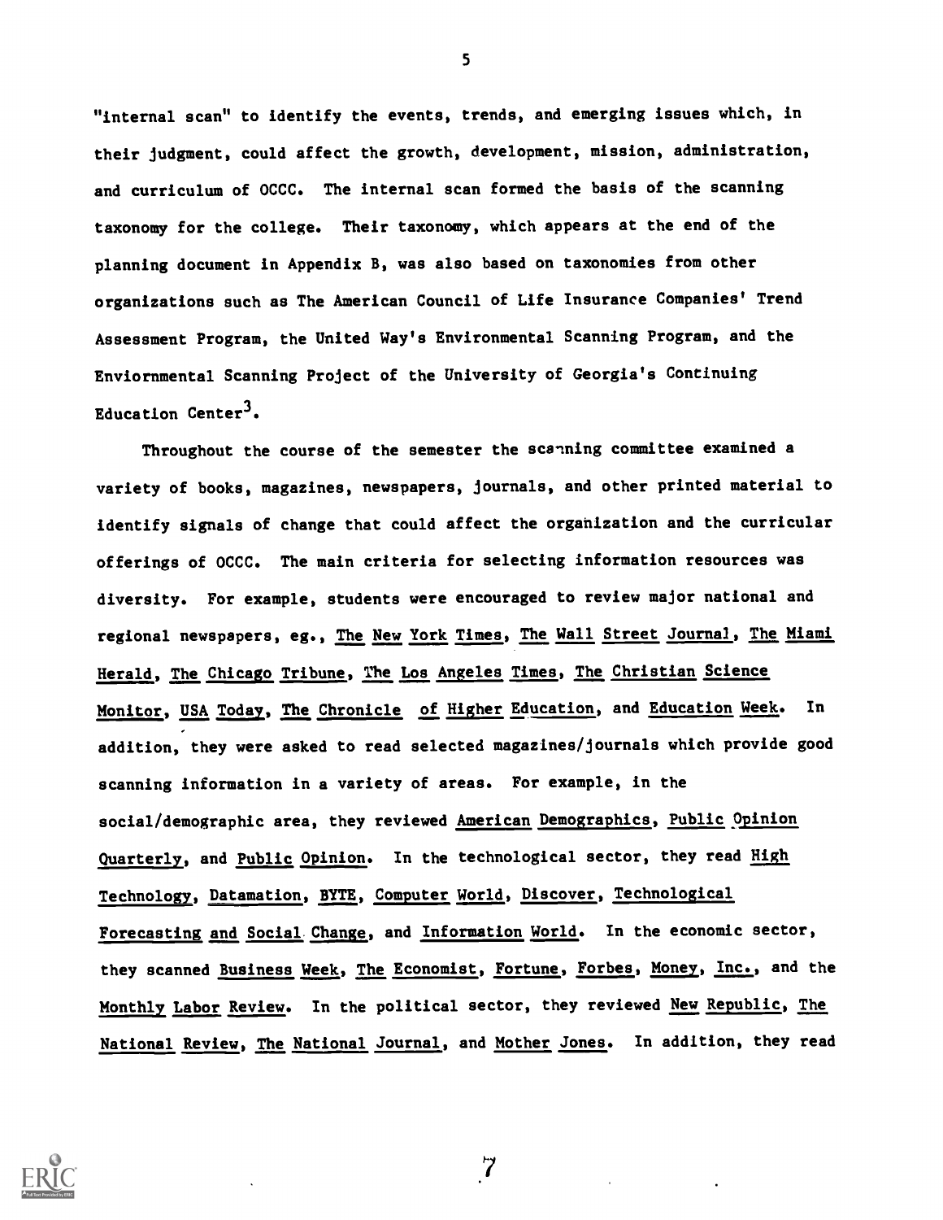"internal scan" to identify the events, trends, and emerging issues which, in their judgment, could affect the growth, development, mission, administration, and curriculum of OCCC. The internal scan formed the basis of the scanning taxonomy for the college. Their taxonomy, which appears at the end of the planning document in Appendix B, was also based on taxonomies from other organizations such as The American Council of Life Insurance Companies' Trend Assessment Program, the United Way's Environmental Scanning Program, and the Enviornmental Scanning Project of the University of Georgia's Continuing Education Center[3].

Throughout the course of the semester the scanning committee examined a variety of books, magazines, newspapers, journals, and other printed material to identify signals of change that could affect the organization and the curricular offerings of OCCC. The main criteria for selecting information resources was diversity. For example, students were encouraged to review major national and regional newspapers, eg., The New York Times, The Wall Street Journal, The Miami Herald, The Chicago Tribune, The Los Angeles Times, The Christian Science Monitor, USA Today, The Chronicle of Higher Education, and Education Week. In addition, they were asked to read selected magazines/journals which provide good scanning information in a variety of areas. For example, in the social/demographic area, they reviewed American Demographics, Public Opinion Quarterly, and Public Opinion. In the technological sector, they read High Technology, Datamation, BYTE, Computer World, Discover, Technological Forecasting and Social Change, and Information World. In the economic sector, they scanned Business Week, The Economist, Fortune, Forbes, Money, Inc., and the Monthly Labor Review. In the political sector, they reviewed New Republic, The National Review, The National Journal, and Mother Jones. In addition, they read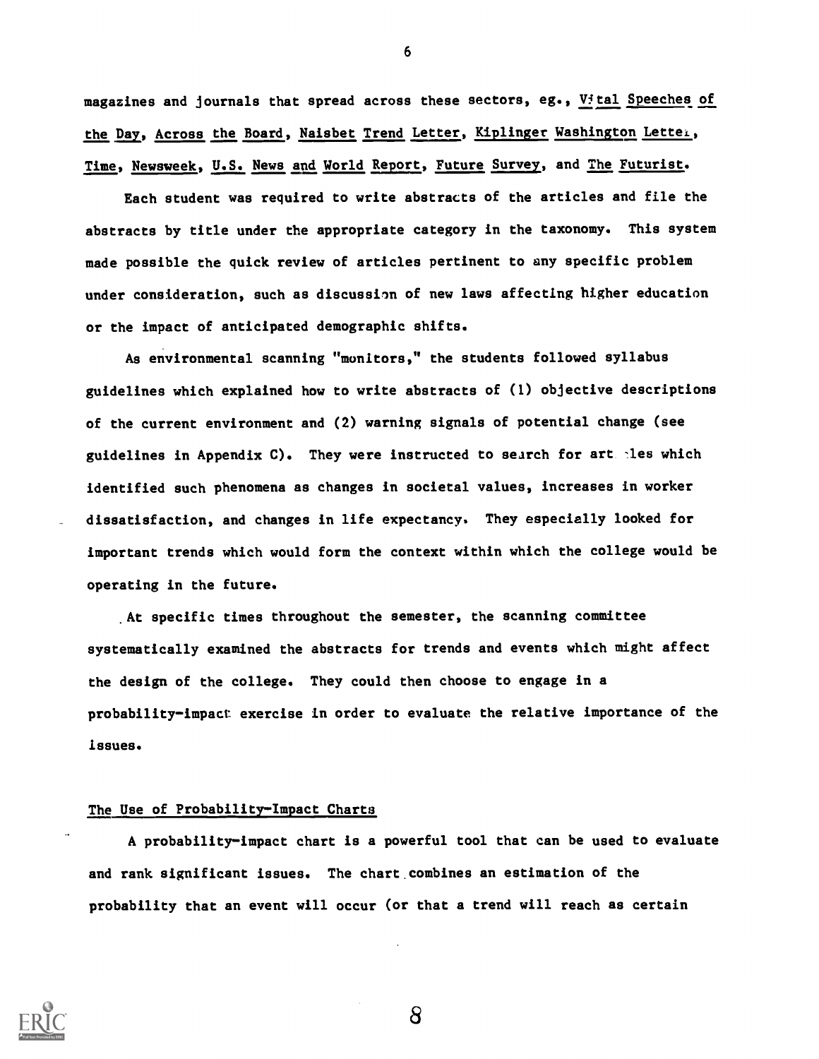magazines and journals that spread across these sectors, eg., *Vital Speeches of the Day*, *Across the Board*, *Naisbet Trend Letter*, *Kiplinger Washington Letter*, *Time*, *Newsweek*, *U.S. News and World Report*, *Future Survey*, and *The Futurist*.

Each student was required to write abstracts of the articles and file the abstracts by title under the appropriate category in the taxonomy. This system made possible the quick review of articles pertinent to any specific problem under consideration, such as discussion of new laws affecting higher education or the impact of anticipated demographic shifts.

As environmental scanning "monitors," the students followed syllabus guidelines which explained how to write abstracts of (1) objective descriptions of the current environment and (2) warning signals of potential change (see guidelines in Appendix C). They were instructed to search for articles which identified such phenomena as changes in societal values, increases in worker dissatisfaction, and changes in life expectancy. They especially looked for important trends which would form the context within which the college would be operating in the future.

At specific times throughout the semester, the scanning committee systematically examined the abstracts for trends and events which might affect the design of the college. They could then choose to engage in a probability-impact exercise in order to evaluate the relative importance of the issues.

## The Use of Probability-Impact Charts

A probability-impact chart is a powerful tool that can be used to evaluate and rank significant issues. The chart combines an estimation of the probability that an event will occur (or that a trend will reach as certain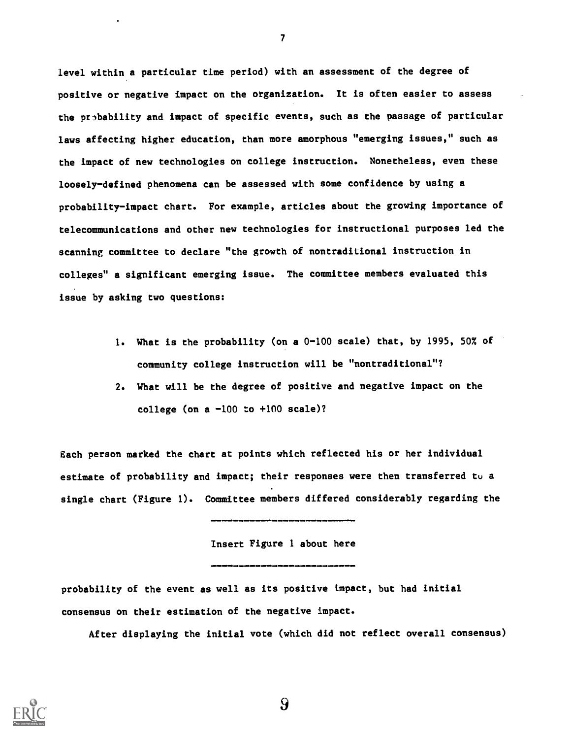level within a particular time period) with an assessment of the degree of positive or negative impact on the organization. It is often easier to assess the probability and impact of specific events, such as the passage of particular laws affecting higher education, than more amorphous "emerging issues," such as the impact of new technologies on college instruction. Nonetheless, even these loosely-defined phenomena can be assessed with some confidence by using a probability-impact chart. For example, articles about the growing importance of telecommunications and other new technologies for instructional purposes led the scanning committee to declare "the growth of nontraditional instruction in colleges" a significant emerging issue. The committee members evaluated this issue by asking two questions:

1. What is the probability (on a 0-100 scale) that, by 1995, 50% of community college instruction will be "nontraditional"?
2. What will be the degree of positive and negative impact on the college (on a -100 to +100 scale)?

Each person marked the chart at points which reflected his or her individual estimate of probability and impact; their responses were then transferred to a single chart (Figure 1). Committee members differed considerably regarding the

Insert Figure 1 about here

probability of the event as well as its positive impact, but had initial consensus on their estimation of the negative impact.

After displaying the initial vote (which did not reflect overall consensus)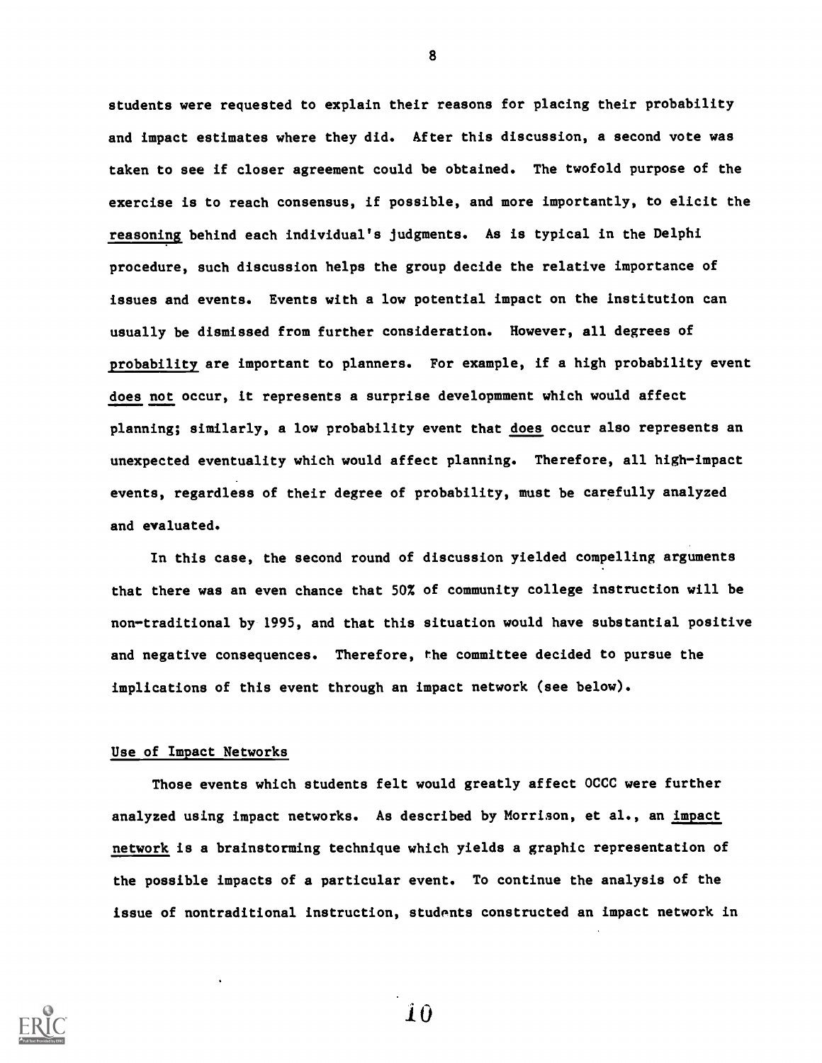students were requested to explain their reasons for placing their probability and impact estimates where they did. After this discussion, a second vote was taken to see if closer agreement could be obtained. The twofold purpose of the exercise is to reach consensus, if possible, and more importantly, to elicit the reasoning behind each individual's judgments. As is typical in the Delphi procedure, such discussion helps the group decide the relative importance of issues and events. Events with a low potential impact on the institution can usually be dismissed from further consideration. However, all degrees of probability are important to planners. For example, if a high probability event does not occur, it represents a surprise developmment which would affect planning; similarly, a low probability event that does occur also represents an unexpected eventuality which would affect planning. Therefore, all high-impact events, regardless of their degree of probability, must be carefully analyzed and evaluated.

In this case, the second round of discussion yielded compelling arguments that there was an even chance that 50% of community college instruction will be non-traditional by 1995, and that this situation would have substantial positive and negative consequences. Therefore, the committee decided to pursue the implications of this event through an impact network (see below).

## Use of Impact Networks

Those events which students felt would greatly affect OCCC were further analyzed using impact networks. As described by Morrison, et al., an impact network is a brainstorming technique which yields a graphic representation of the possible impacts of a particular event. To continue the analysis of the issue of nontraditional instruction, students constructed an impact network in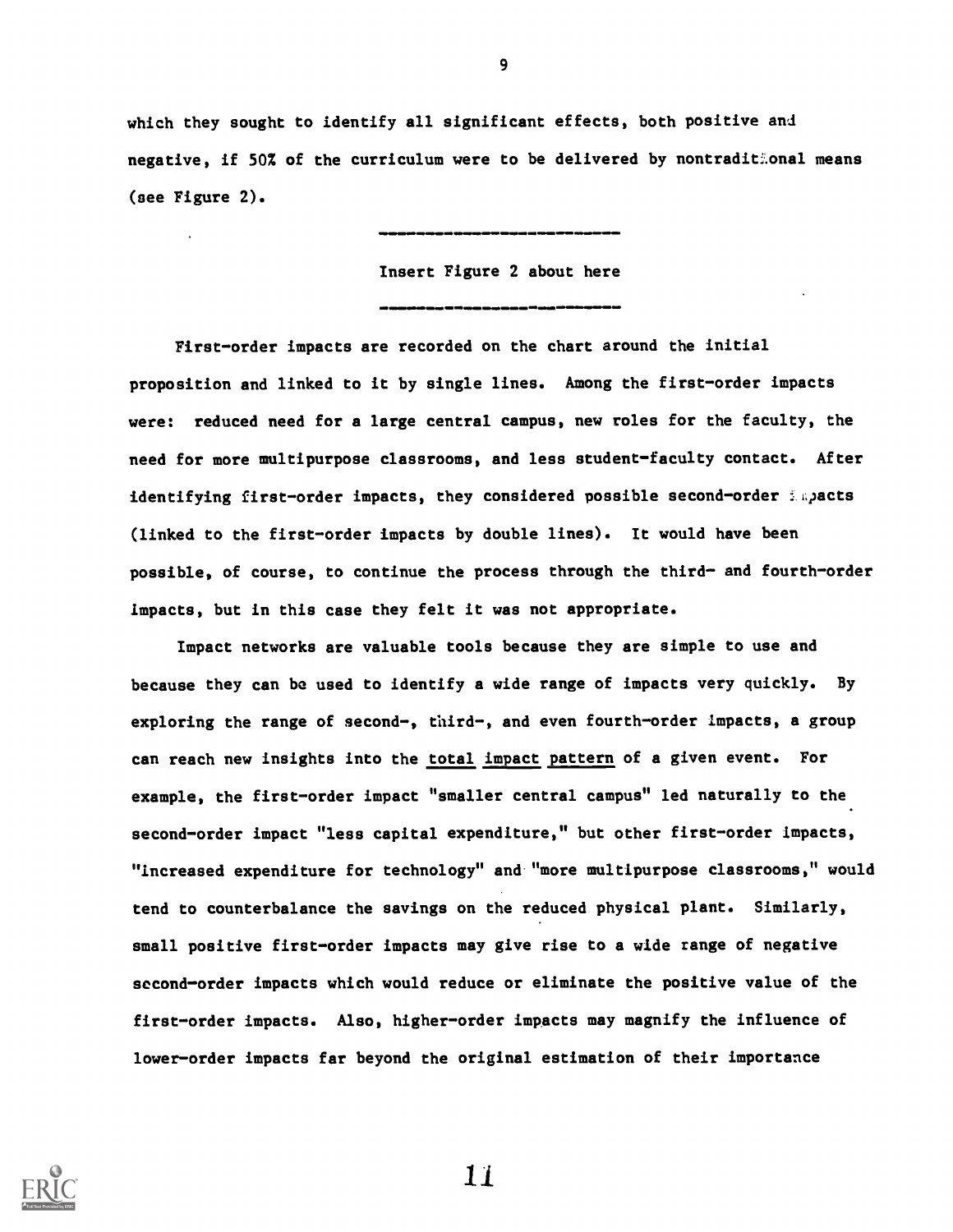which they sought to identify all significant effects, both positive and negative, if 50% of the curriculum were to be delivered by nontraditional means (see Figure 2).

---

Insert Figure 2 about here

---

First-order impacts are recorded on the chart around the initial proposition and linked to it by single lines. Among the first-order impacts were: reduced need for a large central campus, new roles for the faculty, the need for more multipurpose classrooms, and less student-faculty contact. After identifying first-order impacts, they considered possible second-order impacts (linked to the first-order impacts by double lines). It would have been possible, of course, to continue the process through the third- and fourth-order impacts, but in this case they felt it was not appropriate.

Impact networks are valuable tools because they are simple to use and because they can be used to identify a wide range of impacts very quickly. By exploring the range of second-, third-, and even fourth-order impacts, a group can reach new insights into the <u>total impact pattern</u> of a given event. For example, the first-order impact "smaller central campus" led naturally to the second-order impact "less capital expenditure," but other first-order impacts, "increased expenditure for technology" and "more multipurpose classrooms," would tend to counterbalance the savings on the reduced physical plant. Similarly, small positive first-order impacts may give rise to a wide range of negative second-order impacts which would reduce or eliminate the positive value of the first-order impacts. Also, higher-order impacts may magnify the influence of lower-order impacts far beyond the original estimation of their importance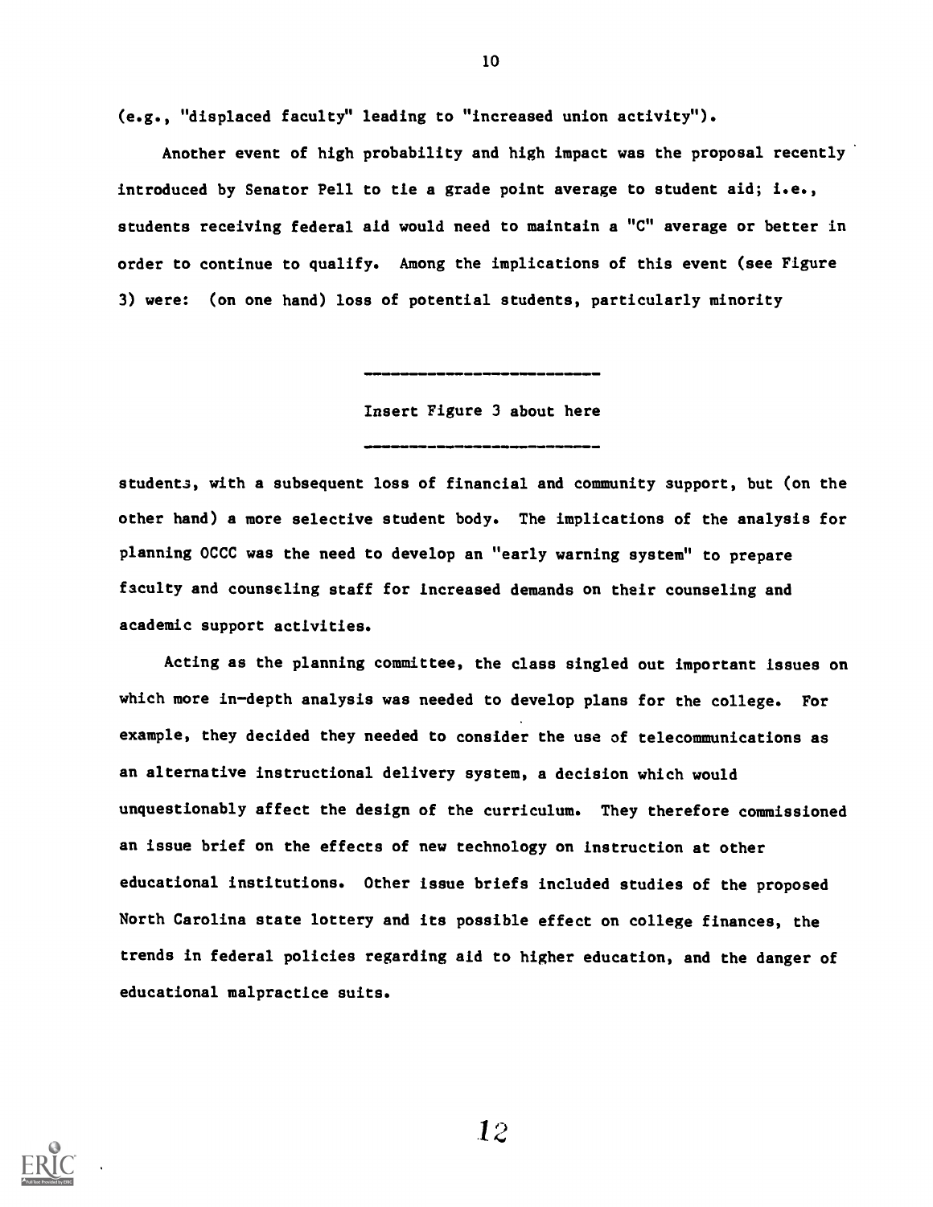(e.g., "displaced faculty" leading to "increased union activity").

Another event of high probability and high impact was the proposal recently introduced by Senator Pell to tie a grade point average to student aid; i.e., students receiving federal aid would need to maintain a "C" average or better in order to continue to qualify. Among the implications of this event (see Figure 3) were: (on one hand) loss of potential students, particularly minority

---

Insert Figure 3 about here

---

students, with a subsequent loss of financial and community support, but (on the other hand) a more selective student body. The implications of the analysis for planning OCCC was the need to develop an "early warning system" to prepare faculty and counseling staff for increased demands on their counseling and academic support activities.

Acting as the planning committee, the class singled out important issues on which more in-depth analysis was needed to develop plans for the college. For example, they decided they needed to consider the use of telecommunications as an alternative instructional delivery system, a decision which would unquestionably affect the design of the curriculum. They therefore commissioned an issue brief on the effects of new technology on instruction at other educational institutions. Other issue briefs included studies of the proposed North Carolina state lottery and its possible effect on college finances, the trends in federal policies regarding aid to higher education, and the danger of educational malpractice suits.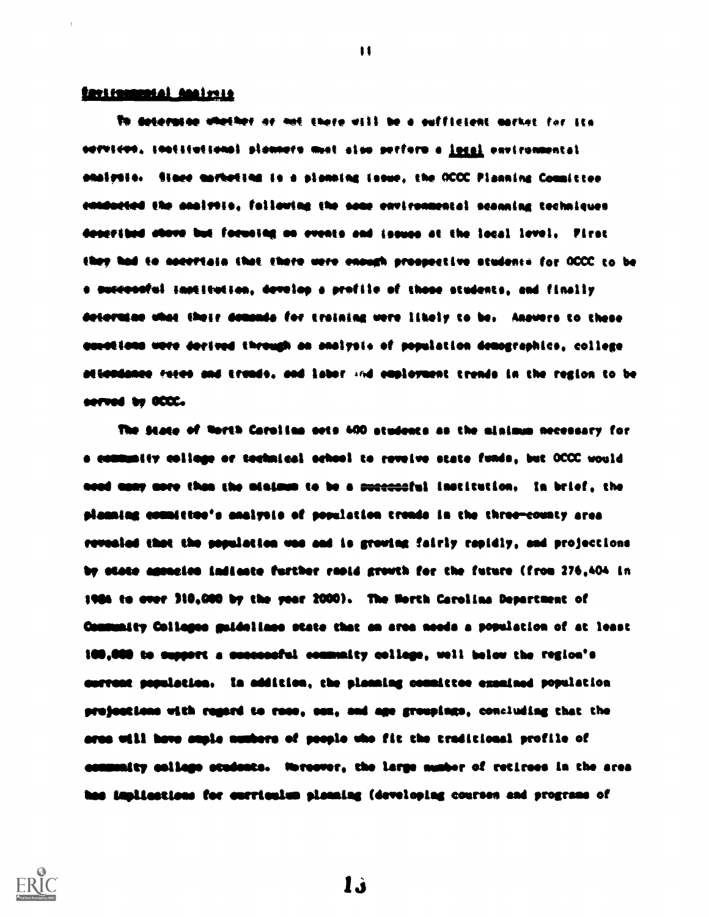## Environmental Analysis

To determine whether or not there will be a sufficient market for its services, institutional planners must also perform a local environmental analysis. Since marketing is a planning issue, the OCCC Planning Committee conducted the analysis, following the same environmental scanning techniques described above but focusing on events and issues at the local level. First they had to ascertain that there were enough prospective students for OCCC to be a successful institution, develop a profile of those students, and finally determine what their demands for training were likely to be. Answers to these questions were derived through an analysis of population demographics, college attendance rates and trends, and labor and employment trends in the region to be served by OCCC.

The State of North Carolina sets 400 students as the minimum necessary for a community college or technical school to receive state funds, but OCCC would need many more than the minimum to be a successful institution. In brief, the planning committee's analysis of population trends in the three-county area revealed that the population was and is growing fairly rapidly, and projections by state agencies indicate further rapid growth for the future (from 276,404 in 1984 to over 310,000 by the year 2000). The North Carolina Department of Community Colleges guidelines state that an area needs a population of at least 100,000 to support a successful community college, well below the region's current population. In addition, the planning committee examined population projections with regard to race, sex, and age groupings, concluding that the area will have ample numbers of people who fit the traditional profile of community college students. Moreover, the large number of retirees in the area has implications for curriculum planning (developing courses and programs of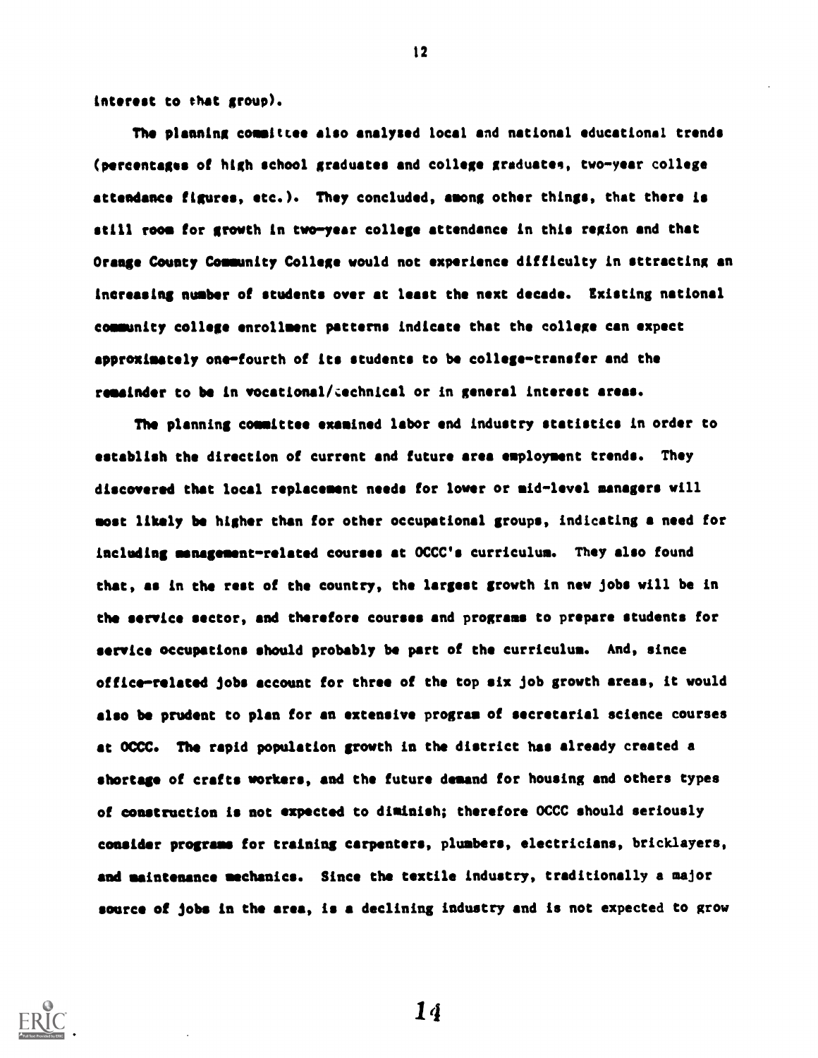interest to that group).

The planning committee also analysed local and national educational trends (percentages of high school graduates and college graduates, two-year college attendance figures, etc.). They concluded, among other things, that there is still room for growth in two-year college attendance in this region and that Orange County Community College would not experience difficulty in attracting an increasing number of students over at least the next decade. Existing national community college enrollment patterns indicate that the college can expect approximately one-fourth of its students to be college-transfer and the remainder to be in vocational/technical or in general interest areas.

The planning committee examined labor and industry statistics in order to establish the direction of current and future area employment trends. They discovered that local replacement needs for lower or mid-level managers will most likely be higher than for other occupational groups, indicating a need for including management-related courses at OCCC's curriculum. They also found that, as in the rest of the country, the largest growth in new jobs will be in the service sector, and therefore courses and programs to prepare students for service occupations should probably be part of the curriculum. And, since office-related jobs account for three of the top six job growth areas, it would also be prudent to plan for an extensive program of secretarial science courses at OCCC. The rapid population growth in the district has already created a shortage of crafts workers, and the future demand for housing and others types of construction is not expected to diminish; therefore OCCC should seriously consider programs for training carpenters, plumbers, electricians, bricklayers, and maintenance mechanics. Since the textile industry, traditionally a major source of jobs in the area, is a declining industry and is not expected to grow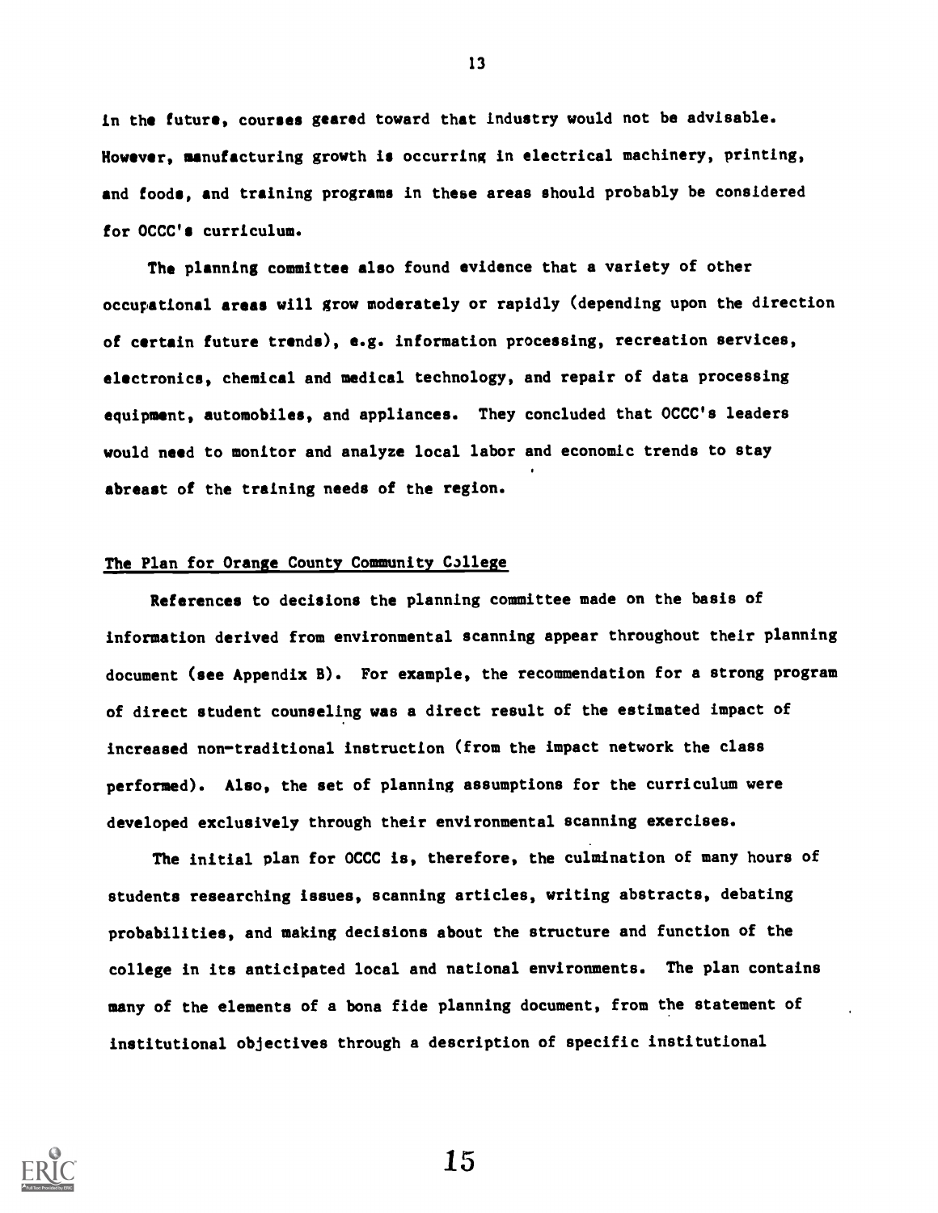in the future, courses geared toward that industry would not be advisable. However, manufacturing growth is occurring in electrical machinery, printing, and foods, and training programs in these areas should probably be considered for OCCC's curriculum.

The planning committee also found evidence that a variety of other occupational areas will grow moderately or rapidly (depending upon the direction of certain future trends), e.g. information processing, recreation services, electronics, chemical and medical technology, and repair of data processing equipment, automobiles, and appliances. They concluded that OCCC's leaders would need to monitor and analyze local labor and economic trends to stay abreast of the training needs of the region.

## The Plan for Orange County Community College

References to decisions the planning committee made on the basis of information derived from environmental scanning appear throughout their planning document (see Appendix B). For example, the recommendation for a strong program of direct student counseling was a direct result of the estimated impact of increased non-traditional instruction (from the impact network the class performed). Also, the set of planning assumptions for the curriculum were developed exclusively through their environmental scanning exercises.

The initial plan for OCCC is, therefore, the culmination of many hours of students researching issues, scanning articles, writing abstracts, debating probabilities, and making decisions about the structure and function of the college in its anticipated local and national environments. The plan contains many of the elements of a bona fide planning document, from the statement of institutional objectives through a description of specific institutional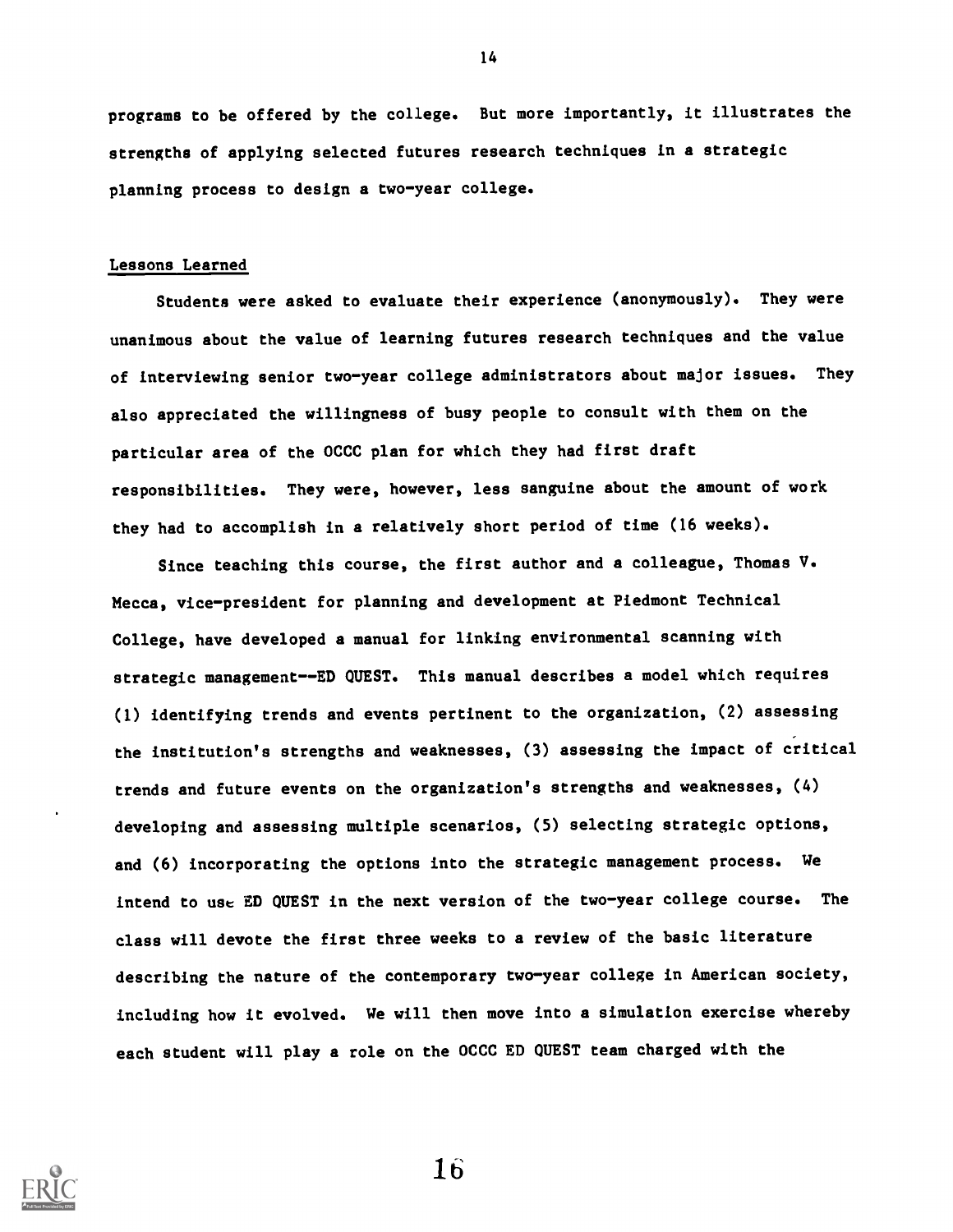programs to be offered by the college. But more importantly, it illustrates the strengths of applying selected futures research techniques in a strategic planning process to design a two-year college.

## Lessons Learned

Students were asked to evaluate their experience (anonymously). They were unanimous about the value of learning futures research techniques and the value of interviewing senior two-year college administrators about major issues. They also appreciated the willingness of busy people to consult with them on the particular area of the OCCC plan for which they had first draft responsibilities. They were, however, less sanguine about the amount of work they had to accomplish in a relatively short period of time (16 weeks).

Since teaching this course, the first author and a colleague, Thomas V. Mecca, vice-president for planning and development at Piedmont Technical College, have developed a manual for linking environmental scanning with strategic management--ED QUEST. This manual describes a model which requires (1) identifying trends and events pertinent to the organization, (2) assessing the institution's strengths and weaknesses, (3) assessing the impact of critical trends and future events on the organization's strengths and weaknesses, (4) developing and assessing multiple scenarios, (5) selecting strategic options, and (6) incorporating the options into the strategic management process. We intend to use ED QUEST in the next version of the two-year college course. The class will devote the first three weeks to a review of the basic literature describing the nature of the contemporary two-year college in American society, including how it evolved. We will then move into a simulation exercise whereby each student will play a role on the OCCC ED QUEST team charged with the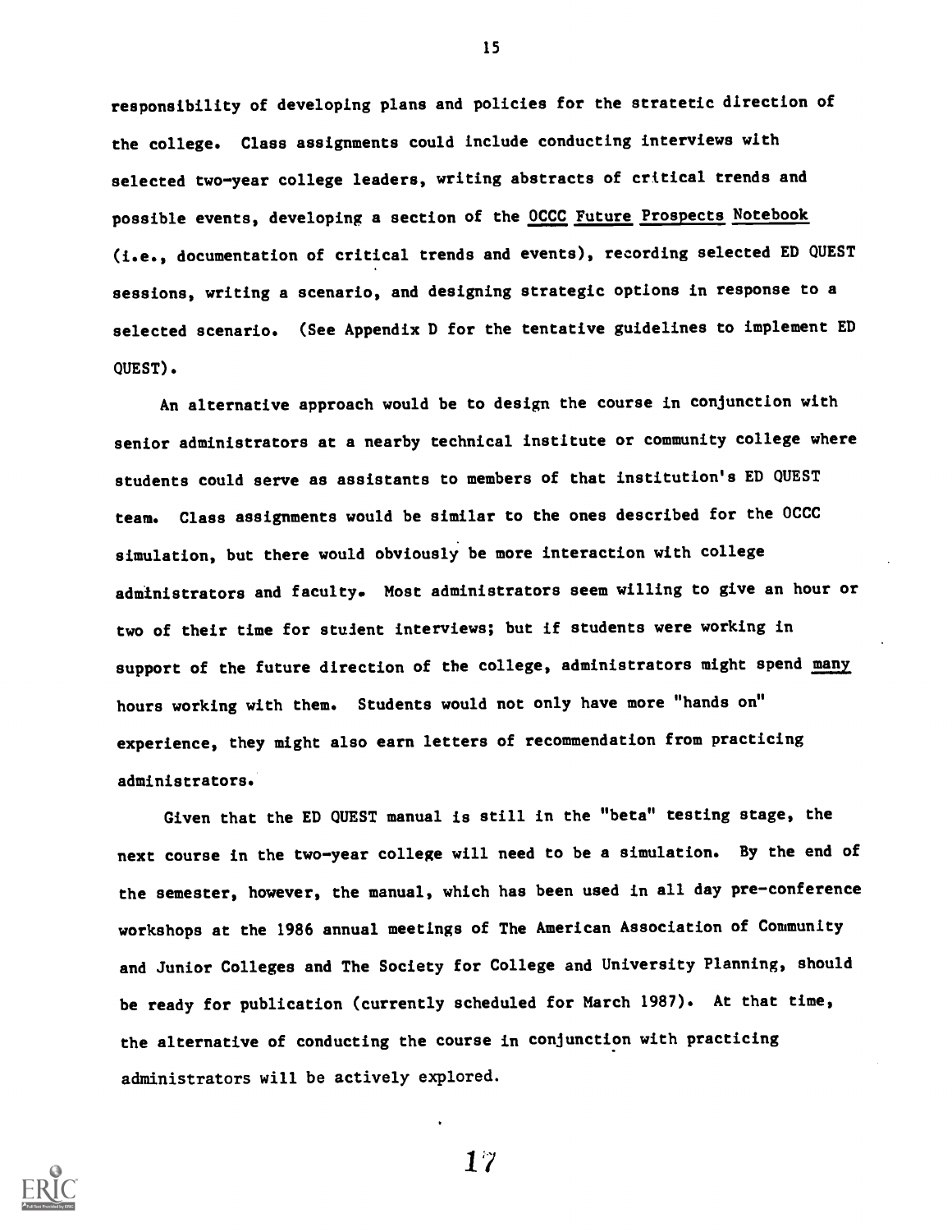responsibility of developing plans and policies for the stratetic direction of the college. Class assignments could include conducting interviews with selected two-year college leaders, writing abstracts of critical trends and possible events, developing a section of the OCCC Future Prospects Notebook (i.e., documentation of critical trends and events), recording selected ED QUEST sessions, writing a scenario, and designing strategic options in response to a selected scenario. (See Appendix D for the tentative guidelines to implement ED QUEST).

An alternative approach would be to design the course in conjunction with senior administrators at a nearby technical institute or community college where students could serve as assistants to members of that institution's ED QUEST team. Class assignments would be similar to the ones described for the OCCC simulation, but there would obviously be more interaction with college administrators and faculty. Most administrators seem willing to give an hour or two of their time for student interviews; but if students were working in support of the future direction of the college, administrators might spend many hours working with them. Students would not only have more "hands on" experience, they might also earn letters of recommendation from practicing administrators.

Given that the ED QUEST manual is still in the "beta" testing stage, the next course in the two-year college will need to be a simulation. By the end of the semester, however, the manual, which has been used in all day pre-conference workshops at the 1986 annual meetings of The American Association of Community and Junior Colleges and The Society for College and University Planning, should be ready for publication (currently scheduled for March 1987). At that time, the alternative of conducting the course in conjunction with practicing administrators will be actively explored.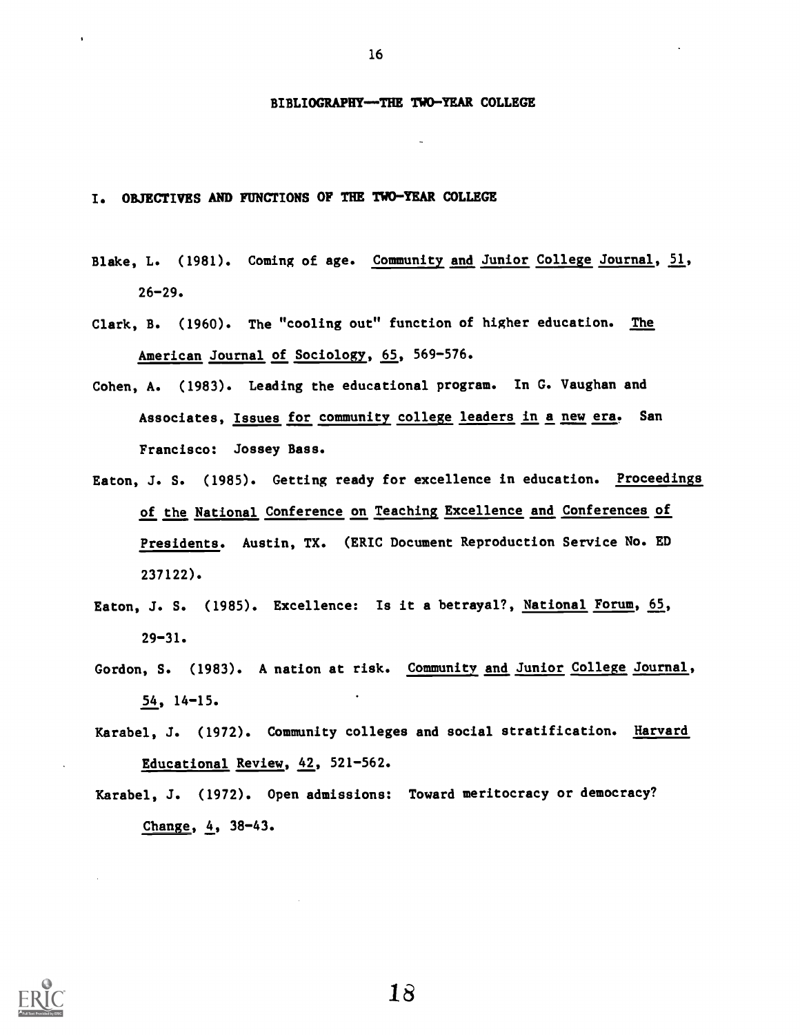# BIBLIOGRAPHY—THE TWO-YEAR COLLEGE

## I. OBJECTIVES AND FUNCTIONS OF THE TWO-YEAR COLLEGE

Blake, L. (1981). Coming of age. Community and Junior College Journal, 51, 26-29.

Clark, B. (1960). The "cooling out" function of higher education. The American Journal of Sociology, 65, 569-576.

Cohen, A. (1983). Leading the educational program. In G. Vaughan and Associates, Issues for community college leaders in a new era. San Francisco: Jossey Bass.

Eaton, J. S. (1985). Getting ready for excellence in education. Proceedings of the National Conference on Teaching Excellence and Conferences of Presidents. Austin, TX. (ERIC Document Reproduction Service No. ED 237122).

Eaton, J. S. (1985). Excellence: Is it a betrayal?, National Forum, 65, 29-31.

Gordon, S. (1983). A nation at risk. Community and Junior College Journal, 54, 14-15.

Karabel, J. (1972). Community colleges and social stratification. Harvard Educational Review, 42, 521-562.

Karabel, J. (1972). Open admissions: Toward meritocracy or democracy? Change, 4, 38-43.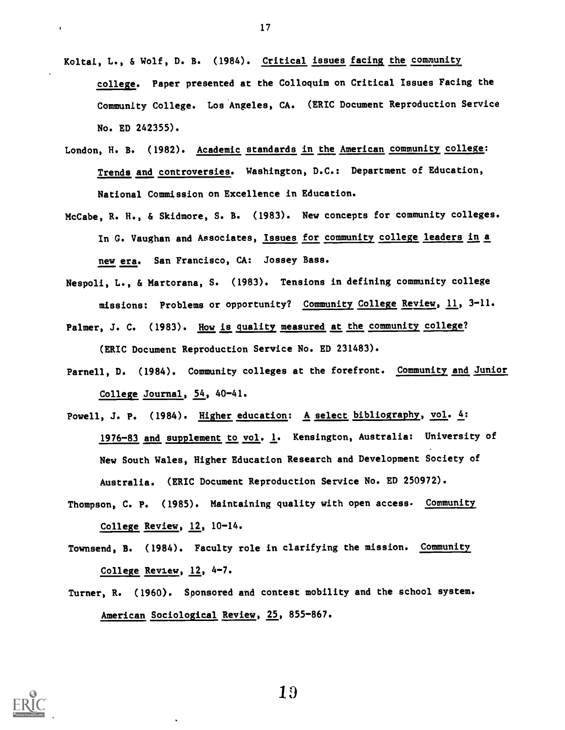Koltai, L., & Wolf, D. B. (1984). Critical issues facing the community college. Paper presented at the Colloquim on Critical Issues Facing the Community College. Los Angeles, CA. (ERIC Document Reproduction Service No. ED 242355).

London, H. B. (1982). Academic standards in the American community college: Trends and controversies. Washington, D.C.: Department of Education, National Commission on Excellence in Education.

McCabe, R. H., & Skidmore, S. B. (1983). New concepts for community colleges. In G. Vaughan and Associates, Issues for community college leaders in a new era. San Francisco, CA: Jossey Bass.

Nespoli, L., & Martorana, S. (1983). Tensions in defining community college missions: Problems or opportunity? Community College Review, 11, 3-11.

Palmer, J. C. (1983). How is quality measured at the community college? (ERIC Document Reproduction Service No. ED 231483).

Parnell, D. (1984). Community colleges at the forefront. Community and Junior College Journal, 54, 40-41.

Powell, J. P. (1984). Higher education: A select bibliography, vol. 4: 1976-83 and supplement to vol. 1. Kensington, Australia: University of New South Wales, Higher Education Research and Development Society of Australia. (ERIC Document Reproduction Service No. ED 250972).

Thompson, C. P. (1985). Maintaining quality with open access. Community College Review, 12, 10-14.

Townsend, B. (1984). Faculty role in clarifying the mission. Community College Review, 12, 4-7.

Turner, R. (1960). Sponsored and contest mobility and the school system. American Sociological Review, 25, 855-867.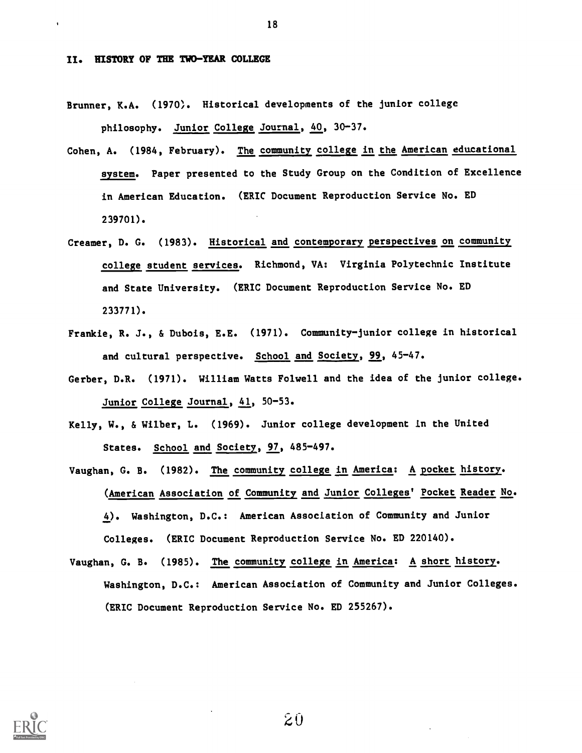## II. HISTORY OF THE TWO-YEAR COLLEGE

Brunner, K.A. (1970). Historical developments of the junior college philosophy. Junior College Journal, 40, 30-37.

Cohen, A. (1984, February). The community college in the American educational system. Paper presented to the Study Group on the Condition of Excellence in American Education. (ERIC Document Reproduction Service No. ED 239701).

Creamer, D. G. (1983). Historical and contemporary perspectives on community college student services. Richmond, VA: Virginia Polytechnic Institute and State University. (ERIC Document Reproduction Service No. ED 233771).

Frankie, R. J., & Dubois, E.E. (1971). Community-junior college in historical and cultural perspective. School and Society, 99, 45-47.

Gerber, D.R. (1971). William Watts Folwell and the idea of the junior college. Junior College Journal, 41, 50-53.

Kelly, W., & Wilber, L. (1969). Junior college development in the United States. School and Society, 97, 485-497.

Vaughan, G. B. (1982). The community college in America: A pocket history. (American Association of Community and Junior Colleges' Pocket Reader No. 4). Washington, D.C.: American Association of Community and Junior Colleges. (ERIC Document Reproduction Service No. ED 220140).

Vaughan, G. B. (1985). The community college in America: A short history. Washington, D.C.: American Association of Community and Junior Colleges. (ERIC Document Reproduction Service No. ED 255267).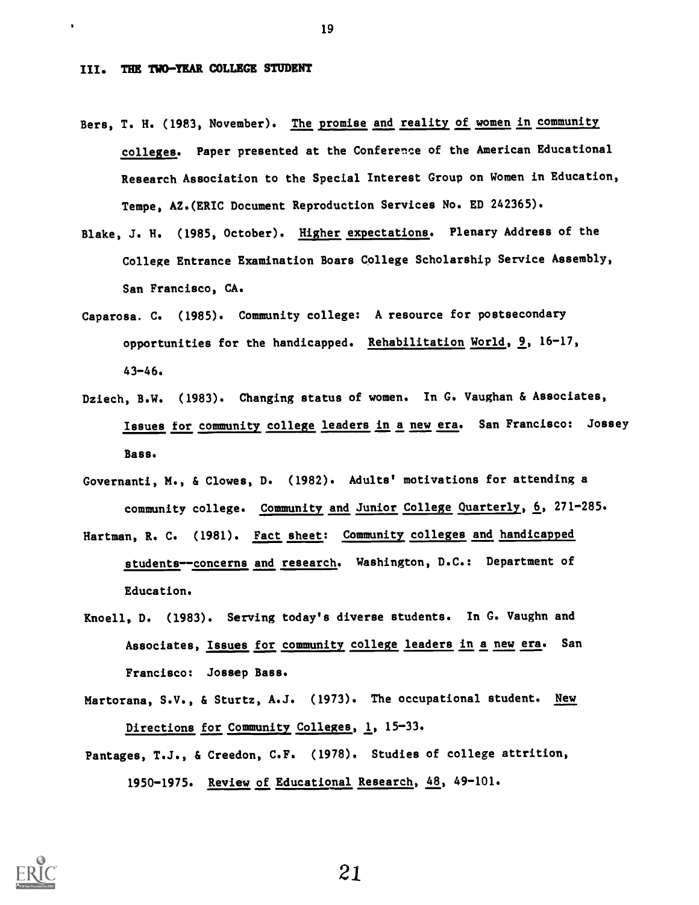## III. THE TWO-YEAR COLLEGE STUDENT

Bers, T. H. (1983, November). The promise and reality of women in community colleges. Paper presented at the Conference of the American Educational Research Association to the Special Interest Group on Women in Education, Tempe, AZ.(ERIC Document Reproduction Services No. ED 242365).

Blake, J. H. (1985, October). Higher expectations. Plenary Address of the College Entrance Examination Boars College Scholarship Service Assembly, San Francisco, CA.

Caparosa. C. (1985). Community college: A resource for postsecondary opportunities for the handicapped. Rehabilitation World, 9, 16-17, 43-46.

Dziech, B.W. (1983). Changing status of women. In G. Vaughan & Associates, Issues for community college leaders in a new era. San Francisco: Jossey Bass.

Governanti, M., & Clowes, D. (1982). Adults' motivations for attending a community college. Community and Junior College Quarterly, 6, 271-285.

Hartman, R. C. (1981). Fact sheet: Community colleges and handicapped students--concerns and research. Washington, D.C.: Department of Education.

Knoell, D. (1983). Serving today's diverse students. In G. Vaughn and Associates, Issues for community college leaders in a new era. San Francisco: Jossep Bass.

Martorana, S.V., & Sturtz, A.J. (1973). The occupational student. New Directions for Community Colleges, 1, 15-33.

Pantages, T.J., & Creedon, C.F. (1978). Studies of college attrition, 1950-1975. Review of Educational Research, 48, 49-101.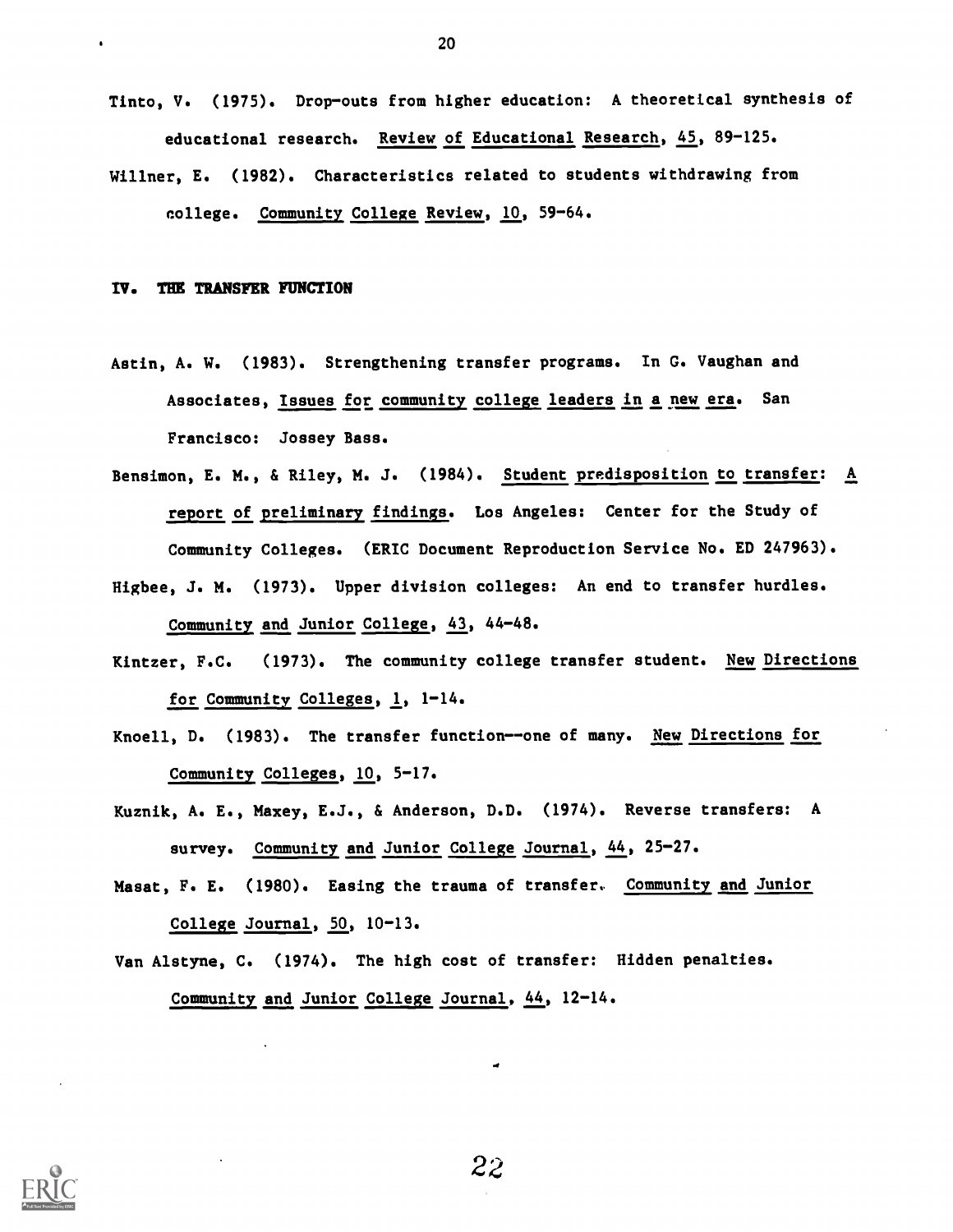Tinto, V. (1975). Drop-outs from higher education: A theoretical synthesis of educational research. *Review of Educational Research*, *45*, 89-125.

Willner, E. (1982). Characteristics related to students withdrawing from college. *Community College Review*, *10*, 59-64.

## IV. THE TRANSFER FUNCTION

Astin, A. W. (1983). Strengthening transfer programs. In G. Vaughan and Associates, *Issues for community college leaders in a new era*. San Francisco: Jossey Bass.

Bensimon, E. M., & Riley, M. J. (1984). *Student predisposition to transfer: A report of preliminary findings*. Los Angeles: Center for the Study of Community Colleges. (ERIC Document Reproduction Service No. ED 247963).

Higbee, J. M. (1973). Upper division colleges: An end to transfer hurdles. *Community and Junior College*, *43*, 44-48.

Kintzer, F.C. (1973). The community college transfer student. *New Directions for Community Colleges*, *1*, 1-14.

Knoell, D. (1983). The transfer function--one of many. *New Directions for Community Colleges*, *10*, 5-17.

Kuznik, A. E., Maxey, E.J., & Anderson, D.D. (1974). Reverse transfers: A survey. *Community and Junior College Journal*, *44*, 25-27.

Masat, F. E. (1980). Easing the trauma of transfer. *Community and Junior College Journal*, *50*, 10-13.

Van Alstyne, C. (1974). The high cost of transfer: Hidden penalties. *Community and Junior College Journal*, *44*, 12-14.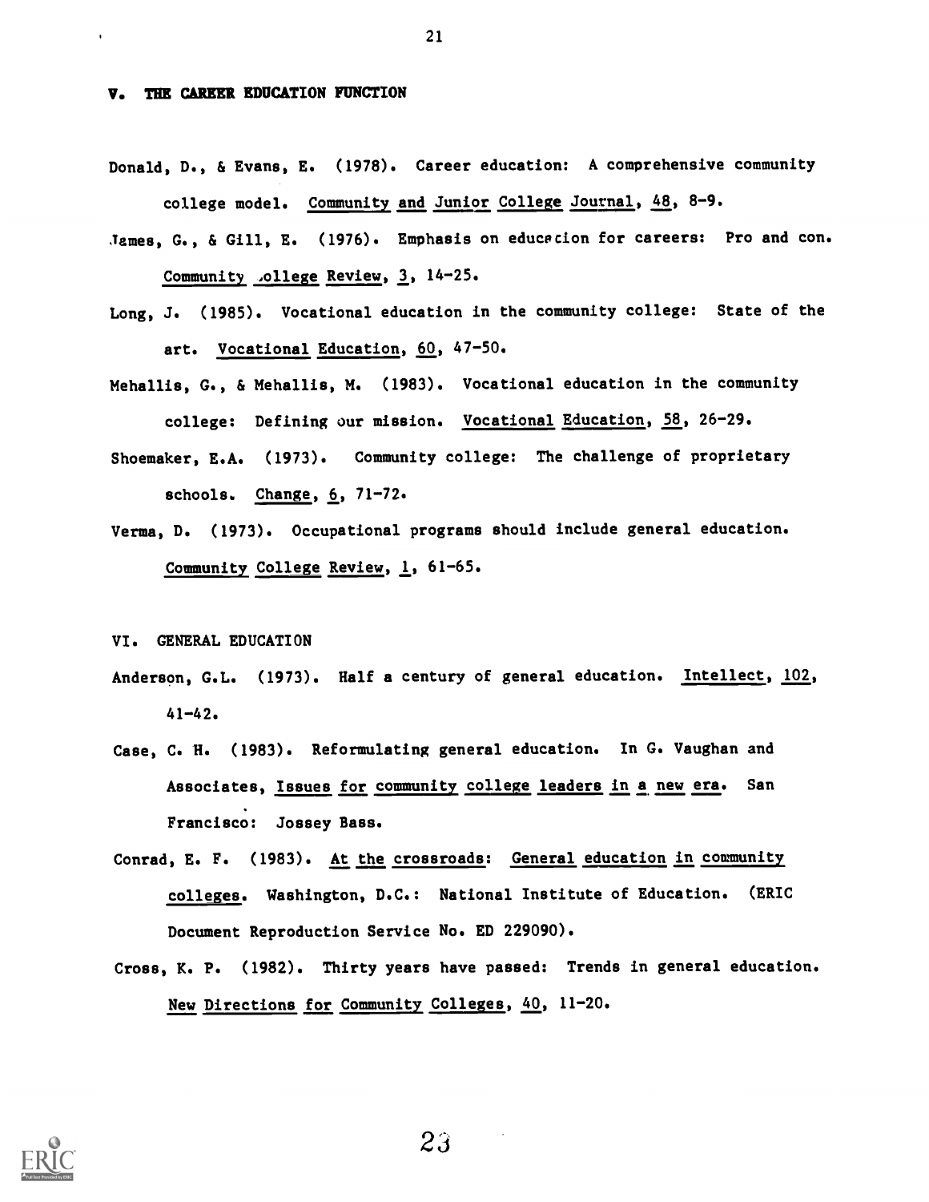## V. THE CAREER EDUCATION FUNCTION

Donald, D., & Evans, E. (1978). Career education: A comprehensive community college model. Community and Junior College Journal, 48, 8-9.

James, G., & Gill, E. (1976). Emphasis on educacion for careers: Pro and con. Community .ollege Review, 3, 14-25.

Long, J. (1985). Vocational education in the community college: State of the art. Vocational Education, 60, 47-50.

Mehallis, G., & Mehallis, M. (1983). Vocational education in the community college: Defining our mission. Vocational Education, 58, 26-29.

Shoemaker, E.A. (1973). Community college: The challenge of proprietary schools. Change, 6, 71-72.

Verma, D. (1973). Occupational programs should include general education. Community College Review, 1, 61-65.

## VI. GENERAL EDUCATION

Anderson, G.L. (1973). Half a century of general education. Intellect, 102, 41-42.

Case, C. H. (1983). Reformulating general education. In G. Vaughan and Associates, Issues for community college leaders in a new era. San Francisco: Jossey Bass.

Conrad, E. F. (1983). At the crossroads: General education in community colleges. Washington, D.C.: National Institute of Education. (ERIC Document Reproduction Service No. ED 229090).

Cross, K. P. (1982). Thirty years have passed: Trends in general education. New Directions for Community Colleges, 40, 11-20.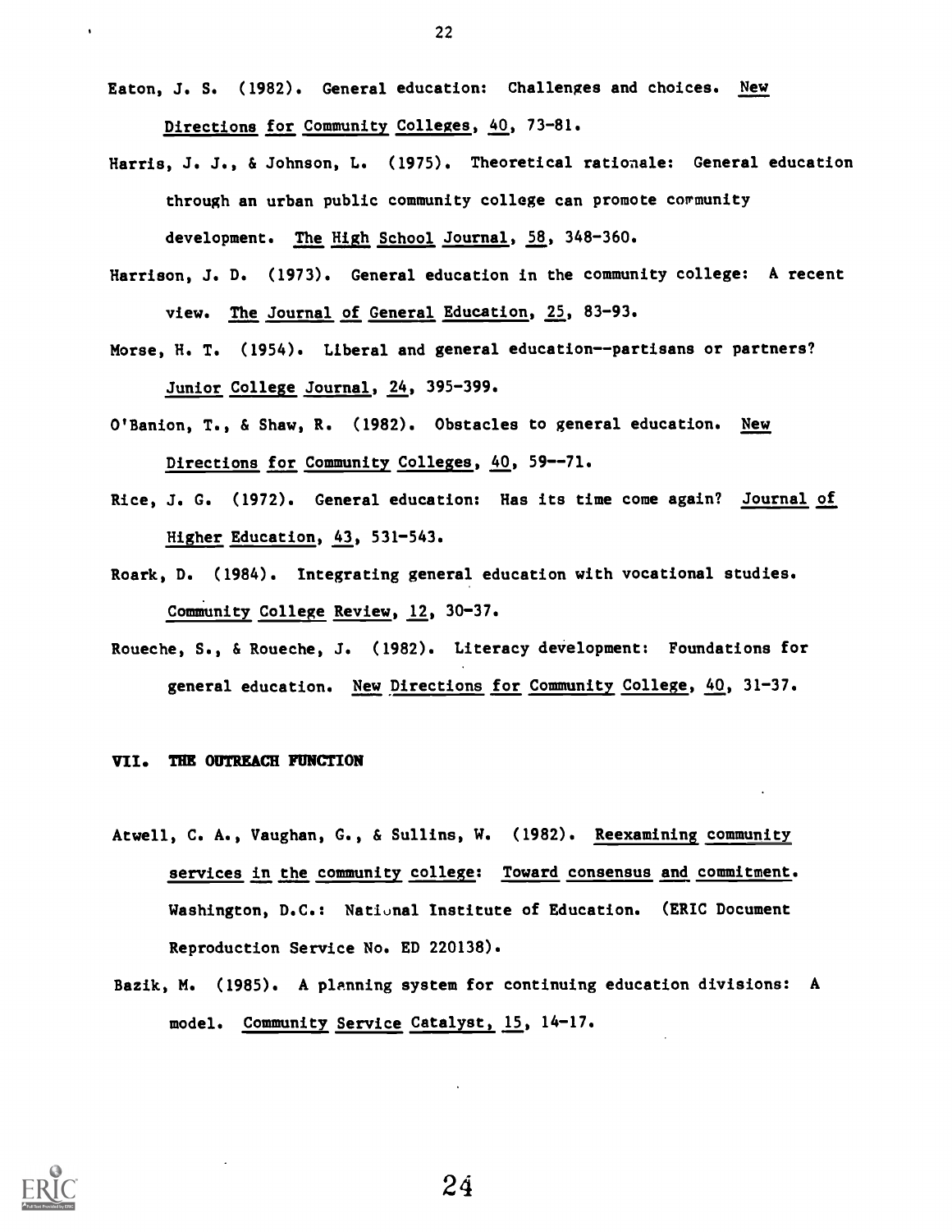Eaton, J. S. (1982). General education: Challenges and choices. New Directions for Community Colleges, 40, 73-81.

Harris, J. J., & Johnson, L. (1975). Theoretical rationale: General education through an urban public community college can promote community development. The High School Journal, 58, 348-360.

Harrison, J. D. (1973). General education in the community college: A recent view. The Journal of General Education, 25, 83-93.

Morse, H. T. (1954). Liberal and general education--partisans or partners? Junior College Journal, 24, 395-399.

O'Banion, T., & Shaw, R. (1982). Obstacles to general education. New Directions for Community Colleges, 40, 59--71.

Rice, J. G. (1972). General education: Has its time come again? Journal of Higher Education, 43, 531-543.

Roark, D. (1984). Integrating general education with vocational studies. Community College Review, 12, 30-37.

Roueche, S., & Roueche, J. (1982). Literacy development: Foundations for general education. New Directions for Community College, 40, 31-37.

## VII. THE OUTREACH FUNCTION

Atwell, C. A., Vaughan, G., & Sullins, W. (1982). Reexamining community services in the community college: Toward consensus and commitment. Washington, D.C.: National Institute of Education. (ERIC Document Reproduction Service No. ED 220138).

Bazik, M. (1985). A planning system for continuing education divisions: A model. Community Service Catalyst, 15, 14-17.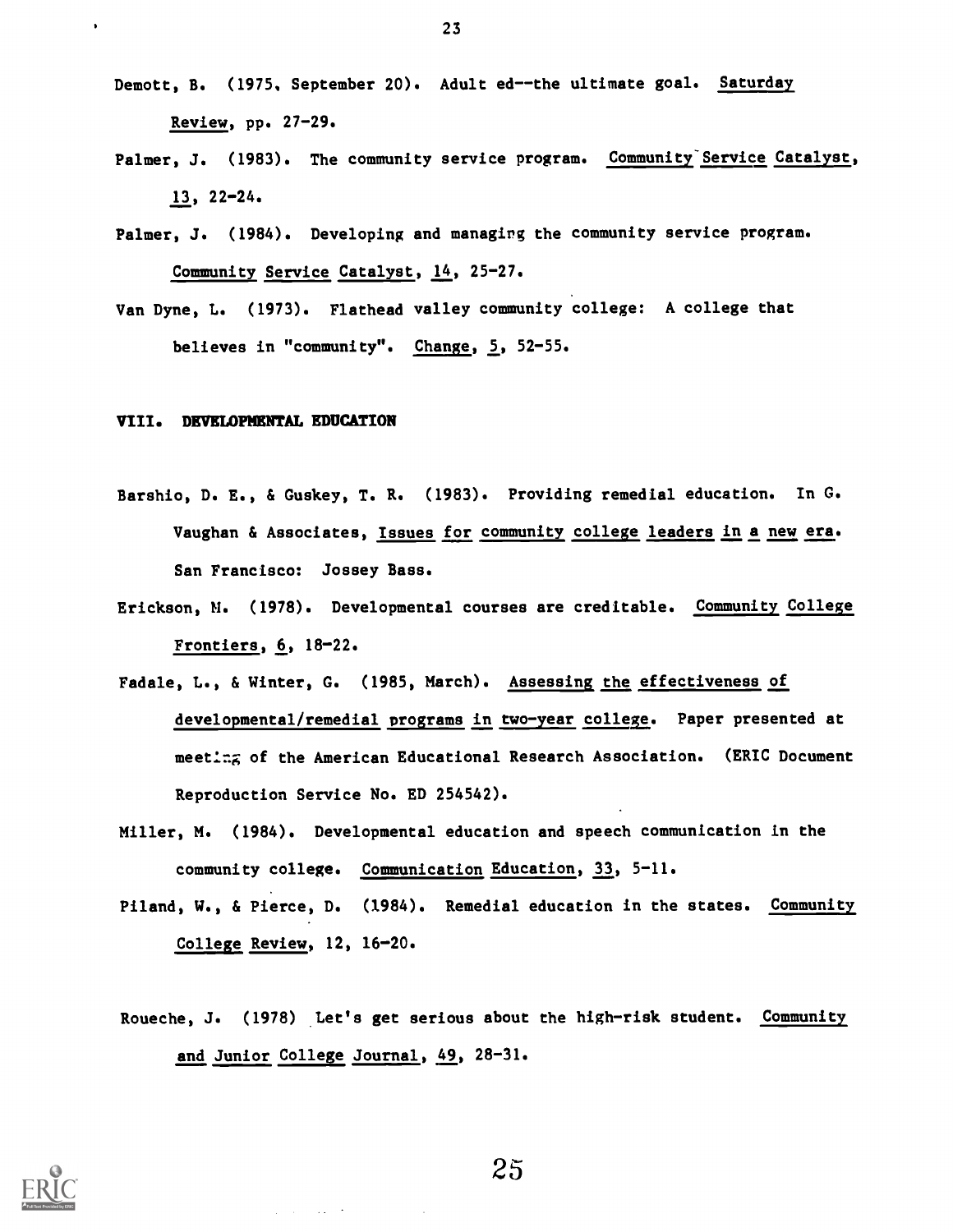Demott, B. (1975, September 20). Adult ed--the ultimate goal. Saturday Review, pp. 27-29.

Palmer, J. (1983). The community service program. Community Service Catalyst, 13, 22-24.

Palmer, J. (1984). Developing and managing the community service program. Community Service Catalyst, 14, 25-27.

Van Dyne, L. (1973). Flathead valley community college: A college that believes in "community". Change, 5, 52-55.

## VIII. DEVELOPMENTAL EDUCATION

Barshio, D. E., & Guskey, T. R. (1983). Providing remedial education. In G. Vaughan & Associates, Issues for community college leaders in a new era. San Francisco: Jossey Bass.

Erickson, M. (1978). Developmental courses are creditable. Community College Frontiers, 6, 18-22.

Fadale, L., & Winter, G. (1985, March). Assessing the effectiveness of developmental/remedial programs in two-year college. Paper presented at meeting of the American Educational Research Association. (ERIC Document Reproduction Service No. ED 254542).

Miller, M. (1984). Developmental education and speech communication in the community college. Communication Education, 33, 5-11.

Piland, W., & Pierce, D. (1984). Remedial education in the states. Community College Review, 12, 16-20.

Roueche, J. (1978) Let's get serious about the high-risk student. Community and Junior College Journal, 49, 28-31.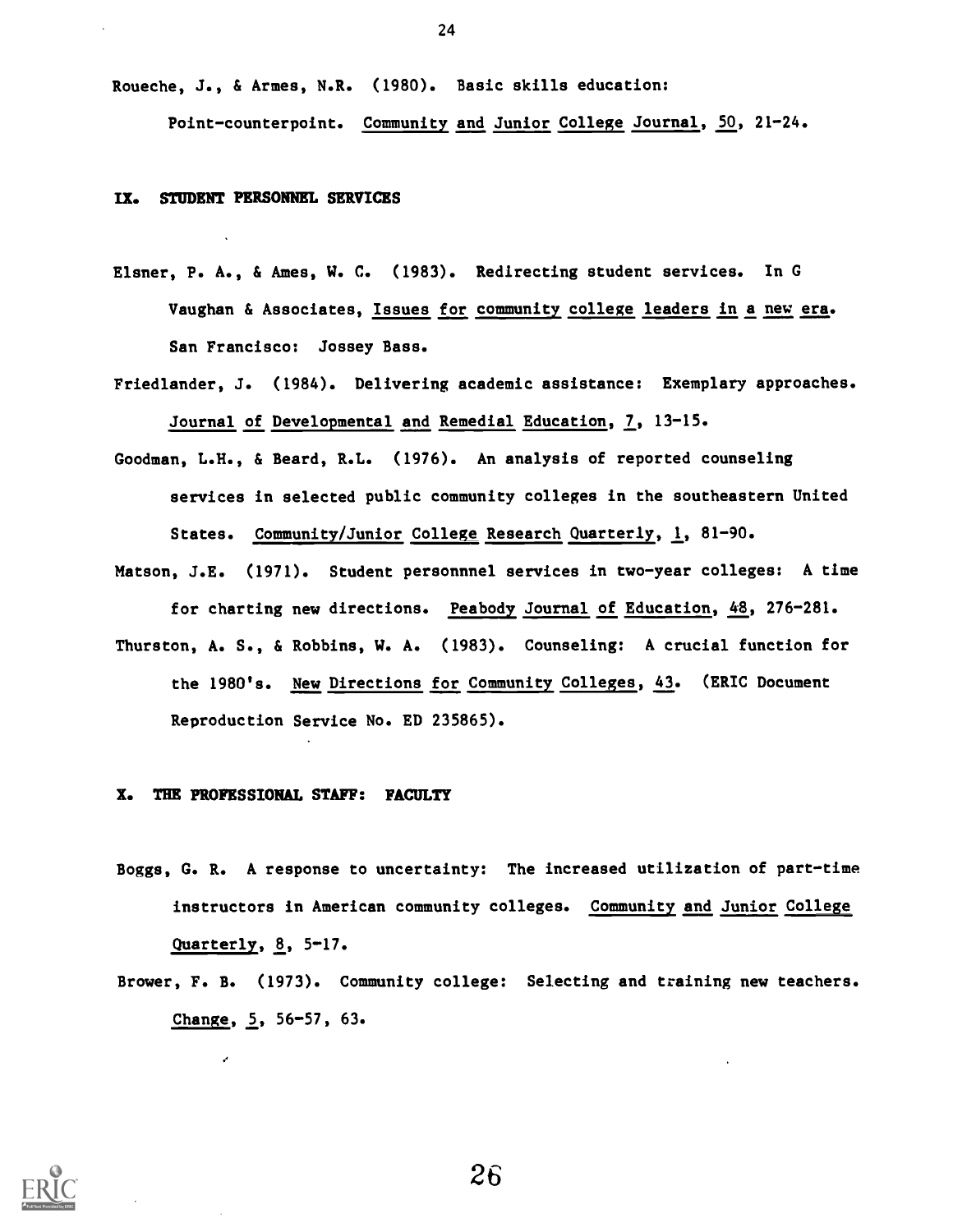Roueche, J., & Armes, N.R. (1980). Basic skills education: Point-counterpoint. Community and Junior College Journal, 50, 21-24.

## IX. STUDENT PERSONNEL SERVICES

Elsner, P. A., & Ames, W. C. (1983). Redirecting student services. In G Vaughan & Associates, Issues for community college leaders in a new era. San Francisco: Jossey Bass.

Friedlander, J. (1984). Delivering academic assistance: Exemplary approaches. Journal of Developmental and Remedial Education, 7, 13-15.

Goodman, L.H., & Beard, R.L. (1976). An analysis of reported counseling services in selected public community colleges in the southeastern United States. Community/Junior College Research Quarterly, 1, 81-90.

Matson, J.E. (1971). Student personnnel services in two-year colleges: A time for charting new directions. Peabody Journal of Education, 48, 276-281.

Thurston, A. S., & Robbins, W. A. (1983). Counseling: A crucial function for the 1980's. New Directions for Community Colleges, 43. (ERIC Document Reproduction Service No. ED 235865).

## X. THE PROFESSIONAL STAFF: FACULTY

Boggs, G. R. A response to uncertainty: The increased utilization of part-time instructors in American community colleges. Community and Junior College Quarterly, 8, 5-17.

Brower, F. B. (1973). Community college: Selecting and training new teachers. Change, 5, 56-57, 63.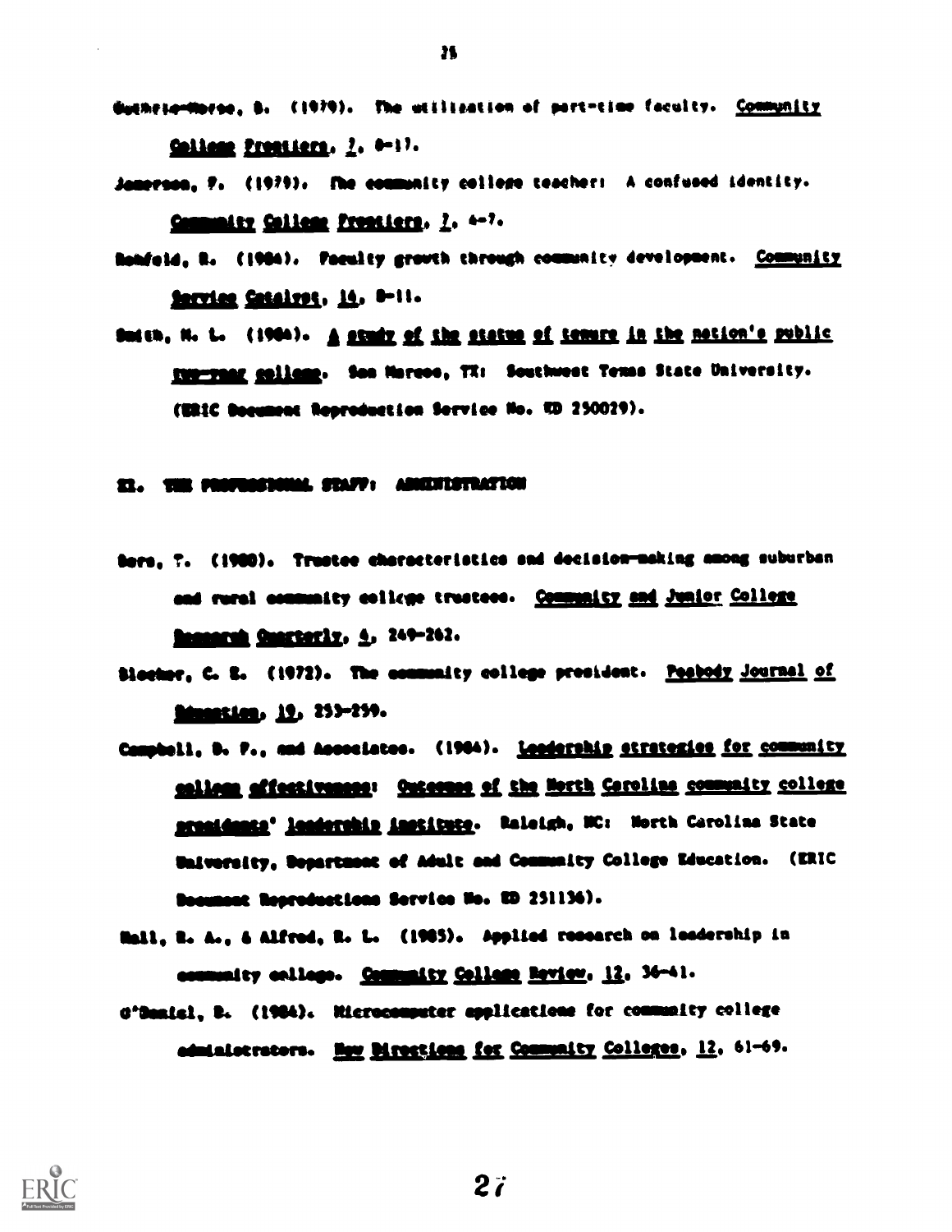Guthrie-Morse, B. (1979). The utilization of part-time faculty. *Community College Frontiers*, *7*, 8-17.

Jamerson, F. (1979). The community college teacher: A confused identity. *Community College Frontiers*, *7*, 4-7.

Rohfeld, R. (1984). Faculty growth through community development. *Community Service Catalyst*, *14*, 8-11.

Smith, M. L. (1984). *A study of the status of tenure in the nation's public two-year colleges*. San Marcos, TX: Southwest Texas State University. (ERIC Document Reproduction Service No. ED 250029).

## II. THE PROFESSIONAL STAFF: ADMINISTRATION

Bers, T. (1980). Trustee characteristics and decision-making among suburban and rural community college trustees. *Community and Junior College Research Quarterly*, *4*, 249-262.

Blocker, C. E. (1972). The community college president. *Peabody Journal of Education*, *19*, 253-259.

Campbell, D. F., and Associates. (1984). *Leadership strategies for community college effectiveness: Outcomes of the North Carolina community college presidents' leadership institute*. Raleigh, NC: North Carolina State University, Department of Adult and Community College Education. (ERIC Document Reproductions Service No. ED 251136).

Hall, R. A., & Alfred, R. L. (1985). Applied research on leadership in community college. *Community College Review*, *12*, 36-41.

O'Daniel, D. (1984). Microcomputer applications for community college administrators. *New Directions for Community Colleges*, *12*, 61-69.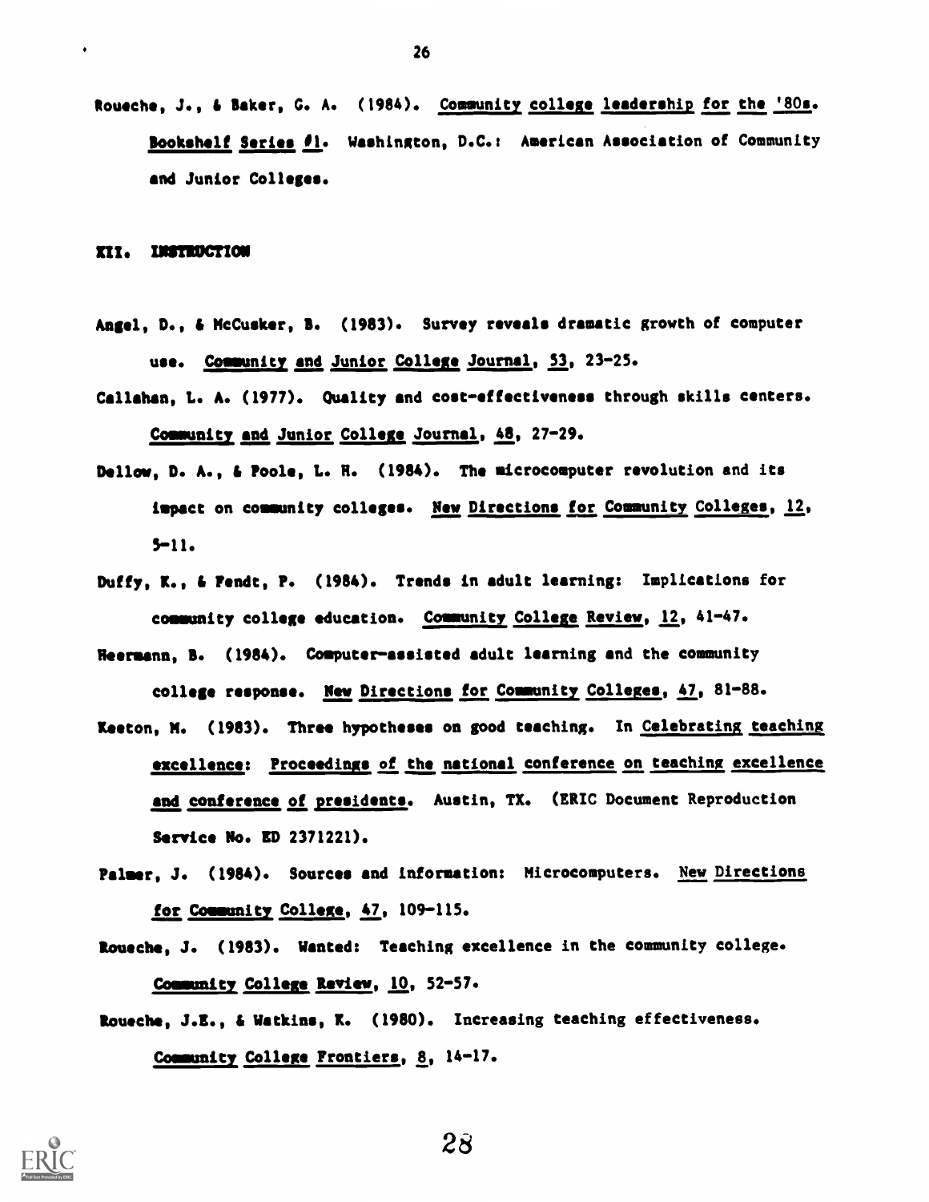Roueche, J., & Baker, G. A. (1984). Community college leadership for the '80s. Bookshelf Series #1. Washington, D.C.: American Association of Community and Junior Colleges.

## XII. INSTRUCTION

Angel, D., & McCusker, B. (1983). Survey reveals dramatic growth of computer use. Community and Junior College Journal, 53, 23-25.

Callahan, L. A. (1977). Quality and cost-effectiveness through skills centers. Community and Junior College Journal, 48, 27-29.

Dellow, D. A., & Poole, L. H. (1984). The microcomputer revolution and its impact on community colleges. New Directions for Community Colleges, 12, 5-11.

Duffy, K., & Fendt, P. (1984). Trends in adult learning: Implications for community college education. Community College Review, 12, 41-47.

Heermann, B. (1984). Computer-assisted adult learning and the community college response. New Directions for Community Colleges, 47, 81-88.

Keeton, M. (1983). Three hypotheses on good teaching. In Celebrating teaching excellence: Proceedings of the national conference on teaching excellence and conference of presidents. Austin, TX. (ERIC Document Reproduction Service No. ED 2371221).

Palmer, J. (1984). Sources and information: Microcomputers. New Directions for Community College, 47, 109-115.

Roueche, J. (1983). Wanted: Teaching excellence in the community college. Community College Review, 10, 52-57.

Roueche, J.E., & Watkins, K. (1980). Increasing teaching effectiveness. Community College Frontiers, 8, 14-17.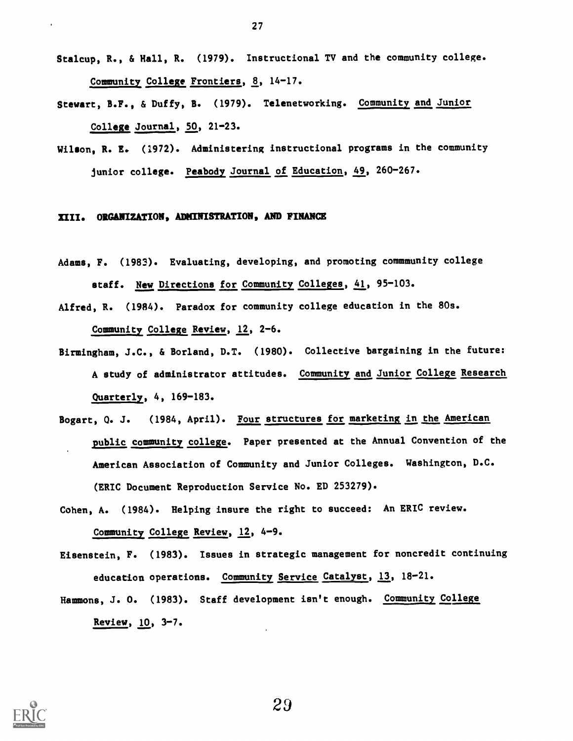Stalcup, R., & Hall, R. (1979). Instructional TV and the community college. Community College Frontiers, 8, 14-17.

Stewart, B.F., & Duffy, B. (1979). Telenetworking. Community and Junior College Journal, 50, 21-23.

Wilson, R. E. (1972). Administering instructional programs in the community junior college. Peabody Journal of Education, 49, 260-267.

## XIII. ORGANIZATION, ADMINISTRATION, AND FINANCE

Adams, F. (1983). Evaluating, developing, and promoting commmunity college staff. New Directions for Community Colleges, 41, 95-103.

Alfred, R. (1984). Paradox for community college education in the 80s. Community College Review, 12, 2-6.

Birmingham, J.C., & Borland, D.T. (1980). Collective bargaining in the future: A study of administrator attitudes. Community and Junior College Research Quarterly, 4, 169-183.

Bogart, Q. J. (1984, April). Four structures for marketing in the American public community college. Paper presented at the Annual Convention of the American Association of Community and Junior Colleges. Washington, D.C. (ERIC Document Reproduction Service No. ED 253279).

Cohen, A. (1984). Helping insure the right to succeed: An ERIC review. Community College Review, 12, 4-9.

Eisenstein, F. (1983). Issues in strategic management for noncredit continuing education operations. Community Service Catalyst, 13, 18-21.

Hammons, J. O. (1983). Staff development isn't enough. Community College Review, 10, 3-7.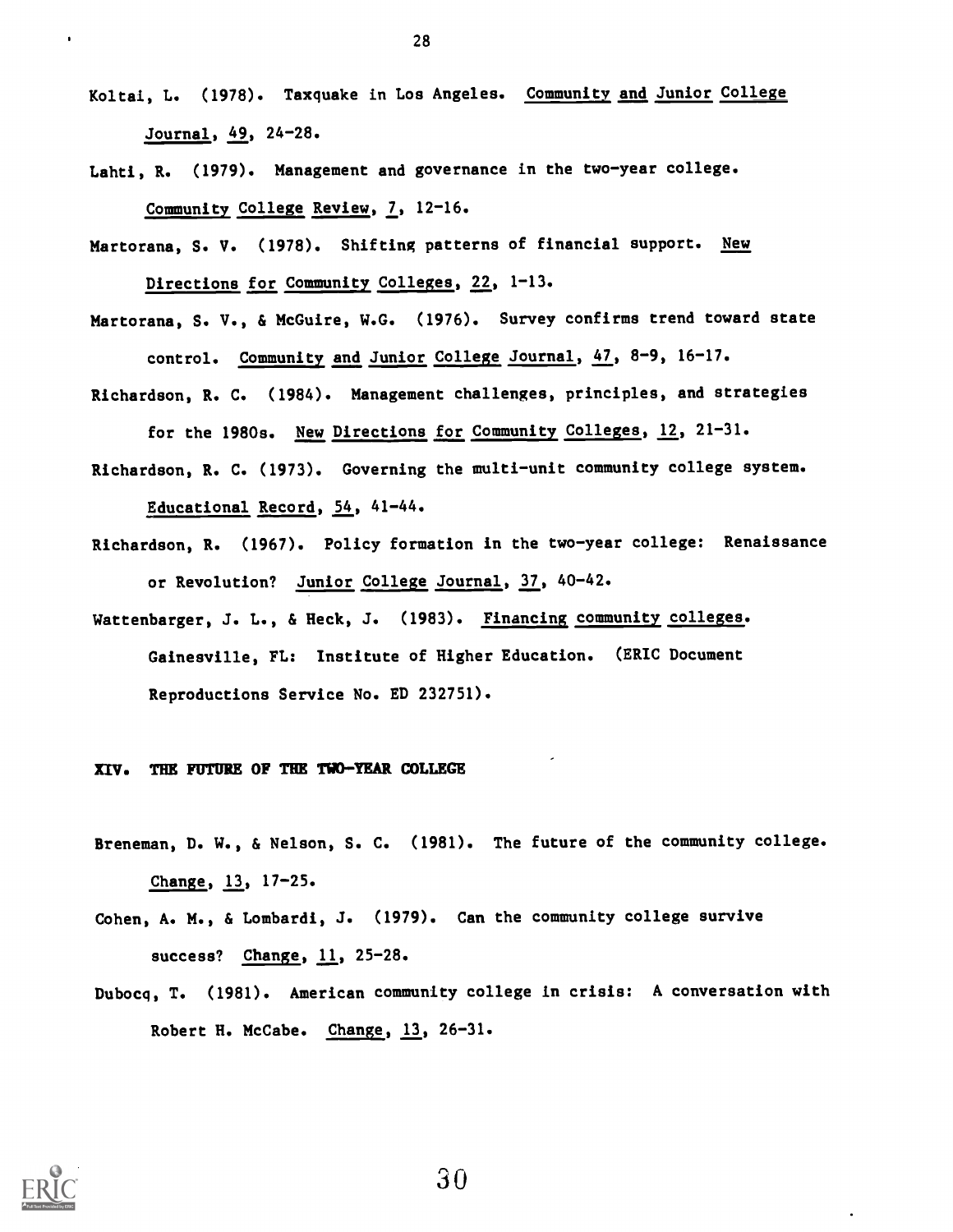Koltai, L. (1978). Taxquake in Los Angeles. Community and Junior College Journal, 49, 24-28.

Lahti, R. (1979). Management and governance in the two-year college. Community College Review, 7, 12-16.

Martorana, S. V. (1978). Shifting patterns of financial support. New Directions for Community Colleges, 22, 1-13.

Martorana, S. V., & McGuire, W.G. (1976). Survey confirms trend toward state control. Community and Junior College Journal, 47, 8-9, 16-17.

Richardson, R. C. (1984). Management challenges, principles, and strategies for the 1980s. New Directions for Community Colleges, 12, 21-31.

Richardson, R. C. (1973). Governing the multi-unit community college system. Educational Record, 54, 41-44.

Richardson, R. (1967). Policy formation in the two-year college: Renaissance or Revolution? Junior College Journal, 37, 40-42.

Wattenbarger, J. L., & Heck, J. (1983). Financing community colleges. Gainesville, FL: Institute of Higher Education. (ERIC Document Reproductions Service No. ED 232751).

## XIV. THE FUTURE OF THE TWO-YEAR COLLEGE

Breneman, D. W., & Nelson, S. C. (1981). The future of the community college. Change, 13, 17-25.

Cohen, A. M., & Lombardi, J. (1979). Can the community college survive success? Change, 11, 25-28.

Dubocq, T. (1981). American community college in crisis: A conversation with Robert H. McCabe. Change, 13, 26-31.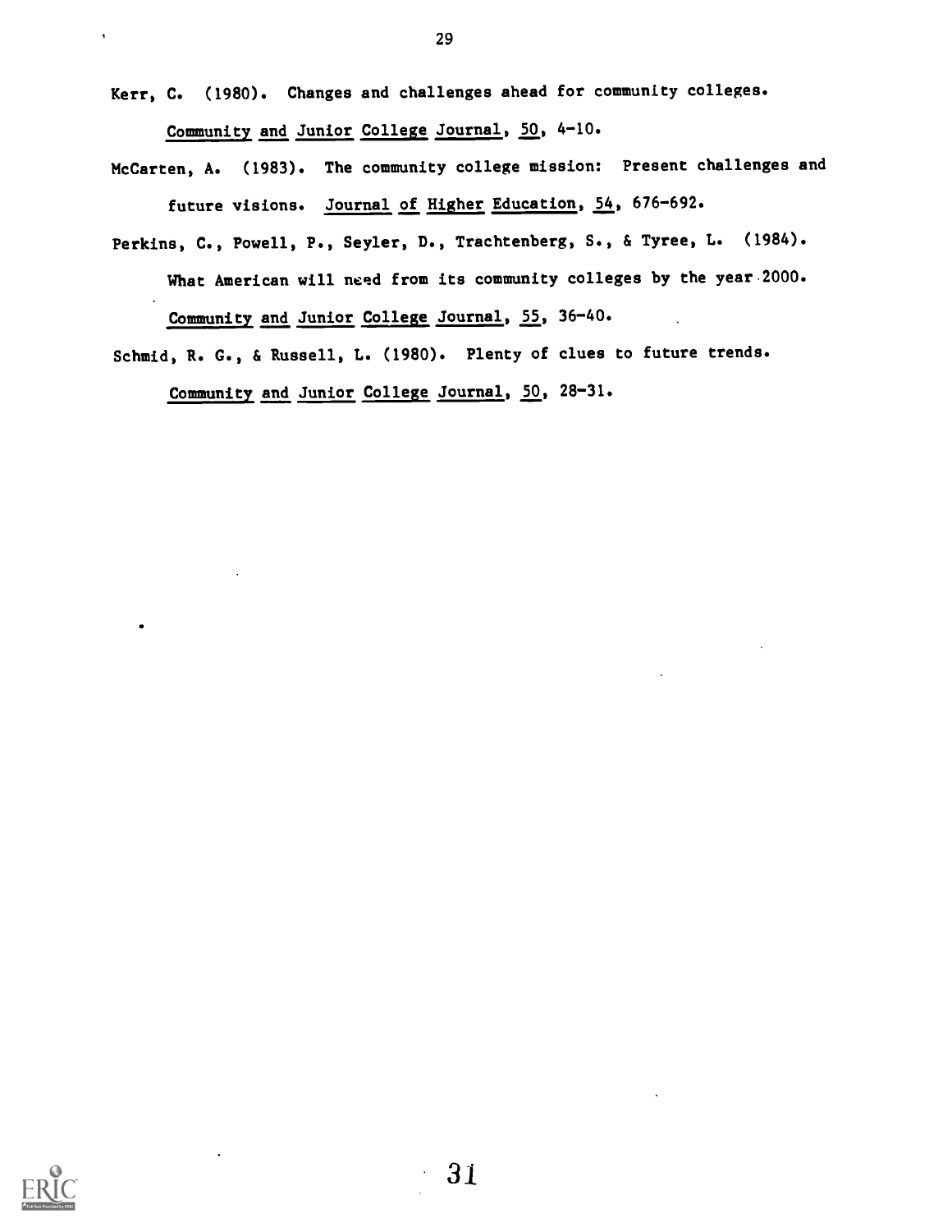Kerr, C. (1980). Changes and challenges ahead for community colleges. Community and Junior College Journal, 50, 4-10.

McCarten, A. (1983). The community college mission: Present challenges and future visions. Journal of Higher Education, 54, 676-692.

Perkins, C., Powell, P., Seyler, D., Trachtenberg, S., & Tyree, L. (1984). What American will need from its community colleges by the year 2000. Community and Junior College Journal, 55, 36-40.

Schmid, R. G., & Russell, L. (1980). Plenty of clues to future trends. Community and Junior College Journal, 50, 28-31.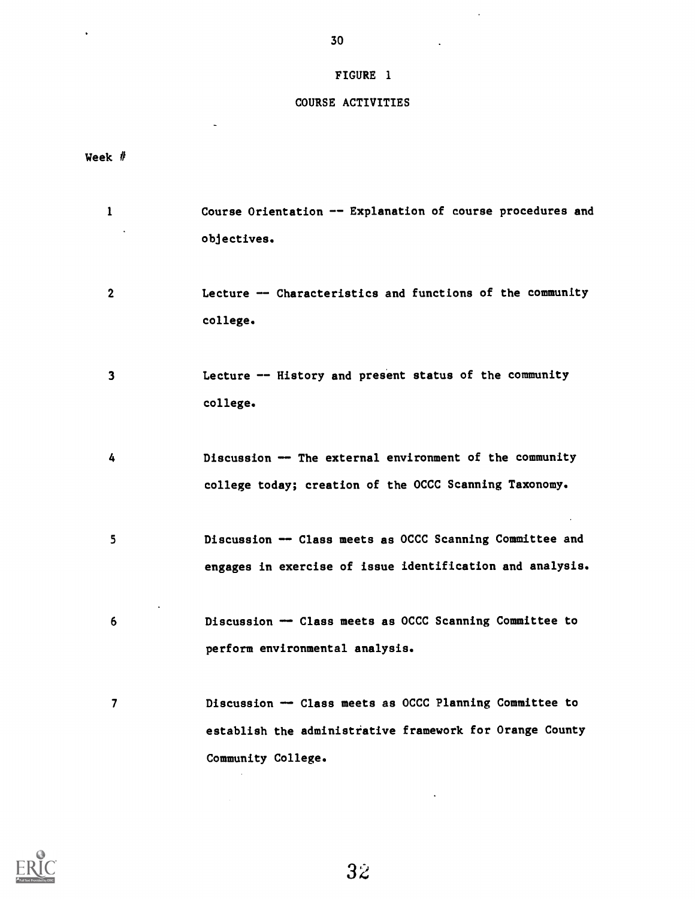FIGURE 1

COURSE ACTIVITIES

| Week # | |
|---|---|
| 1 | Course Orientation -- Explanation of course procedures and objectives. |
| 2 | Lecture -- Characteristics and functions of the community college. |
| 3 | Lecture -- History and present status of the community college. |
| 4 | Discussion -- The external environment of the community college today; creation of the OCCC Scanning Taxonomy. |
| 5 | Discussion -- Class meets as OCCC Scanning Committee and engages in exercise of issue identification and analysis. |
| 6 | Discussion -- Class meets as OCCC Scanning Committee to perform environmental analysis. |
| 7 | Discussion -- Class meets as OCCC Planning Committee to establish the administrative framework for Orange County Community College. |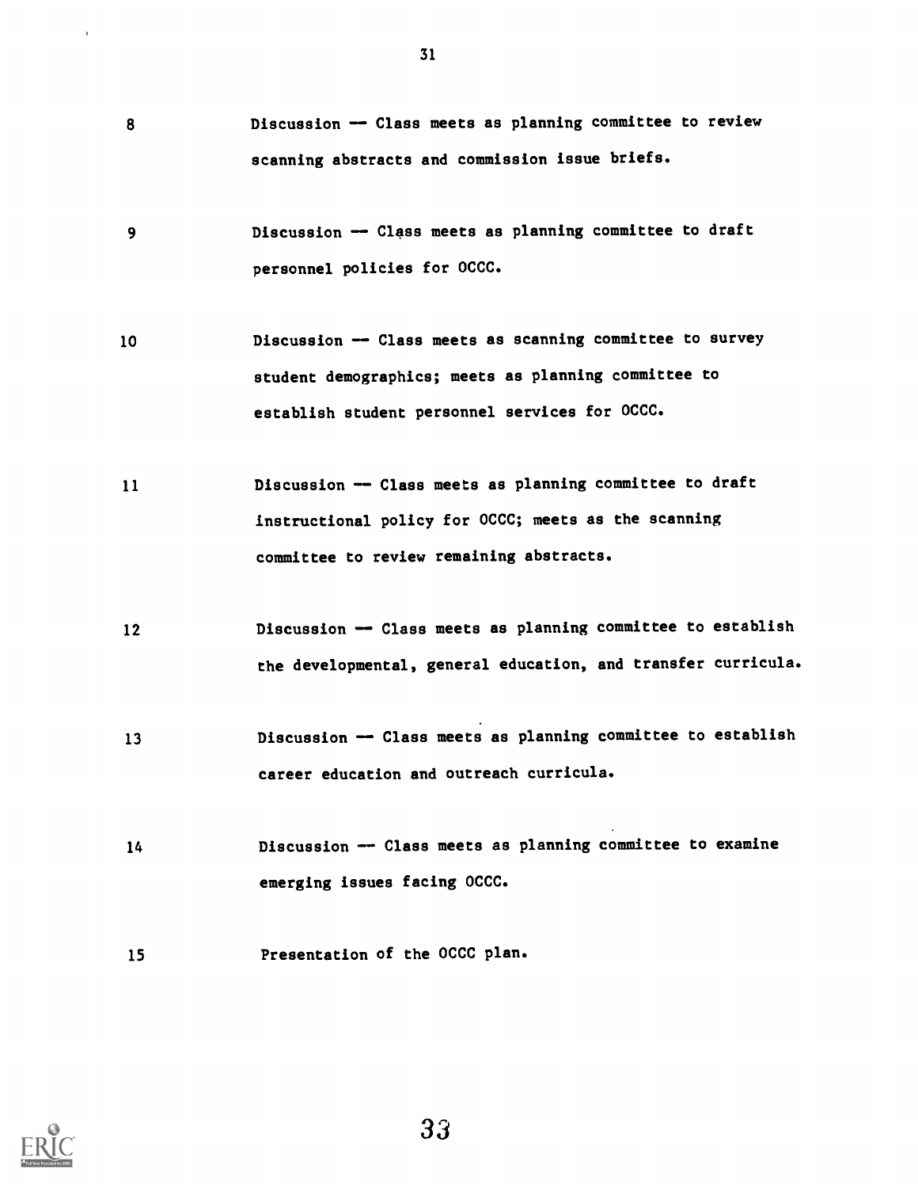| | |
|---|---|
| 8 | Discussion — Class meets as planning committee to review scanning abstracts and commission issue briefs. |
| 9 | Discussion — Class meets as planning committee to draft personnel policies for OCCC. |
| 10 | Discussion — Class meets as scanning committee to survey student demographics; meets as planning committee to establish student personnel services for OCCC. |
| 11 | Discussion — Class meets as planning committee to draft instructional policy for OCCC; meets as the scanning committee to review remaining abstracts. |
| 12 | Discussion — Class meets as planning committee to establish the developmental, general education, and transfer curricula. |
| 13 | Discussion — Class meets as planning committee to establish career education and outreach curricula. |
| 14 | Discussion — Class meets as planning committee to examine emerging issues facing OCCC. |
| 15 | Presentation of the OCCC plan. |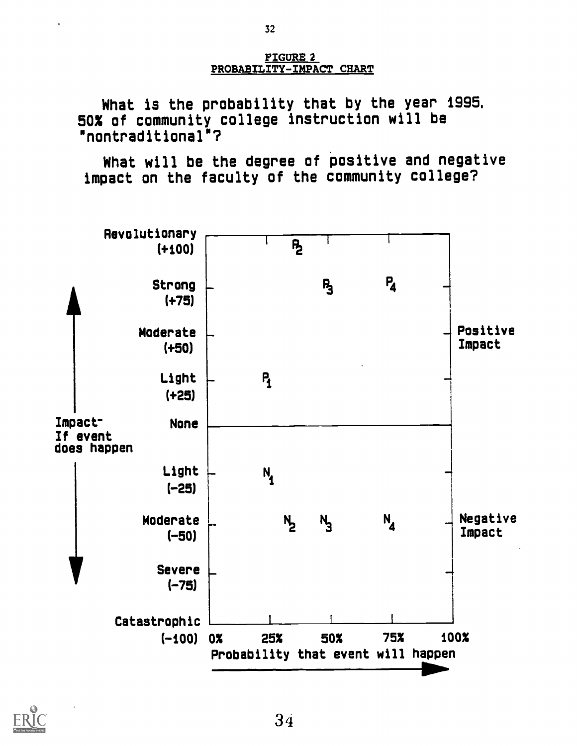**FIGURE 2**
**PROBABILITY-IMPACT CHART**

What is the probability that by the year 1995, 50% of community college instruction will be "nontraditional"?

What will be the degree of positive and negative impact on the faculty of the community college?

Impact- If event does happen

| Impact | 0% | 25% | 50% | 75% | 100% |
|---|---|---|---|---|---|
| Revolutionary (+100) | | | | | |
| Strong (+75) | | | | | |
| Moderate (+50) | | | | | |
| Light (+25) | | | | | |
| None | | | | | |
| Light (-25) | | | | | |
| Moderate (-50) | | | | | |
| Severe (-75) | | | | | |
| Catastrophic (-100) | | | | | |

Plotted points (positive impact): $P_1$ (≈25%, Light +25); $P_2$ (≈35%, Revolutionary +100); $P_3$ (≈50%, Strong +75); $P_4$ (≈75%, Strong +75)

Plotted points (negative impact): $N_1$ (≈25%, Light -25); $N_2$ (≈35%, Moderate -50); $N_3$ (≈50%, Moderate -50); $N_4$ (≈75%, Moderate -50)

Positive Impact

Negative Impact

Probability that event will happen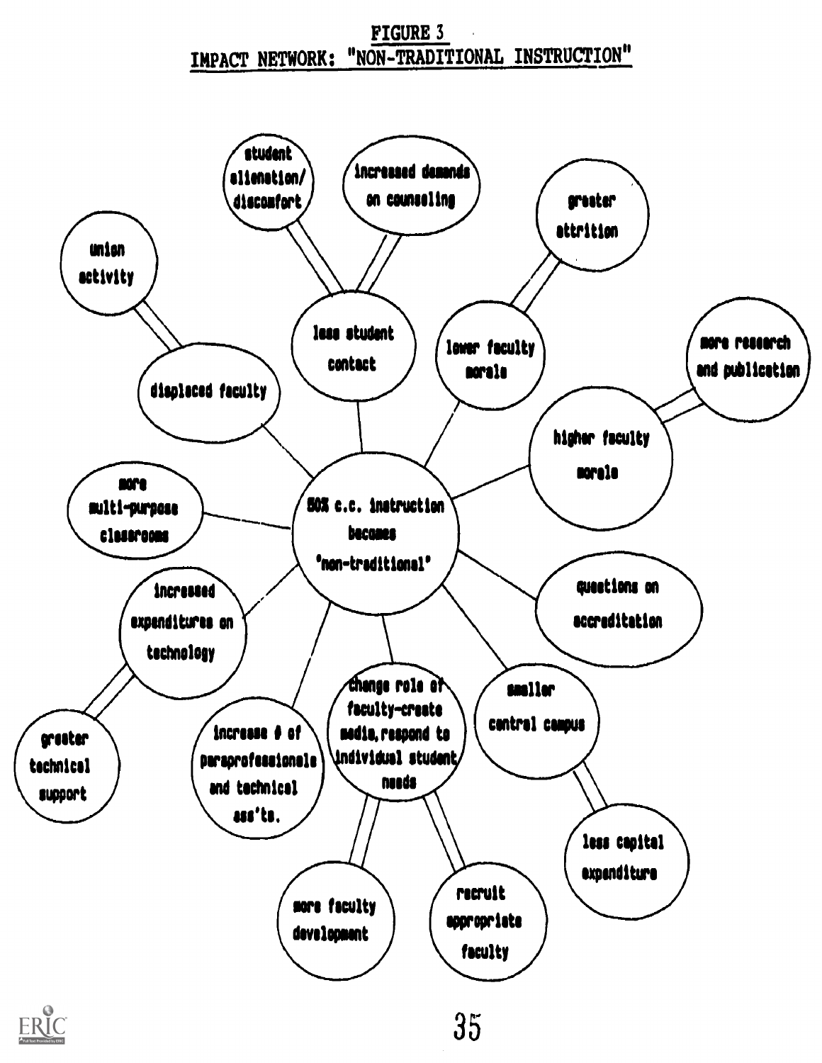FIGURE 3

IMPACT NETWORK: "NON-TRADITIONAL INSTRUCTION"

50% c.c. instruction becomes "non-traditional"

- displaced faculty
  - union activity
- less student contact
  - student alienation/discomfort
  - increased demands on counseling
- lower faculty morale
  - greater attrition
- higher faculty morale
  - more research and publication
- questions on accreditation
- smaller central campus
  - less capital expenditure
- change role of faculty-create media, respond to individual student needs
  - more faculty development
  - recruit appropriate faculty
- increase # of paraprofessionals and technical ass'ts.
- increased expenditures on technology
  - greater technical support
- more multi-purpose classrooms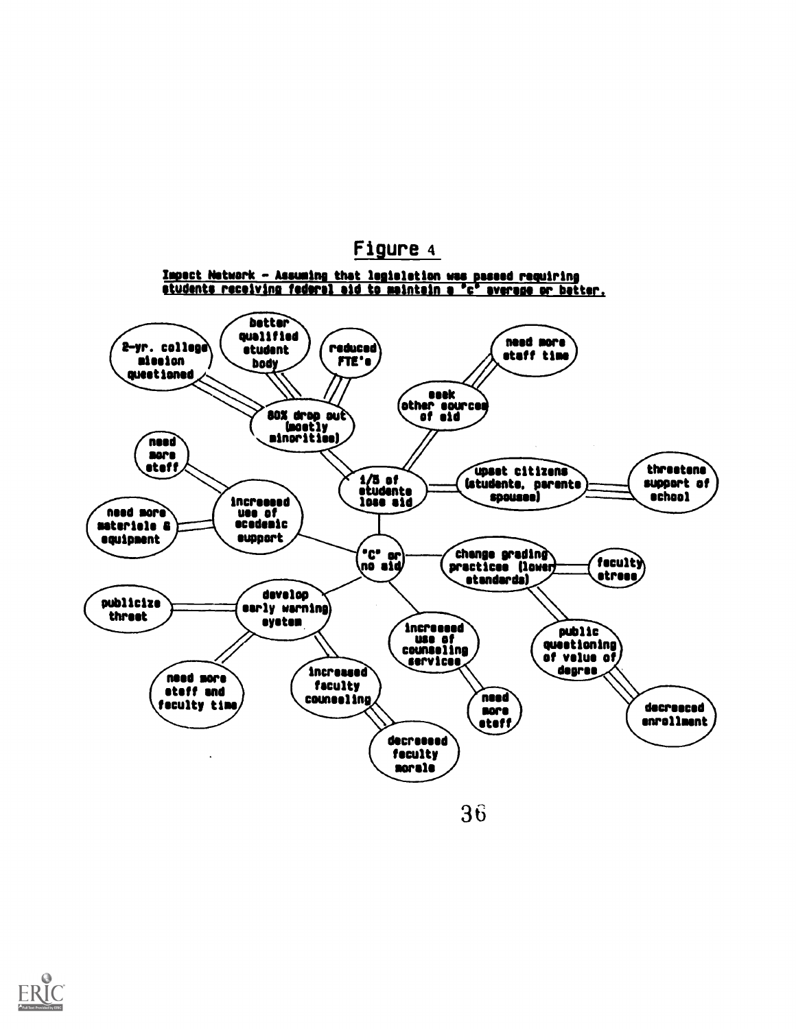## Figure 4

Impact Network - Assuming that legislation was passed requiring students receiving federal aid to maintain a "C" average or better.

- "C" or no aid
  - 1/5 of students lose aid
    - 80% drop out (mostly minorities)
      - 2-yr. college mission questioned
      - better qualified student body
      - reduced FTE's
    - seek other sources of aid
      - need more staff time
    - upset citizens (students, parents spouses)
      - threatens support of school
  - increased use of academic support
    - need more staff
    - need more materials & equipment
  - change grading practices (lower standards)
    - faculty stress
    - public questioning of value of degree
      - decreased enrollment
  - develop early warning system
    - publicize threat
    - need more staff and faculty time
    - increased faculty counseling
      - decreased faculty morale
  - increased use of counseling services
    - need more staff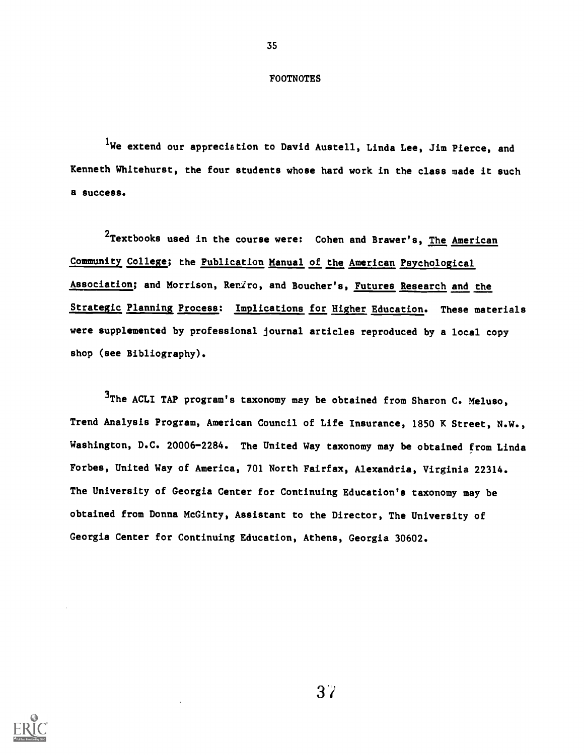# FOOTNOTES

[1]We extend our appreciation to David Austell, Linda Lee, Jim Pierce, and Kenneth Whitehurst, the four students whose hard work in the class made it such a success.

[2]Textbooks used in the course were: Cohen and Brawer's, The American Community College; the Publication Manual of the American Psychological Association; and Morrison, Renfro, and Boucher's, Futures Research and the Strategic Planning Process: Implications for Higher Education. These materials were supplemented by professional journal articles reproduced by a local copy shop (see Bibliography).

[3]The ACLI TAP program's taxonomy may be obtained from Sharon C. Meluso, Trend Analysis Program, American Council of Life Insurance, 1850 K Street, N.W., Washington, D.C. 20006-2284. The United Way taxonomy may be obtained from Linda Forbes, United Way of America, 701 North Fairfax, Alexandria, Virginia 22314. The University of Georgia Center for Continuing Education's taxonomy may be obtained from Donna McGinty, Assistant to the Director, The University of Georgia Center for Continuing Education, Athens, Georgia 30602.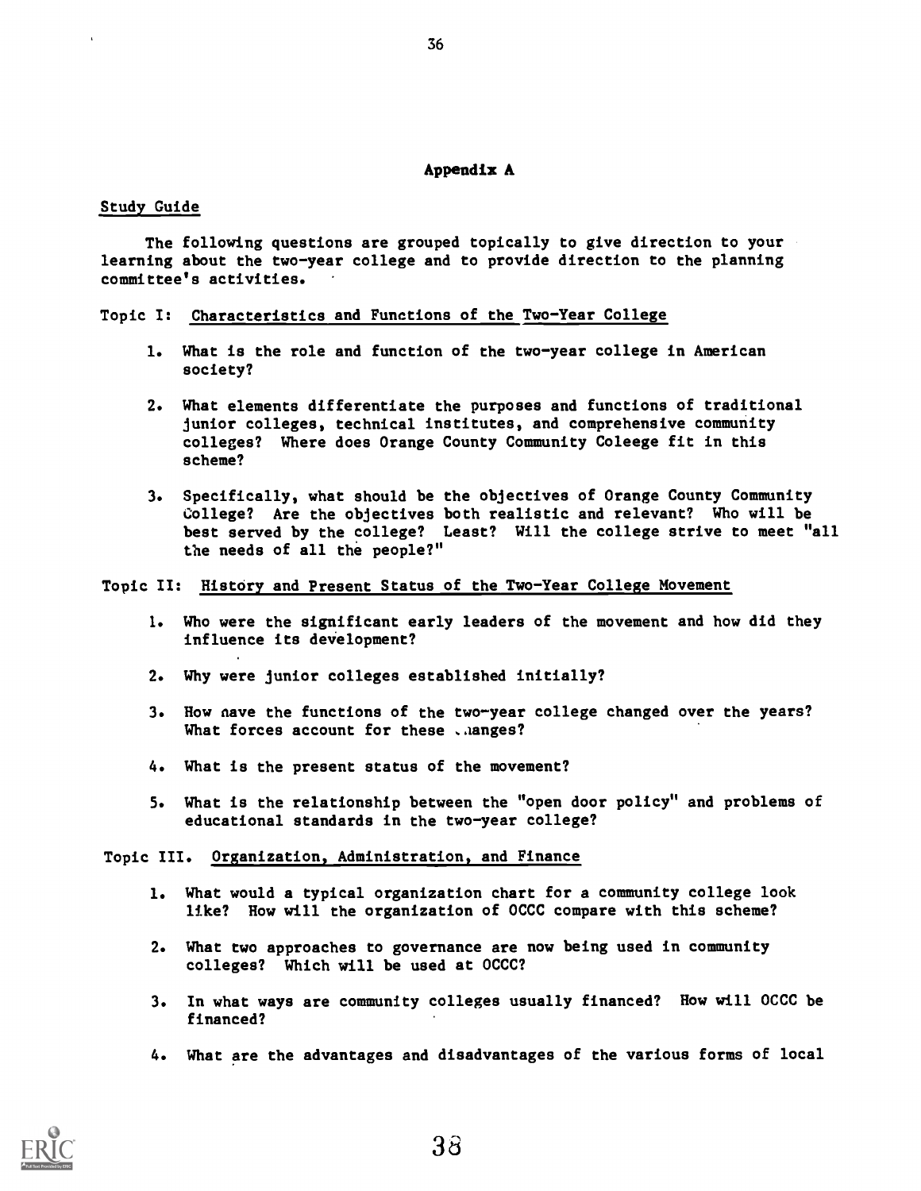## Appendix A

Study Guide

The following questions are grouped topically to give direction to your learning about the two-year college and to provide direction to the planning committee's activities.

Topic I: Characteristics and Functions of the Two-Year College

1. What is the role and function of the two-year college in American society?
2. What elements differentiate the purposes and functions of traditional junior colleges, technical institutes, and comprehensive community colleges? Where does Orange County Community Coleege fit in this scheme?
3. Specifically, what should be the objectives of Orange County Community College? Are the objectives both realistic and relevant? Who will be best served by the college? Least? Will the college strive to meet "all the needs of all the people?"

Topic II: History and Present Status of the Two-Year College Movement

1. Who were the significant early leaders of the movement and how did they influence its development?
2. Why were junior colleges established initially?
3. How have the functions of the two-year college changed over the years? What forces account for these changes?
4. What is the present status of the movement?
5. What is the relationship between the "open door policy" and problems of educational standards in the two-year college?

Topic III. Organization, Administration, and Finance

1. What would a typical organization chart for a community college look like? How will the organization of OCCC compare with this scheme?
2. What two approaches to governance are now being used in community colleges? Which will be used at OCCC?
3. In what ways are community colleges usually financed? How will OCCC be financed?
4. What are the advantages and disadvantages of the various forms of local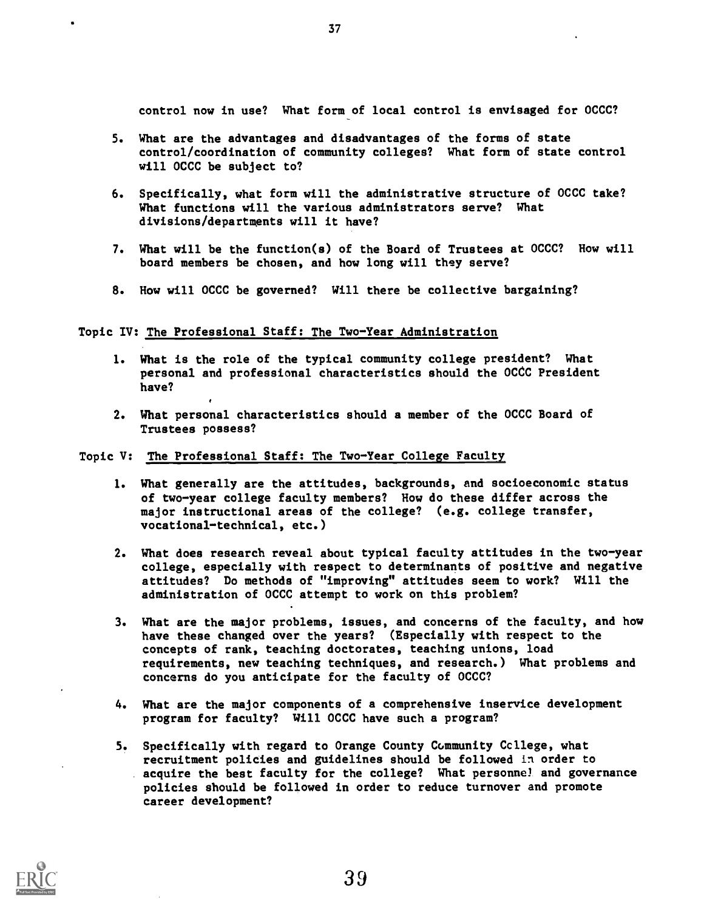control now in use? What form of local control is envisaged for OCCC?

5. What are the advantages and disadvantages of the forms of state control/coordination of community colleges? What form of state control will OCCC be subject to?

6. Specifically, what form will the administrative structure of OCCC take? What functions will the various administrators serve? What divisions/departments will it have?

7. What will be the function(s) of the Board of Trustees at OCCC? How will board members be chosen, and how long will they serve?

8. How will OCCC be governed? Will there be collective bargaining?

Topic IV: <u>The Professional Staff: The Two-Year Administration</u>

1. What is the role of the typical community college president? What personal and professional characteristics should the OCCC President have?

2. What personal characteristics should a member of the OCCC Board of Trustees possess?

Topic V: <u>The Professional Staff: The Two-Year College Faculty</u>

1. What generally are the attitudes, backgrounds, and socioeconomic status of two-year college faculty members? How do these differ across the major instructional areas of the college? (e.g. college transfer, vocational-technical, etc.)

2. What does research reveal about typical faculty attitudes in the two-year college, especially with respect to determinants of positive and negative attitudes? Do methods of "improving" attitudes seem to work? Will the administration of OCCC attempt to work on this problem?

3. What are the major problems, issues, and concerns of the faculty, and how have these changed over the years? (Especially with respect to the concepts of rank, teaching doctorates, teaching unions, load requirements, new teaching techniques, and research.) What problems and concerns do you anticipate for the faculty of OCCC?

4. What are the major components of a comprehensive inservice development program for faculty? Will OCCC have such a program?

5. Specifically with regard to Orange County Community College, what recruitment policies and guidelines should be followed in order to acquire the best faculty for the college? What personnel and governance policies should be followed in order to reduce turnover and promote career development?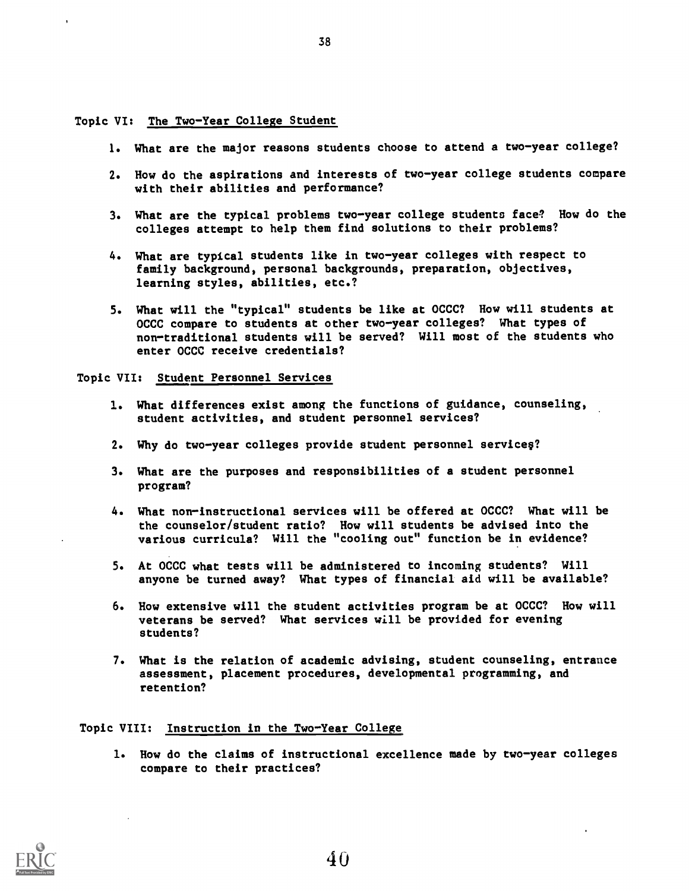Topic VI: <u>The Two-Year College Student</u>

1. What are the major reasons students choose to attend a two-year college?

2. How do the aspirations and interests of two-year college students compare with their abilities and performance?

3. What are the typical problems two-year college students face? How do the colleges attempt to help them find solutions to their problems?

4. What are typical students like in two-year colleges with respect to family background, personal backgrounds, preparation, objectives, learning styles, abilities, etc.?

5. What will the "typical" students be like at OCCC? How will students at OCCC compare to students at other two-year colleges? What types of non-traditional students will be served? Will most of the students who enter OCCC receive credentials?

Topic VII: <u>Student Personnel Services</u>

1. What differences exist among the functions of guidance, counseling, student activities, and student personnel services?

2. Why do two-year colleges provide student personnel services?

3. What are the purposes and responsibilities of a student personnel program?

4. What non-instructional services will be offered at OCCC? What will be the counselor/student ratio? How will students be advised into the various curricula? Will the "cooling out" function be in evidence?

5. At OCCC what tests will be administered to incoming students? Will anyone be turned away? What types of financial aid will be available?

6. How extensive will the student activities program be at OCCC? How will veterans be served? What services will be provided for evening students?

7. What is the relation of academic advising, student counseling, entrance assessment, placement procedures, developmental programming, and retention?

Topic VIII: <u>Instruction in the Two-Year College</u>

1. How do the claims of instructional excellence made by two-year colleges compare to their practices?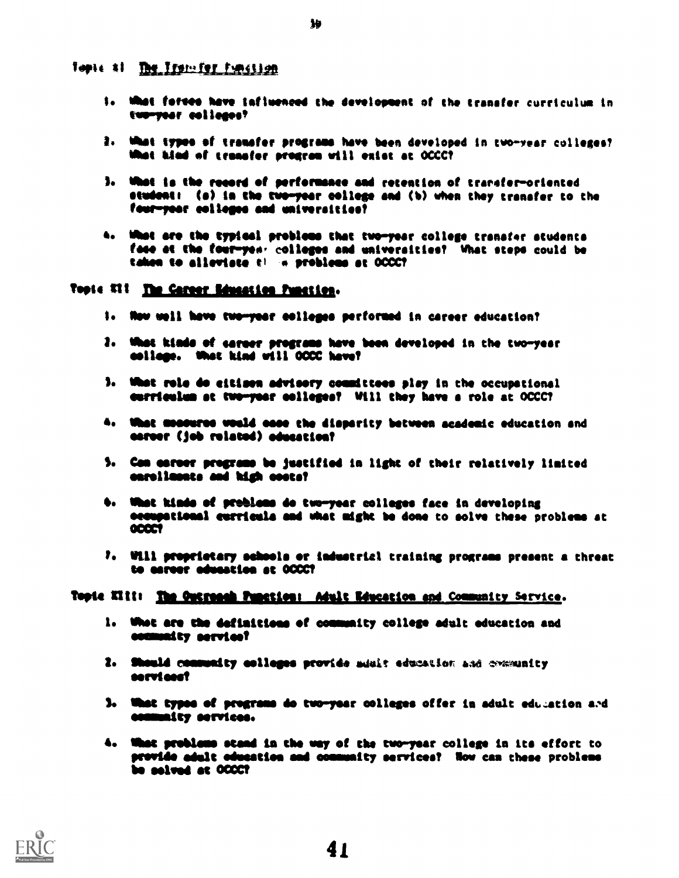Topic XI The Transfer Function

1. What forces have influenced the development of the transfer curriculum in two-year colleges?

2. What types of transfer programs have been developed in two-year colleges? What kind of transfer program will exist at OCCC?

3. What is the record of performance and retention of transfer-oriented students: (a) in the two-year college and (b) when they transfer to the four-year colleges and universities?

4. What are the typical problems that two-year college transfer students face at the four-year colleges and universities? What steps could be taken to alleviate these problems at OCCC?

Topic XII The Career Education Function.

1. How well have two-year colleges performed in career education?

2. What kinds of career programs have been developed in the two-year college. What kind will OCCC have?

3. What role do citizen advisory committees play in the occupational curriculum at two-year colleges? Will they have a role at OCCC?

4. What measures would ease the disparity between academic education and career (job related) education?

5. Can career programs be justified in light of their relatively limited enrollments and high costs?

6. What kinds of problems do two-year colleges face in developing occupational curricula and what might be done to solve these problems at OCCC?

7. Will proprietary schools or industrial training programs present a threat to career education at OCCC?

Topic XIII: The Outreach Function: Adult Education and Community Service.

1. What are the definitions of community college adult education and community service?

2. Should community colleges provide adult education and community services?

3. What types of programs do two-year colleges offer in adult education and community services.

4. What problems stand in the way of the two-year college in its effort to provide adult education and community services? How can these problems be solved at OCCC?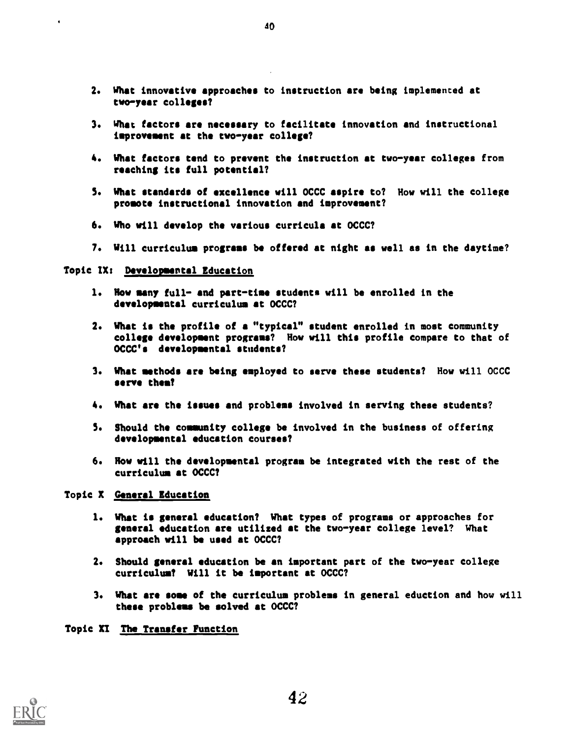2. What innovative approaches to instruction are being implemented at two-year colleges?

3. What factors are necessary to facilitate innovation and instructional improvement at the two-year college?

4. What factors tend to prevent the instruction at two-year colleges from reaching its full potential?

5. What standards of excellence will OCCC aspire to? How will the college promote instructional innovation and improvement?

6. Who will develop the various curricula at OCCC?

7. Will curriculum programs be offered at night as well as in the daytime?

Topic IX: Developmental Education

1. How many full- and part-time students will be enrolled in the developmental curriculum at OCCC?

2. What is the profile of a "typical" student enrolled in most community college development programs? How will this profile compare to that of OCCC's developmental students?

3. What methods are being employed to serve these students? How will OCCC serve them?

4. What are the issues and problems involved in serving these students?

5. Should the community college be involved in the business of offering developmental education courses?

6. How will the developmental program be integrated with the rest of the curriculum at OCCC?

Topic X General Education

1. What is general education? What types of programs or approaches for general education are utilized at the two-year college level? What approach will be used at OCCC?

2. Should general education be an important part of the two-year college curriculum? Will it be important at OCCC?

3. What are some of the curriculum problems in general eduction and how will these problems be solved at OCCC?

Topic XI The Transfer Function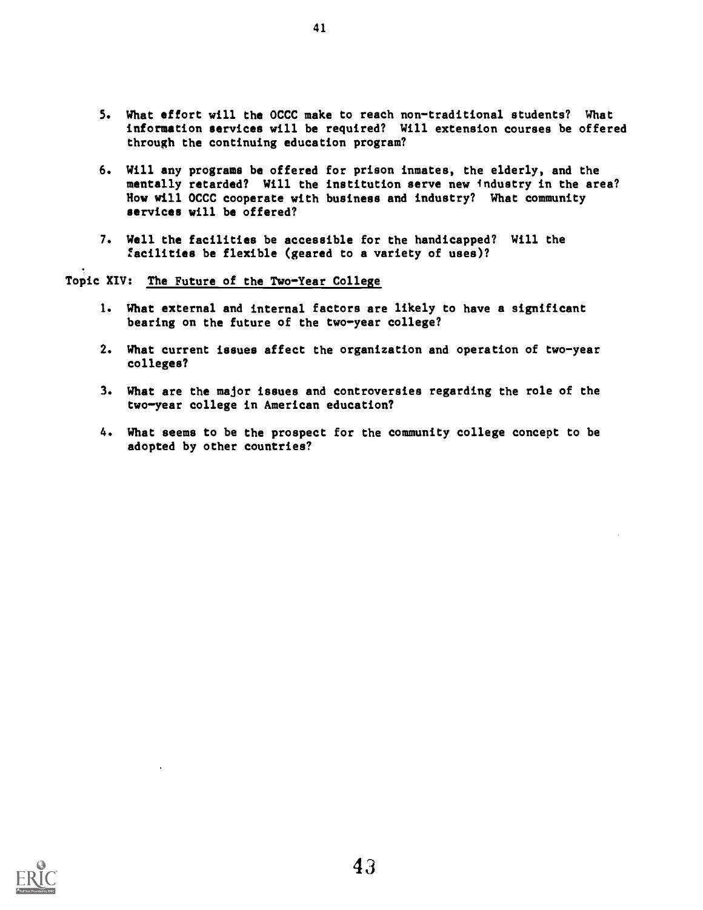5. What effort will the OCCC make to reach non-traditional students? What information services will be required? Will extension courses be offered through the continuing education program?

6. Will any programs be offered for prison inmates, the elderly, and the mentally retarded? Will the institution serve new industry in the area? How will OCCC cooperate with business and industry? What community services will be offered?

7. Well the facilities be accessible for the handicapped? Will the facilities be flexible (geared to a variety of uses)?

Topic XIV: The Future of the Two-Year College

1. What external and internal factors are likely to have a significant bearing on the future of the two-year college?

2. What current issues affect the organization and operation of two-year colleges?

3. What are the major issues and controversies regarding the role of the two-year college in American education?

4. What seems to be the prospect for the community college concept to be adopted by other countries?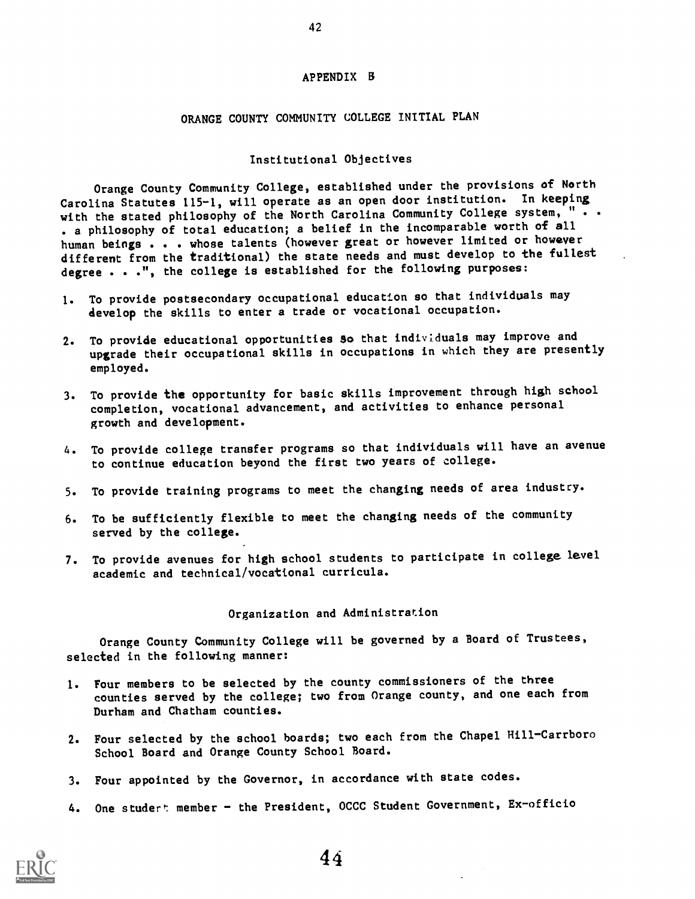# APPENDIX B

## ORANGE COUNTY COMMUNITY COLLEGE INITIAL PLAN

### Institutional Objectives

Orange County Community College, established under the provisions of North Carolina Statutes 115-1, will operate as an open door institution. In keeping with the stated philosophy of the North Carolina Community College system, ". . . a philosophy of total education; a belief in the incomparable worth of all human beings . . . whose talents (however great or however limited or however different from the traditional) the state needs and must develop to the fullest degree . . .", the college is established for the following purposes:

1. To provide postsecondary occupational education so that individuals may develop the skills to enter a trade or vocational occupation.

2. To provide educational opportunities so that individuals may improve and upgrade their occupational skills in occupations in which they are presently employed.

3. To provide the opportunity for basic skills improvement through high school completion, vocational advancement, and activities to enhance personal growth and development.

4. To provide college transfer programs so that individuals will have an avenue to continue education beyond the first two years of college.

5. To provide training programs to meet the changing needs of area industry.

6. To be sufficiently flexible to meet the changing needs of the community served by the college.

7. To provide avenues for high school students to participate in college level academic and technical/vocational curricula.

### Organization and Administration

Orange County Community College will be governed by a Board of Trustees, selected in the following manner:

1. Four members to be selected by the county commissioners of the three counties served by the college; two from Orange county, and one each from Durham and Chatham counties.

2. Four selected by the school boards; two each from the Chapel Hill-Carrboro School Board and Orange County School Board.

3. Four appointed by the Governor, in accordance with state codes.

4. One student member - the President, OCCC Student Government, Ex-officio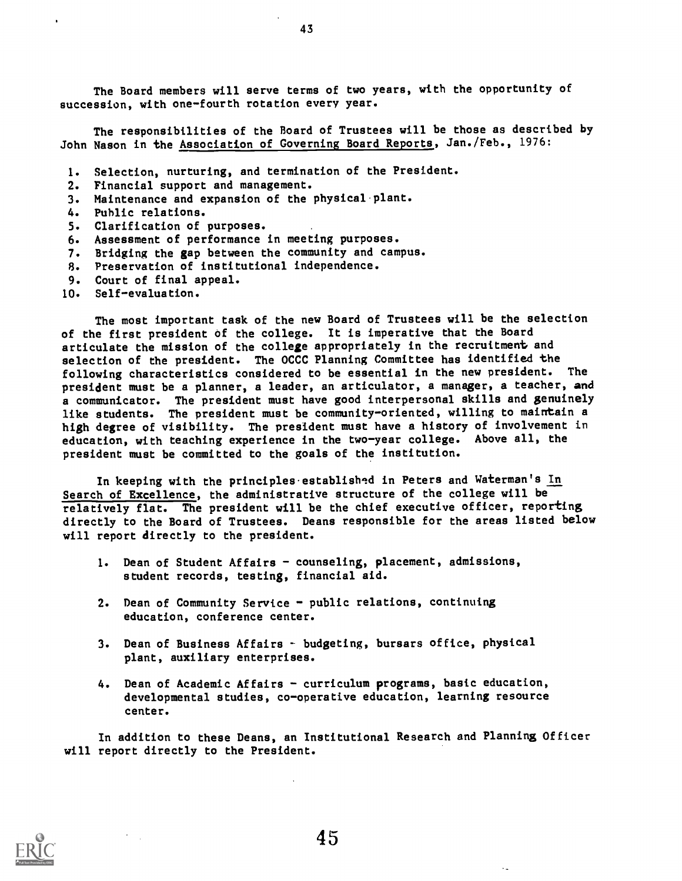The Board members will serve terms of two years, with the opportunity of succession, with one-fourth rotation every year.

The responsibilities of the Board of Trustees will be those as described by John Nason in the Association of Governing Board Reports, Jan./Feb., 1976:

1. Selection, nurturing, and termination of the President.
2. Financial support and management.
3. Maintenance and expansion of the physical plant.
4. Public relations.
5. Clarification of purposes.
6. Assessment of performance in meeting purposes.
7. Bridging the gap between the community and campus.
8. Preservation of institutional independence.
9. Court of final appeal.
10. Self-evaluation.

The most important task of the new Board of Trustees will be the selection of the first president of the college. It is imperative that the Board articulate the mission of the college appropriately in the recruitment and selection of the president. The OCCC Planning Committee has identified the following characteristics considered to be essential in the new president. The president must be a planner, a leader, an articulator, a manager, a teacher, and a communicator. The president must have good interpersonal skills and genuinely like students. The president must be community-oriented, willing to maintain a high degree of visibility. The president must have a history of involvement in education, with teaching experience in the two-year college. Above all, the president must be committed to the goals of the institution.

In keeping with the principles established in Peters and Waterman's In Search of Excellence, the administrative structure of the college will be relatively flat. The president will be the chief executive officer, reporting directly to the Board of Trustees. Deans responsible for the areas listed below will report directly to the president.

1. Dean of Student Affairs - counseling, placement, admissions, student records, testing, financial aid.

2. Dean of Community Service - public relations, continuing education, conference center.

3. Dean of Business Affairs - budgeting, bursars office, physical plant, auxiliary enterprises.

4. Dean of Academic Affairs - curriculum programs, basic education, developmental studies, co-operative education, learning resource center.

In addition to these Deans, an Institutional Research and Planning Officer will report directly to the President.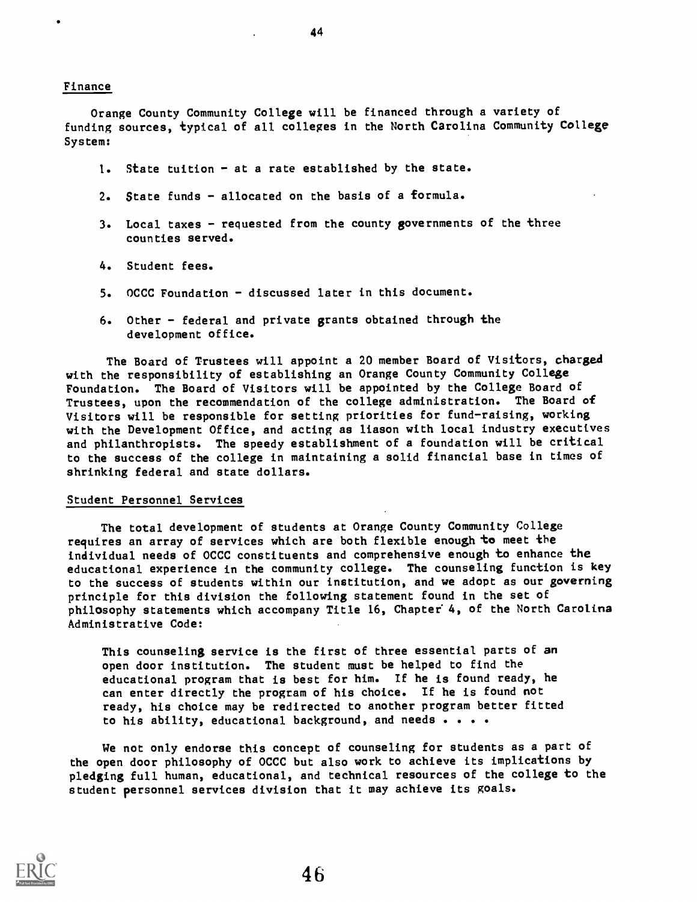## Finance

Orange County Community College will be financed through a variety of funding sources, typical of all colleges in the North Carolina Community College System:

1. State tuition - at a rate established by the state.
2. State funds - allocated on the basis of a formula.
3. Local taxes - requested from the county governments of the three counties served.
4. Student fees.
5. OCCC Foundation - discussed later in this document.
6. Other - federal and private grants obtained through the development office.

The Board of Trustees will appoint a 20 member Board of Visitors, charged with the responsibility of establishing an Orange County Community College Foundation. The Board of Visitors will be appointed by the College Board of Trustees, upon the recommendation of the college administration. The Board of Visitors will be responsible for setting priorities for fund-raising, working with the Development Office, and acting as liason with local industry executives and philanthropists. The speedy establishment of a foundation will be critical to the success of the college in maintaining a solid financial base in times of shrinking federal and state dollars.

## Student Personnel Services

The total development of students at Orange County Community College requires an array of services which are both flexible enough to meet the individual needs of OCCC constituents and comprehensive enough to enhance the educational experience in the community college. The counseling function is key to the success of students within our institution, and we adopt as our governing principle for this division the following statement found in the set of philosophy statements which accompany Title 16, Chapter 4, of the North Carolina Administrative Code:

> This counseling service is the first of three essential parts of an open door institution. The student must be helped to find the educational program that is best for him. If he is found ready, he can enter directly the program of his choice. If he is found not ready, his choice may be redirected to another program better fitted to his ability, educational background, and needs . . . .

We not only endorse this concept of counseling for students as a part of the open door philosophy of OCCC but also work to achieve its implications by pledging full human, educational, and technical resources of the college to the student personnel services division that it may achieve its goals.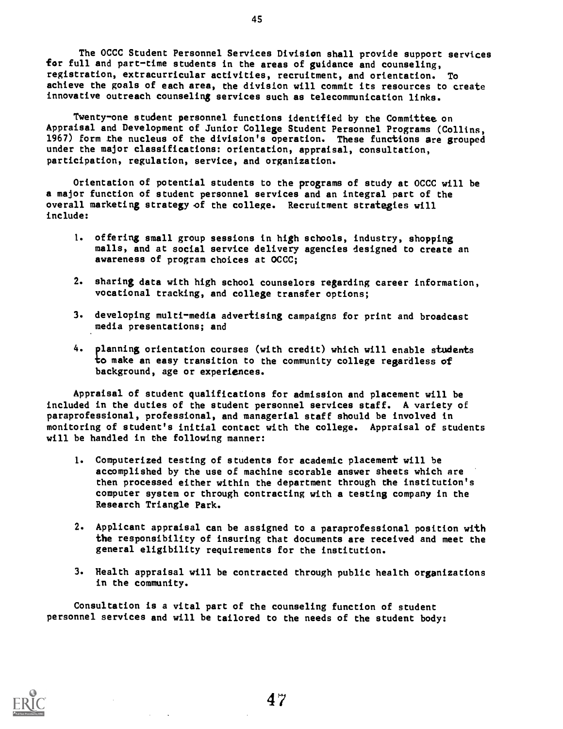The OCCC Student Personnel Services Division shall provide support services for full and part-time students in the areas of guidance and counseling, registration, extracurricular activities, recruitment, and orientation. To achieve the goals of each area, the division will commit its resources to create innovative outreach counseling services such as telecommunication links.

Twenty-one student personnel functions identified by the Committee on Appraisal and Development of Junior College Student Personnel Programs (Collins, 1967) form the nucleus of the division's operation. These functions are grouped under the major classifications: orientation, appraisal, consultation, participation, regulation, service, and organization.

Orientation of potential students to the programs of study at OCCC will be a major function of student personnel services and an integral part of the overall marketing strategy of the college. Recruitment strategies will include:

1. offering small group sessions in high schools, industry, shopping malls, and at social service delivery agencies designed to create an awareness of program choices at OCCC;

2. sharing data with high school counselors regarding career information, vocational tracking, and college transfer options;

3. developing multi-media advertising campaigns for print and broadcast media presentations; and

4. planning orientation courses (with credit) which will enable students to make an easy transition to the community college regardless of background, age or experiences.

Appraisal of student qualifications for admission and placement will be included in the duties of the student personnel services staff. A variety of paraprofessional, professional, and managerial staff should be involved in monitoring of student's initial contact with the college. Appraisal of students will be handled in the following manner:

1. Computerized testing of students for academic placement will be accomplished by the use of machine scorable answer sheets which are then processed either within the department through the institution's computer system or through contracting with a testing company in the Research Triangle Park.

2. Applicant appraisal can be assigned to a paraprofessional position with the responsibility of insuring that documents are received and meet the general eligibility requirements for the institution.

3. Health appraisal will be contracted through public health organizations in the community.

Consultation is a vital part of the counseling function of student personnel services and will be tailored to the needs of the student body: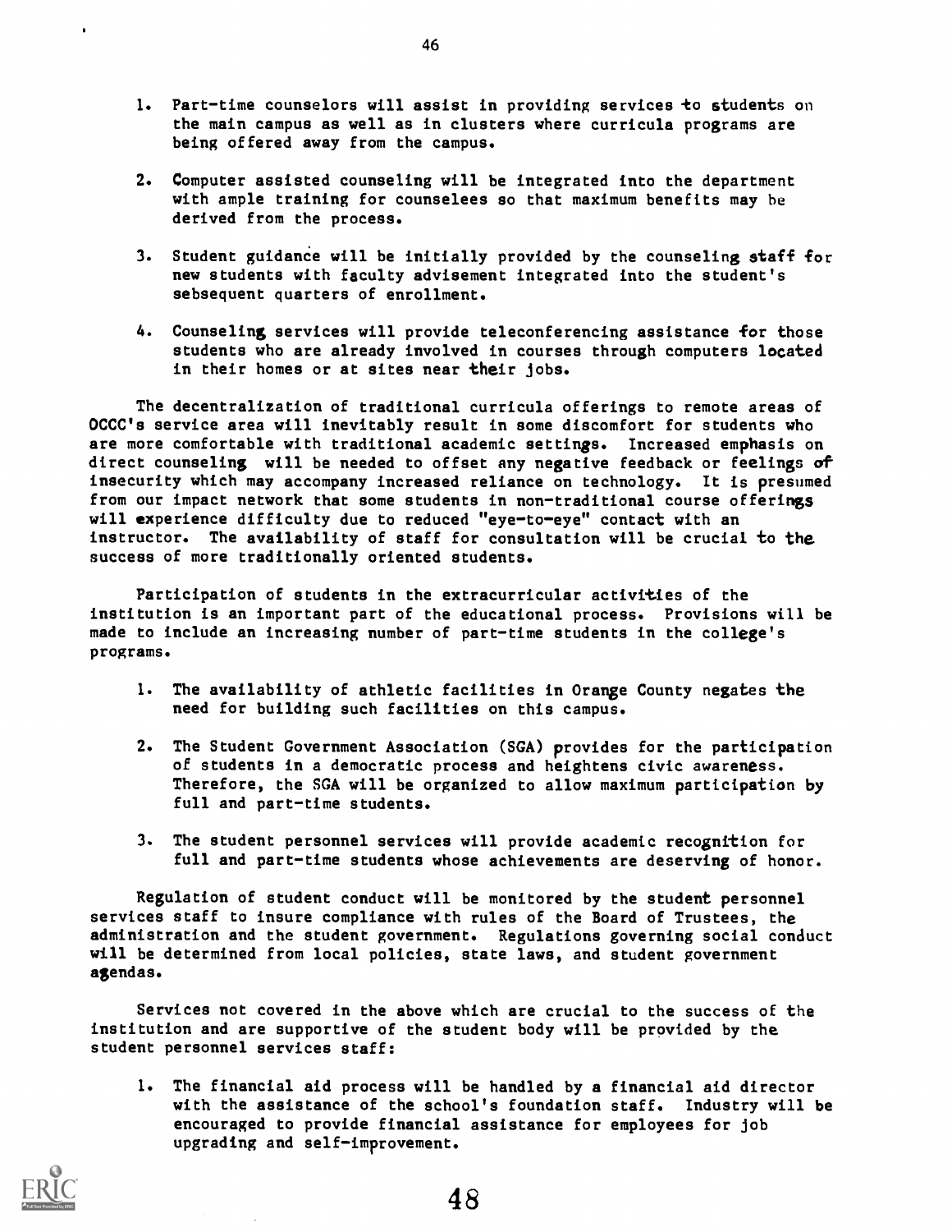1. Part-time counselors will assist in providing services to students on the main campus as well as in clusters where curricula programs are being offered away from the campus.

2. Computer assisted counseling will be integrated into the department with ample training for counselees so that maximum benefits may be derived from the process.

3. Student guidance will be initially provided by the counseling staff for new students with faculty advisement integrated into the student's sebsequent quarters of enrollment.

4. Counseling services will provide teleconferencing assistance for those students who are already involved in courses through computers located in their homes or at sites near their jobs.

The decentralization of traditional curricula offerings to remote areas of OCCC's service area will inevitably result in some discomfort for students who are more comfortable with traditional academic settings. Increased emphasis on direct counseling will be needed to offset any negative feedback or feelings of insecurity which may accompany increased reliance on technology. It is presumed from our impact network that some students in non-traditional course offerings will experience difficulty due to reduced "eye-to-eye" contact with an instructor. The availability of staff for consultation will be crucial to the success of more traditionally oriented students.

Participation of students in the extracurricular activities of the institution is an important part of the educational process. Provisions will be made to include an increasing number of part-time students in the college's programs.

1. The availability of athletic facilities in Orange County negates the need for building such facilities on this campus.

2. The Student Government Association (SGA) provides for the participation of students in a democratic process and heightens civic awareness. Therefore, the SGA will be organized to allow maximum participation by full and part-time students.

3. The student personnel services will provide academic recognition for full and part-time students whose achievements are deserving of honor.

Regulation of student conduct will be monitored by the student personnel services staff to insure compliance with rules of the Board of Trustees, the administration and the student government. Regulations governing social conduct will be determined from local policies, state laws, and student government agendas.

Services not covered in the above which are crucial to the success of the institution and are supportive of the student body will be provided by the student personnel services staff:

1. The financial aid process will be handled by a financial aid director with the assistance of the school's foundation staff. Industry will be encouraged to provide financial assistance for employees for job upgrading and self-improvement.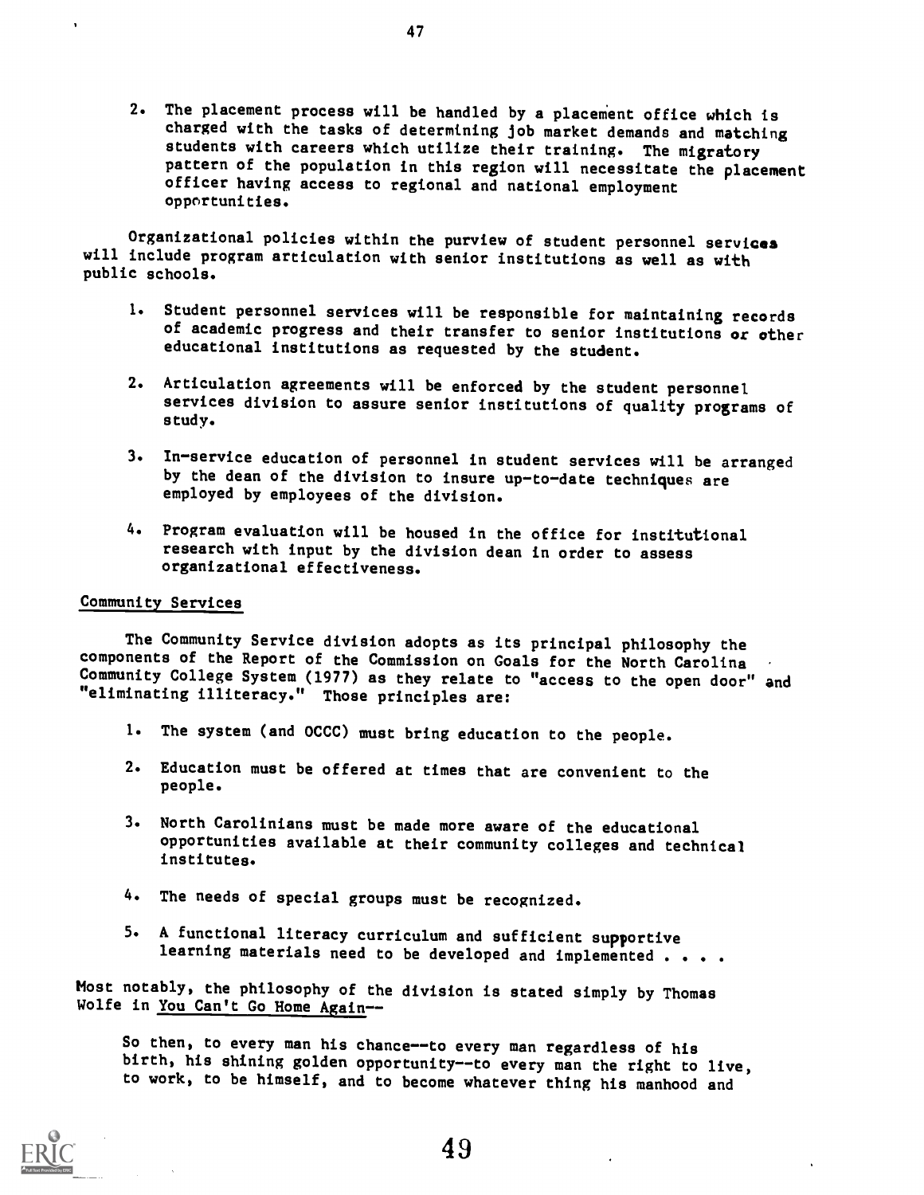2. The placement process will be handled by a placement office which is charged with the tasks of determining job market demands and matching students with careers which utilize their training. The migratory pattern of the population in this region will necessitate the placement officer having access to regional and national employment opportunities.

Organizational policies within the purview of student personnel services will include program articulation with senior institutions as well as with public schools.

1. Student personnel services will be responsible for maintaining records of academic progress and their transfer to senior institutions or other educational institutions as requested by the student.

2. Articulation agreements will be enforced by the student personnel services division to assure senior institutions of quality programs of study.

3. In-service education of personnel in student services will be arranged by the dean of the division to insure up-to-date techniques are employed by employees of the division.

4. Program evaluation will be housed in the office for institutional research with input by the division dean in order to assess organizational effectiveness.

## Community Services

The Community Service division adopts as its principal philosophy the components of the Report of the Commission on Goals for the North Carolina Community College System (1977) as they relate to "access to the open door" and "eliminating illiteracy." Those principles are:

1. The system (and OCCC) must bring education to the people.

2. Education must be offered at times that are convenient to the people.

3. North Carolinians must be made more aware of the educational opportunities available at their community colleges and technical institutes.

4. The needs of special groups must be recognized.

5. A functional literacy curriculum and sufficient supportive learning materials need to be developed and implemented . . . .

Most notably, the philosophy of the division is stated simply by Thomas Wolfe in You Can't Go Home Again--

> So then, to every man his chance--to every man regardless of his birth, his shining golden opportunity--to every man the right to live, to work, to be himself, and to become whatever thing his manhood and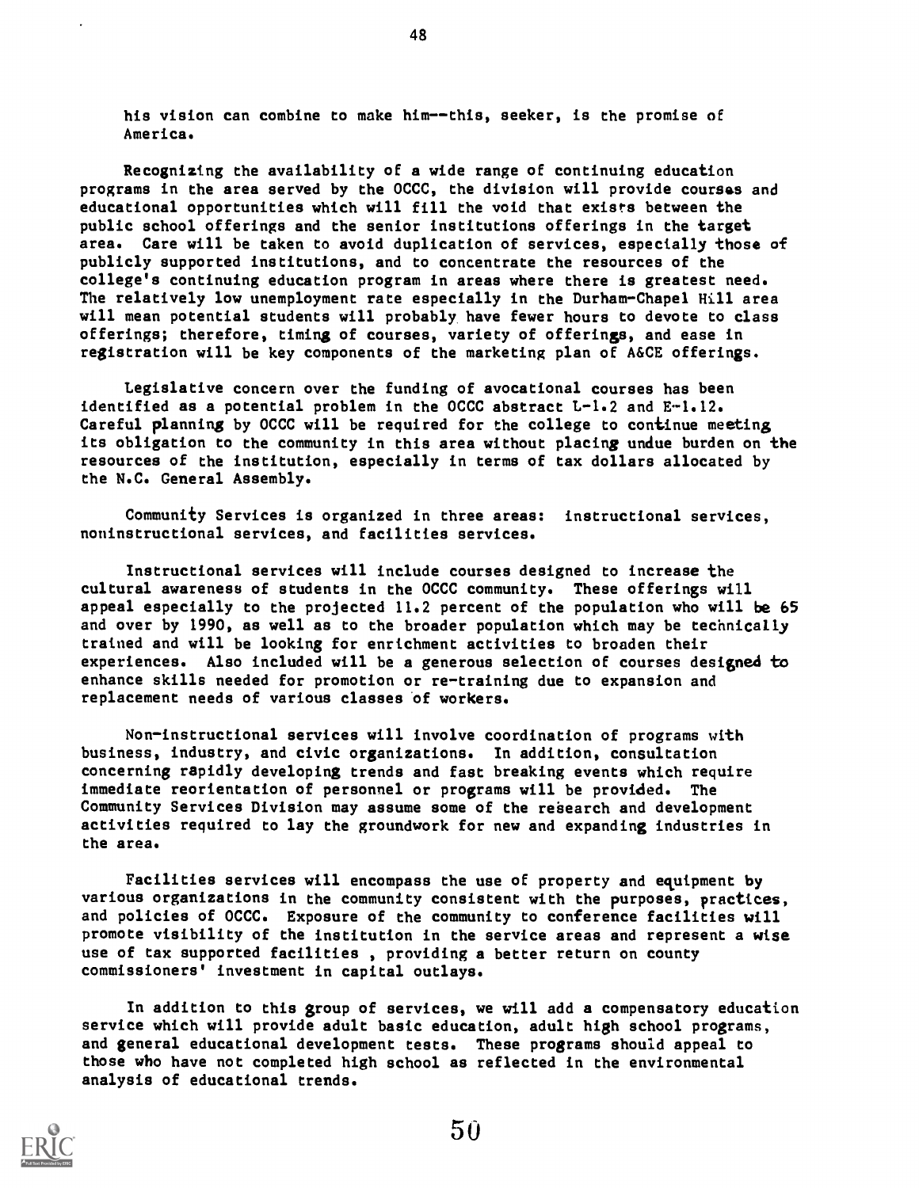his vision can combine to make him--this, seeker, is the promise of America.

Recognizing the availability of a wide range of continuing education programs in the area served by the OCCC, the division will provide courses and educational opportunities which will fill the void that exists between the public school offerings and the senior institutions offerings in the target area. Care will be taken to avoid duplication of services, especially those of publicly supported institutions, and to concentrate the resources of the college's continuing education program in areas where there is greatest need. The relatively low unemployment rate especially in the Durham-Chapel Hill area will mean potential students will probably have fewer hours to devote to class offerings; therefore, timing of courses, variety of offerings, and ease in registration will be key components of the marketing plan of A&CE offerings.

Legislative concern over the funding of avocational courses has been identified as a potential problem in the OCCC abstract L-1.2 and E-1.12. Careful planning by OCCC will be required for the college to continue meeting its obligation to the community in this area without placing undue burden on the resources of the institution, especially in terms of tax dollars allocated by the N.C. General Assembly.

Community Services is organized in three areas: instructional services, noninstructional services, and facilities services.

Instructional services will include courses designed to increase the cultural awareness of students in the OCCC community. These offerings will appeal especially to the projected 11.2 percent of the population who will be 65 and over by 1990, as well as to the broader population which may be technically trained and will be looking for enrichment activities to broaden their experiences. Also included will be a generous selection of courses designed to enhance skills needed for promotion or re-training due to expansion and replacement needs of various classes of workers.

Non-instructional services will involve coordination of programs with business, industry, and civic organizations. In addition, consultation concerning rapidly developing trends and fast breaking events which require immediate reorientation of personnel or programs will be provided. The Community Services Division may assume some of the research and development activities required to lay the groundwork for new and expanding industries in the area.

Facilities services will encompass the use of property and equipment by various organizations in the community consistent with the purposes, practices, and policies of OCCC. Exposure of the community to conference facilities will promote visibility of the institution in the service areas and represent a wise use of tax supported facilities , providing a better return on county commissioners' investment in capital outlays.

In addition to this group of services, we will add a compensatory education service which will provide adult basic education, adult high school programs, and general educational development tests. These programs should appeal to those who have not completed high school as reflected in the environmental analysis of educational trends.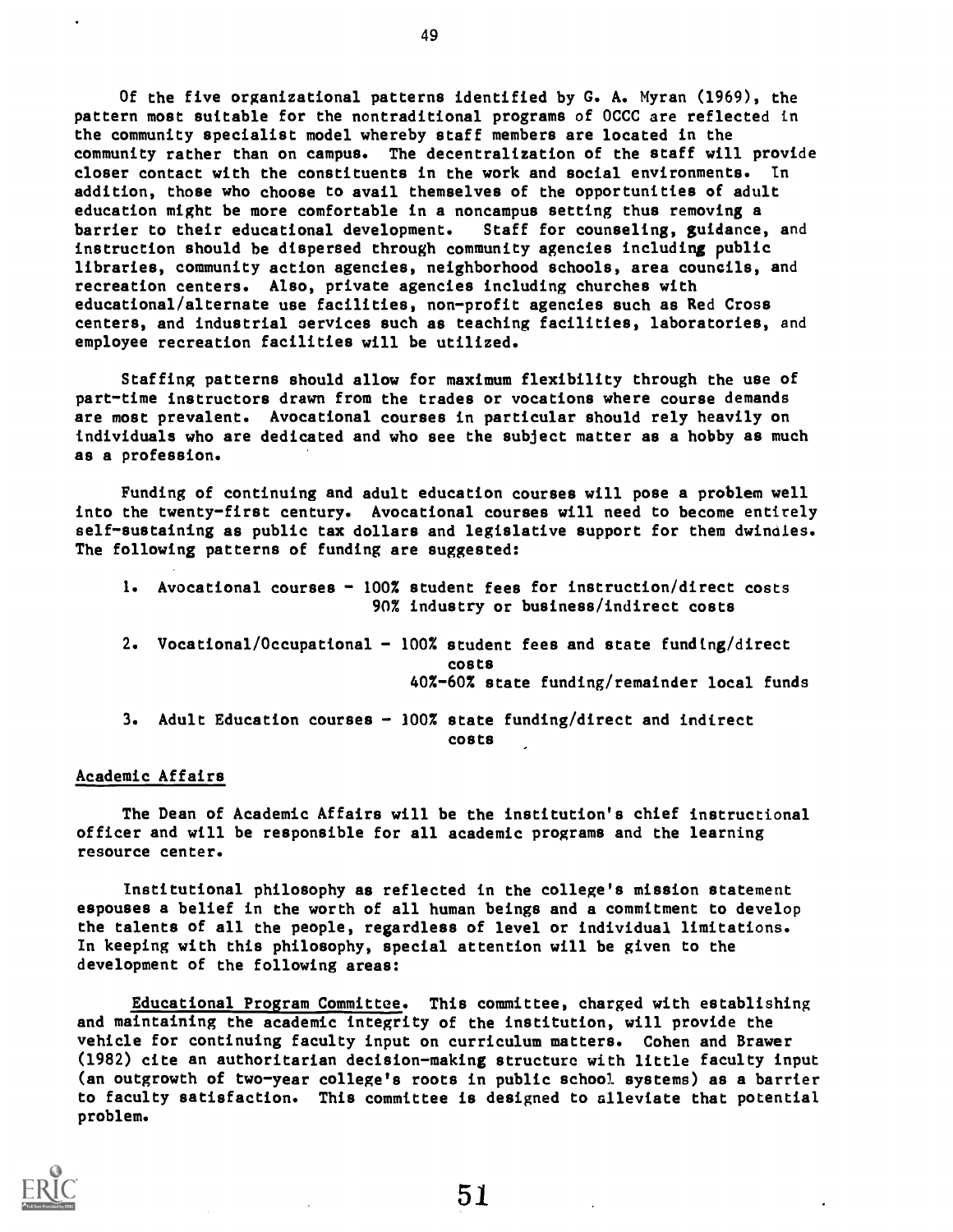Of the five organizational patterns identified by G. A. Myran (1969), the pattern most suitable for the nontraditional programs of OCCC are reflected in the community specialist model whereby staff members are located in the community rather than on campus. The decentralization of the staff will provide closer contact with the constituents in the work and social environments. In addition, those who choose to avail themselves of the opportunities of adult education might be more comfortable in a noncampus setting thus removing a barrier to their educational development. Staff for counseling, guidance, and instruction should be dispersed through community agencies including public libraries, community action agencies, neighborhood schools, area councils, and recreation centers. Also, private agencies including churches with educational/alternate use facilities, non-profit agencies such as Red Cross centers, and industrial services such as teaching facilities, laboratories, and employee recreation facilities will be utilized.

Staffing patterns should allow for maximum flexibility through the use of part-time instructors drawn from the trades or vocations where course demands are most prevalent. Avocational courses in particular should rely heavily on individuals who are dedicated and who see the subject matter as a hobby as much as a profession.

Funding of continuing and adult education courses will pose a problem well into the twenty-first century. Avocational courses will need to become entirely self-sustaining as public tax dollars and legislative support for them dwindles. The following patterns of funding are suggested:

1. Avocational courses - 100% student fees for instruction/direct costs
   90% industry or business/indirect costs

2. Vocational/Occupational - 100% student fees and state funding/direct costs
   40%-60% state funding/remainder local funds

3. Adult Education courses - 100% state funding/direct and indirect costs

## Academic Affairs

The Dean of Academic Affairs will be the institution's chief instructional officer and will be responsible for all academic programs and the learning resource center.

Institutional philosophy as reflected in the college's mission statement espouses a belief in the worth of all human beings and a commitment to develop the talents of all the people, regardless of level or individual limitations. In keeping with this philosophy, special attention will be given to the development of the following areas:

Educational Program Committee. This committee, charged with establishing and maintaining the academic integrity of the institution, will provide the vehicle for continuing faculty input on curriculum matters. Cohen and Brawer (1982) cite an authoritarian decision-making structure with little faculty input (an outgrowth of two-year college's roots in public school systems) as a barrier to faculty satisfaction. This committee is designed to alleviate that potential problem.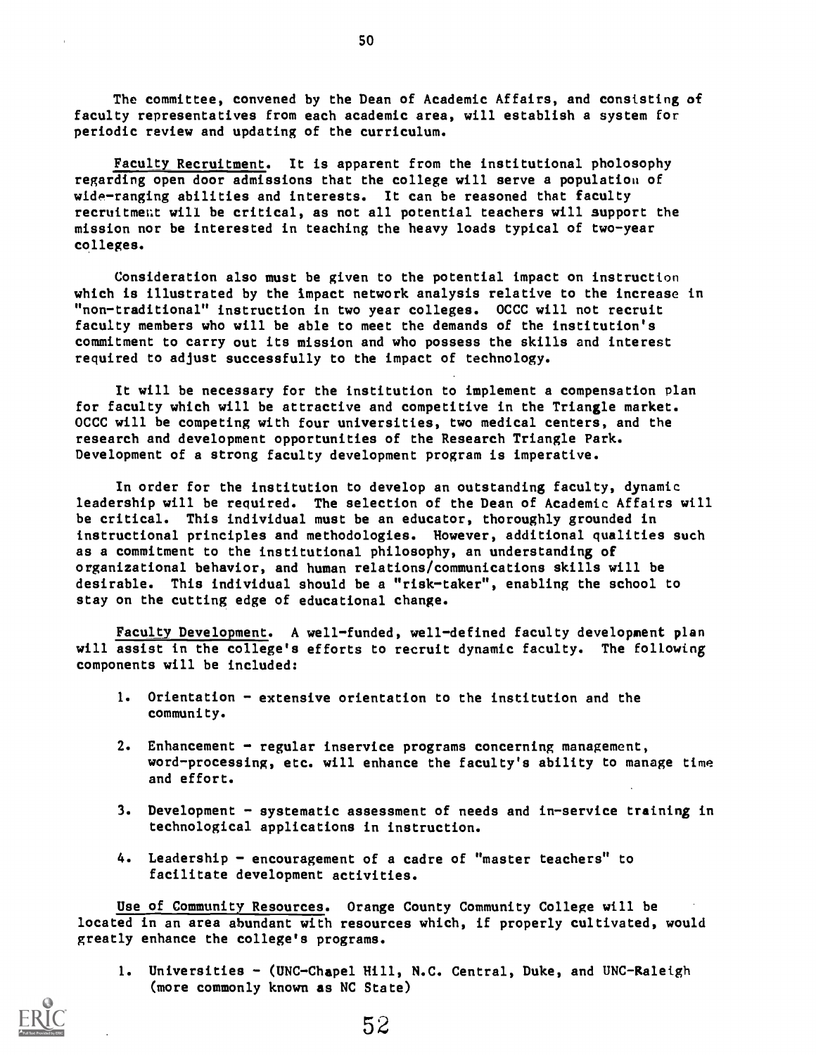The committee, convened by the Dean of Academic Affairs, and consisting of faculty representatives from each academic area, will establish a system for periodic review and updating of the curriculum.

Faculty Recruitment. It is apparent from the institutional pholosophy regarding open door admissions that the college will serve a population of wide-ranging abilities and interests. It can be reasoned that faculty recruitment will be critical, as not all potential teachers will support the mission nor be interested in teaching the heavy loads typical of two-year colleges.

Consideration also must be given to the potential impact on instruction which is illustrated by the impact network analysis relative to the increase in "non-traditional" instruction in two year colleges. OCCC will not recruit faculty members who will be able to meet the demands of the institution's commitment to carry out its mission and who possess the skills and interest required to adjust successfully to the impact of technology.

It will be necessary for the institution to implement a compensation plan for faculty which will be attractive and competitive in the Triangle market. OCCC will be competing with four universities, two medical centers, and the research and development opportunities of the Research Triangle Park. Development of a strong faculty development program is imperative.

In order for the institution to develop an outstanding faculty, dynamic leadership will be required. The selection of the Dean of Academic Affairs will be critical. This individual must be an educator, thoroughly grounded in instructional principles and methodologies. However, additional qualities such as a commitment to the institutional philosophy, an understanding of organizational behavior, and human relations/communications skills will be desirable. This individual should be a "risk-taker", enabling the school to stay on the cutting edge of educational change.

Faculty Development. A well-funded, well-defined faculty development plan will assist in the college's efforts to recruit dynamic faculty. The following components will be included:

1. Orientation - extensive orientation to the institution and the community.

2. Enhancement - regular inservice programs concerning management, word-processing, etc. will enhance the faculty's ability to manage time and effort.

3. Development - systematic assessment of needs and in-service training in technological applications in instruction.

4. Leadership - encouragement of a cadre of "master teachers" to facilitate development activities.

Use of Community Resources. Orange County Community College will be located in an area abundant with resources which, if properly cultivated, would greatly enhance the college's programs.

1. Universities - (UNC-Chapel Hill, N.C. Central, Duke, and UNC-Raleigh (more commonly known as NC State)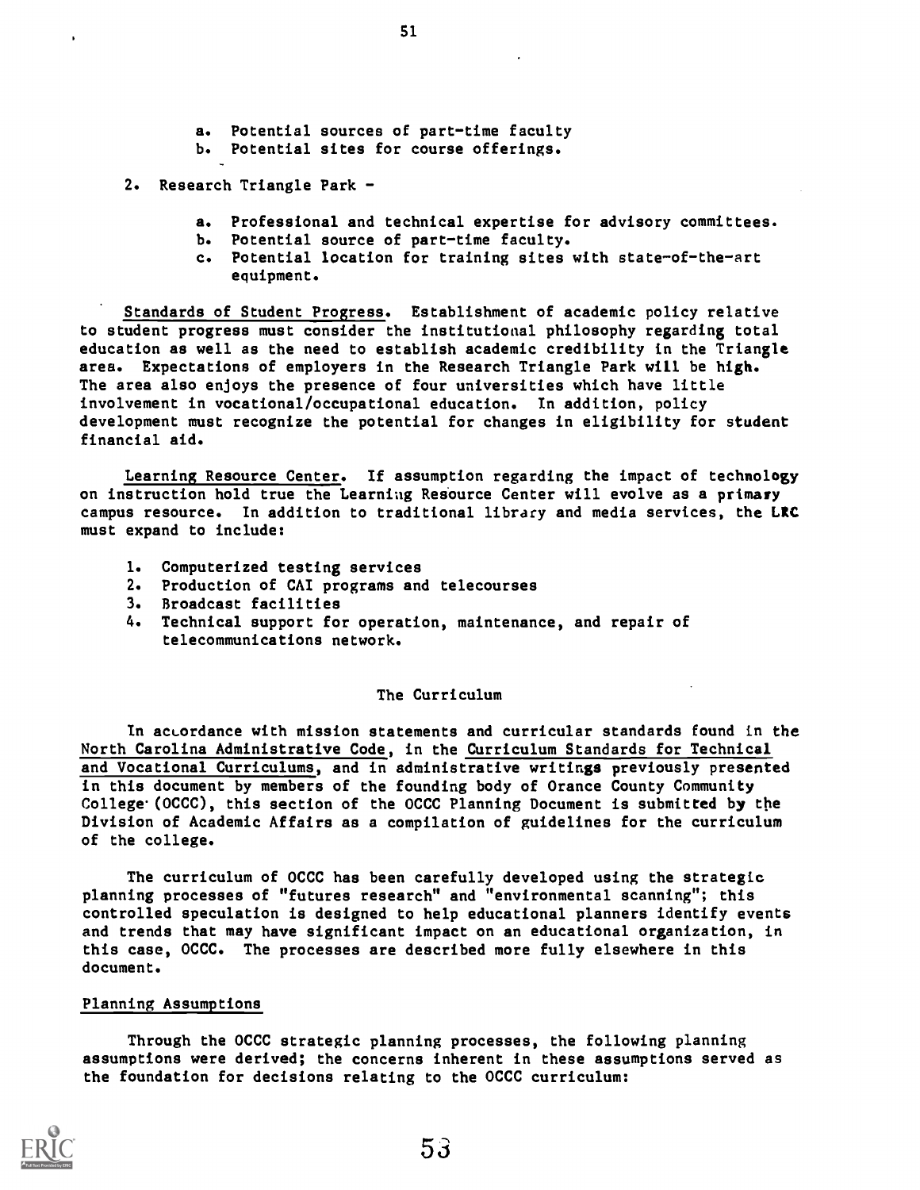a. Potential sources of part-time faculty
   b. Potential sites for course offerings.

2. Research Triangle Park -

   a. Professional and technical expertise for advisory committees.
   b. Potential source of part-time faculty.
   c. Potential location for training sites with state-of-the-art equipment.

Standards of Student Progress. Establishment of academic policy relative to student progress must consider the institutional philosophy regarding total education as well as the need to establish academic credibility in the Triangle area. Expectations of employers in the Research Triangle Park will be high. The area also enjoys the presence of four universities which have little involvement in vocational/occupational education. In addition, policy development must recognize the potential for changes in eligibility for student financial aid.

Learning Resource Center. If assumption regarding the impact of technology on instruction hold true the Learning Resource Center will evolve as a primary campus resource. In addition to traditional library and media services, the LRC must expand to include:

1. Computerized testing services
2. Production of CAI programs and telecourses
3. Broadcast facilities
4. Technical support for operation, maintenance, and repair of telecommunications network.

## The Curriculum

In accordance with mission statements and curricular standards found in the North Carolina Administrative Code, in the Curriculum Standards for Technical and Vocational Curriculums, and in administrative writings previously presented in this document by members of the founding body of Orance County Community College (OCCC), this section of the OCCC Planning Document is submitted by the Division of Academic Affairs as a compilation of guidelines for the curriculum of the college.

The curriculum of OCCC has been carefully developed using the strategic planning processes of "futures research" and "environmental scanning"; this controlled speculation is designed to help educational planners identify events and trends that may have significant impact on an educational organization, in this case, OCCC. The processes are described more fully elsewhere in this document.

### Planning Assumptions

Through the OCCC strategic planning processes, the following planning assumptions were derived; the concerns inherent in these assumptions served as the foundation for decisions relating to the OCCC curriculum: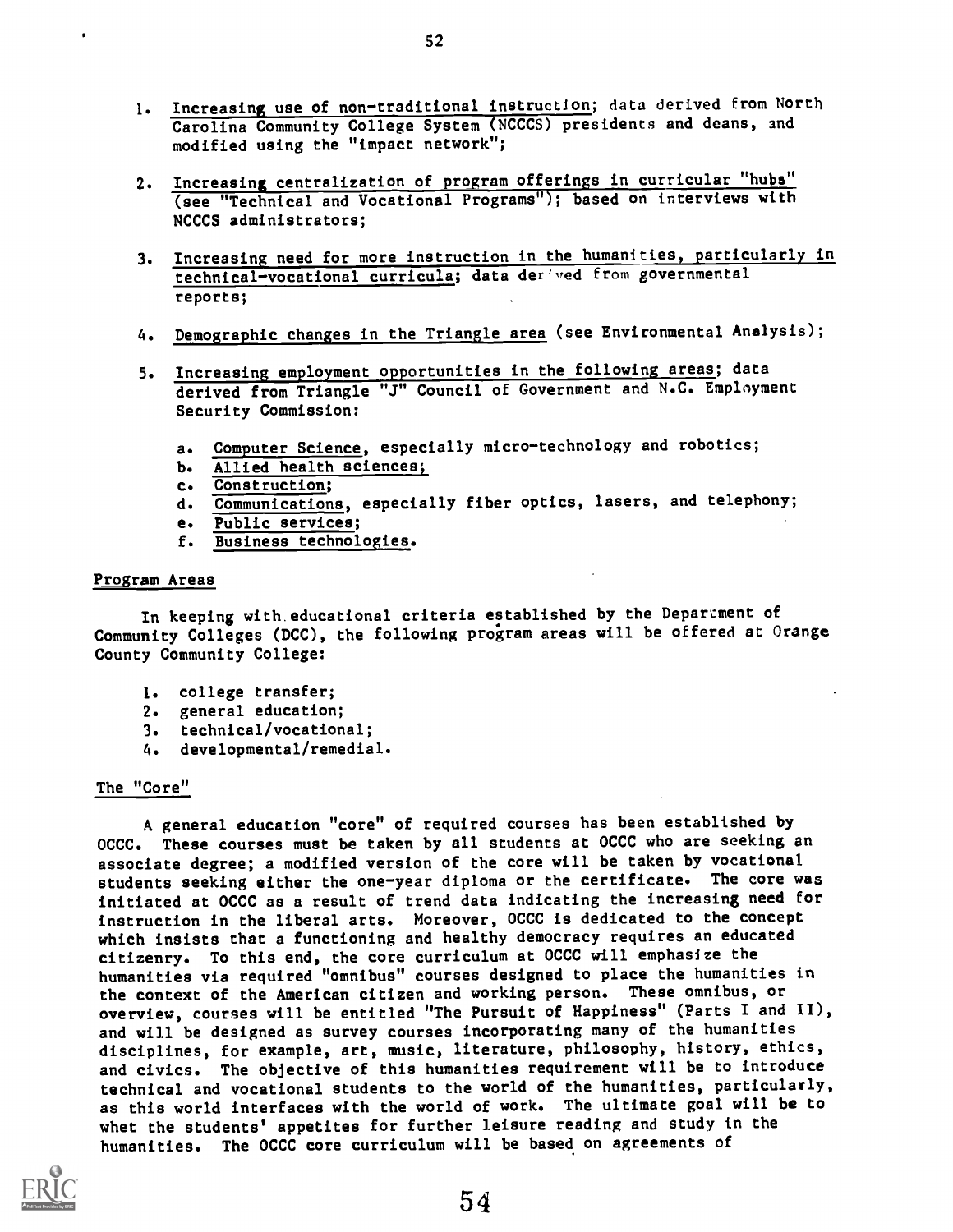1. Increasing use of non-traditional instruction; data derived from North Carolina Community College System (NCCCS) presidents and deans, and modified using the "impact network";

2. Increasing centralization of program offerings in curricular "hubs" (see "Technical and Vocational Programs"); based on interviews with NCCCS administrators;

3. Increasing need for more instruction in the humanities, particularly in technical-vocational curricula; data derived from governmental reports;

4. Demographic changes in the Triangle area (see Environmental Analysis);

5. Increasing employment opportunities in the following areas; data derived from Triangle "J" Council of Government and N.C. Employment Security Commission:

   a. Computer Science, especially micro-technology and robotics;
   b. Allied health sciences;
   c. Construction;
   d. Communications, especially fiber optics, lasers, and telephony;
   e. Public services;
   f. Business technologies.

## Program Areas

In keeping with educational criteria established by the Department of Community Colleges (DCC), the following program areas will be offered at Orange County Community College:

1. college transfer;
2. general education;
3. technical/vocational;
4. developmental/remedial.

## The "Core"

A general education "core" of required courses has been established by OCCC. These courses must be taken by all students at OCCC who are seeking an associate degree; a modified version of the core will be taken by vocational students seeking either the one-year diploma or the certificate. The core was initiated at OCCC as a result of trend data indicating the increasing need for instruction in the liberal arts. Moreover, OCCC is dedicated to the concept which insists that a functioning and healthy democracy requires an educated citizenry. To this end, the core curriculum at OCCC will emphasize the humanities via required "omnibus" courses designed to place the humanities in the context of the American citizen and working person. These omnibus, or overview, courses will be entitled "The Pursuit of Happiness" (Parts I and II), and will be designed as survey courses incorporating many of the humanities disciplines, for example, art, music, literature, philosophy, history, ethics, and civics. The objective of this humanities requirement will be to introduce technical and vocational students to the world of the humanities, particularly, as this world interfaces with the world of work. The ultimate goal will be to whet the students' appetites for further leisure reading and study in the humanities. The OCCC core curriculum will be based on agreements of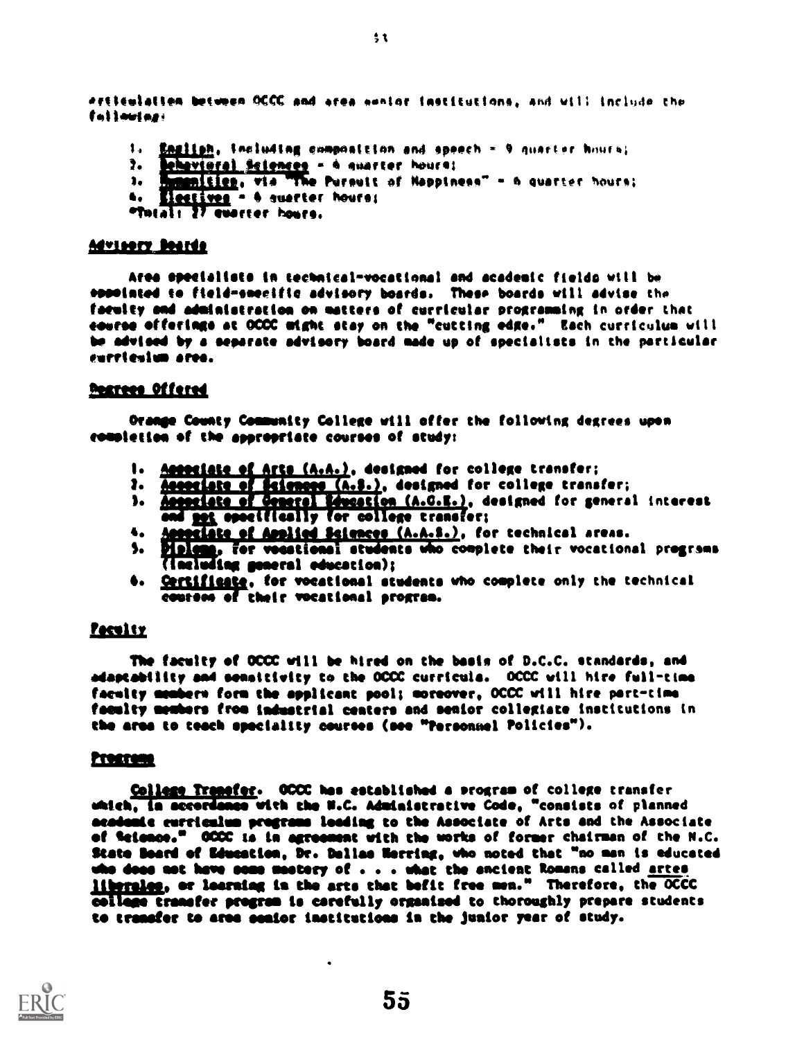articulation between OCCC and area senior institutions, and will include the following:

1. English, including composition and speech - 9 quarter hours;
2. Behavioral Sciences - 6 quarter hours;
3. Humanities, via "The Pursuit of Happiness" - 6 quarter hours;
4. Electives - 6 quarter hours;

*Total: 27 quarter hours.

## Advisory Boards

Area specialists in technical-vocational and academic fields will be appointed to field-specific advisory boards. These boards will advise the faculty and administration on matters of curricular programming in order that course offerings at OCCC might stay on the "cutting edge." Each curriculum will be advised by a separate advisory board made up of specialists in the particular curriculum area.

## Degrees Offered

Orange County Community College will offer the following degrees upon completion of the appropriate courses of study:

1. Associate of Arts (A.A.), designed for college transfer;
2. Associate of Sciences (A.S.), designed for college transfer;
3. Associate of General Education (A.G.E.), designed for general interest and not specifically for college transfer;
4. Associate of Applied Sciences (A.A.S.), for technical areas.
5. Diploma, for vocational students who complete their vocational programs (including general education);
6. Certificate, for vocational students who complete only the technical courses of their vocational program.

## Faculty

The faculty of OCCC will be hired on the basis of D.C.C. standards, and adaptability and sensitivity to the OCCC curricula. OCCC will hire full-time faculty members form the applicant pool; moreover, OCCC will hire part-time faculty members from industrial centers and senior collegiate institutions in the area to teach speciality courses (see "Personnel Policies").

## Programs

College Transfer. OCCC has established a program of college transfer which, in accordance with the N.C. Administrative Code, "consists of planned academic curriculum programs leading to the Associate of Arts and the Associate of Science." OCCC is in agreement with the works of former chairman of the N.C. State Board of Education, Dr. Dallas Herring, who noted that "no man is educated who does not have some mastery of . . . what the ancient Romans called *artes liberales*, or learning in the arts that befit free men." Therefore, the OCCC college transfer program is carefully organized to thoroughly prepare students to transfer to area senior institutions in the junior year of study.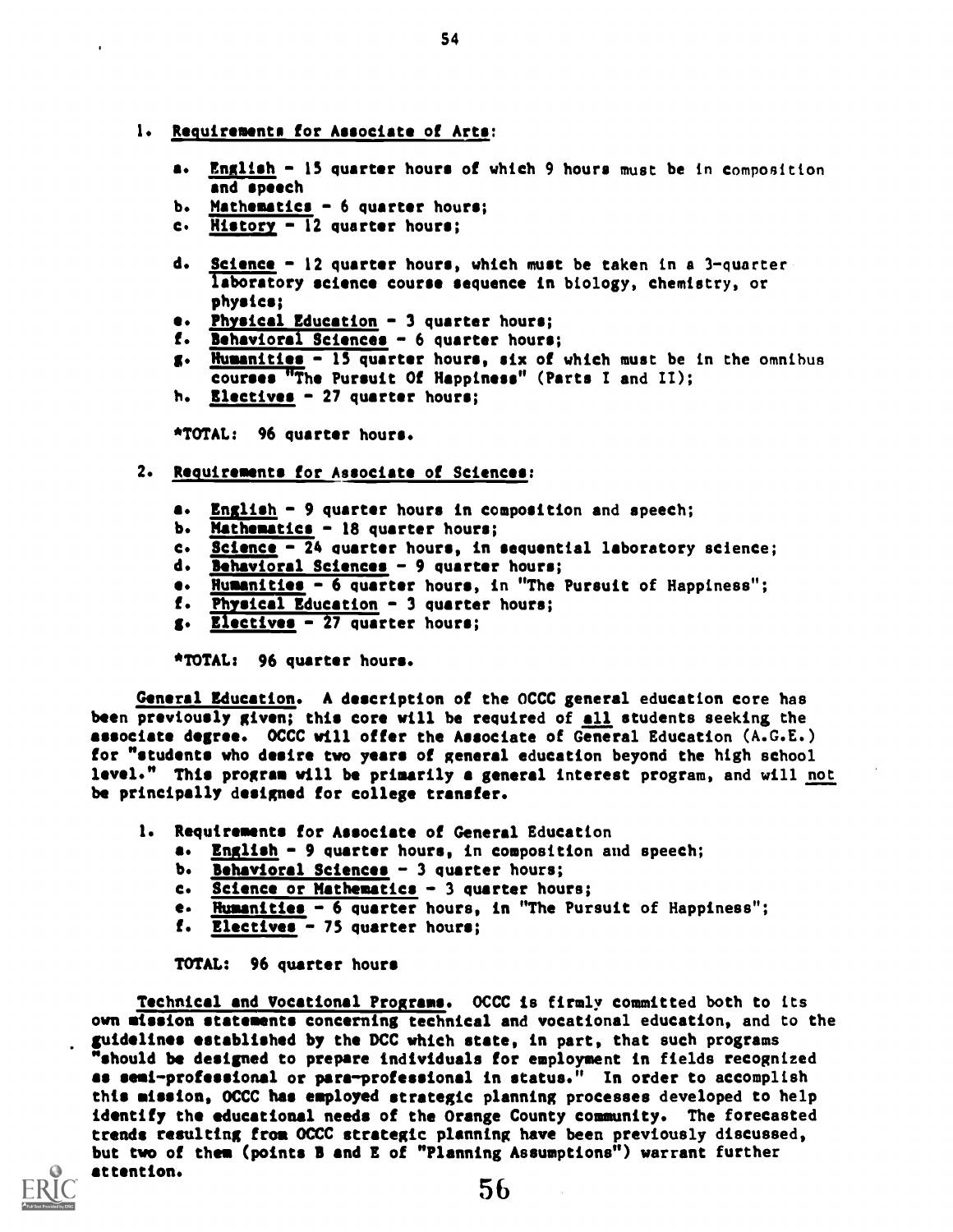1. Requirements for Associate of Arts:

   a. English - 15 quarter hours of which 9 hours must be in composition and speech
   b. Mathematics - 6 quarter hours;
   c. History - 12 quarter hours;
   d. Science - 12 quarter hours, which must be taken in a 3-quarter laboratory science course sequence in biology, chemistry, or physics;
   e. Physical Education - 3 quarter hours;
   f. Behavioral Sciences - 6 quarter hours;
   g. Humanities - 15 quarter hours, six of which must be in the omnibus courses "The Pursuit Of Happiness" (Parts I and II);
   h. Electives - 27 quarter hours;

   *TOTAL: 96 quarter hours.

2. Requirements for Associate of Sciences:

   a. English - 9 quarter hours in composition and speech;
   b. Mathematics - 18 quarter hours;
   c. Science - 24 quarter hours, in sequential laboratory science;
   d. Behavioral Sciences - 9 quarter hours;
   e. Humanities - 6 quarter hours, in "The Pursuit of Happiness";
   f. Physical Education - 3 quarter hours;
   g. Electives - 27 quarter hours;

   *TOTAL: 96 quarter hours.

General Education. A description of the OCCC general education core has been previously given; this core will be required of all students seeking the associate degree. OCCC will offer the Associate of General Education (A.G.E.) for "students who desire two years of general education beyond the high school level." This program will be primarily a general interest program, and will not be principally designed for college transfer.

1. Requirements for Associate of General Education
   a. English - 9 quarter hours, in composition and speech;
   b. Behavioral Sciences - 3 quarter hours;
   c. Science or Mathematics - 3 quarter hours;
   e. Humanities - 6 quarter hours, in "The Pursuit of Happiness";
   f. Electives - 75 quarter hours;

   TOTAL: 96 quarter hours

Technical and Vocational Programs. OCCC is firmly committed both to its own mission statements concerning technical and vocational education, and to the guidelines established by the DCC which state, in part, that such programs "should be designed to prepare individuals for employment in fields recognized as semi-professional or para-professional in status." In order to accomplish this mission, OCCC has employed strategic planning processes developed to help identify the educational needs of the Orange County community. The forecasted trends resulting from OCCC strategic planning have been previously discussed, but two of them (points B and E of "Planning Assumptions") warrant further attention.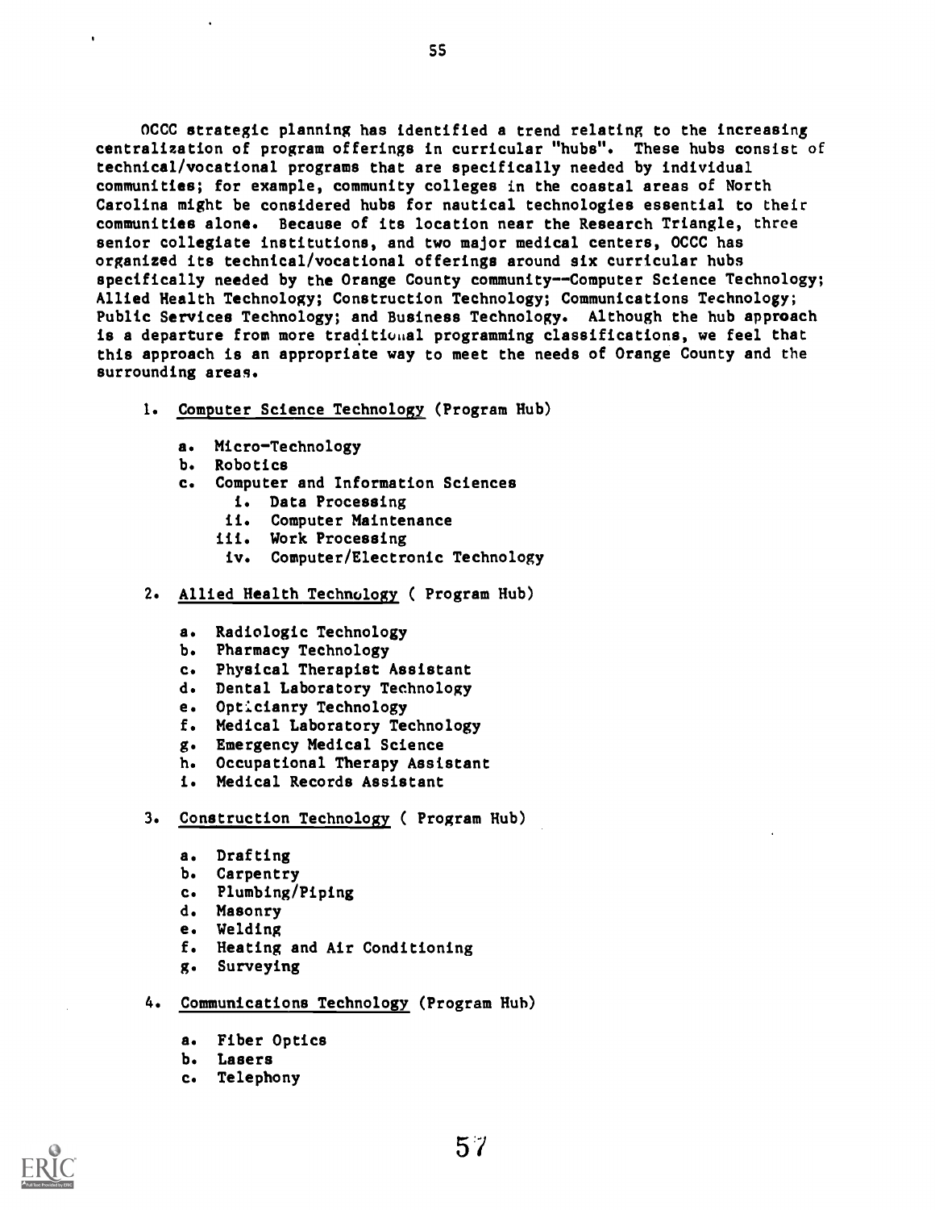OCCC strategic planning has identified a trend relating to the increasing centralization of program offerings in curricular "hubs". These hubs consist of technical/vocational programs that are specifically needed by individual communities; for example, community colleges in the coastal areas of North Carolina might be considered hubs for nautical technologies essential to their communities alone. Because of its location near the Research Triangle, three senior collegiate institutions, and two major medical centers, OCCC has organized its technical/vocational offerings around six curricular hubs specifically needed by the Orange County community--Computer Science Technology; Allied Health Technology; Construction Technology; Communications Technology; Public Services Technology; and Business Technology. Although the hub approach is a departure from more traditional programming classifications, we feel that this approach is an appropriate way to meet the needs of Orange County and the surrounding areas.

1. <u>Computer Science Technology</u> (Program Hub)

   a. Micro-Technology
   b. Robotics
   c. Computer and Information Sciences
      i. Data Processing
      ii. Computer Maintenance
      iii. Work Processing
      iv. Computer/Electronic Technology

2. <u>Allied Health Technology</u> ( Program Hub)

   a. Radiologic Technology
   b. Pharmacy Technology
   c. Physical Therapist Assistant
   d. Dental Laboratory Technology
   e. Opticianry Technology
   f. Medical Laboratory Technology
   g. Emergency Medical Science
   h. Occupational Therapy Assistant
   i. Medical Records Assistant

3. <u>Construction Technology</u> ( Program Hub)

   a. Drafting
   b. Carpentry
   c. Plumbing/Piping
   d. Masonry
   e. Welding
   f. Heating and Air Conditioning
   g. Surveying

4. <u>Communications Technology</u> (Program Hub)

   a. Fiber Optics
   b. Lasers
   c. Telephony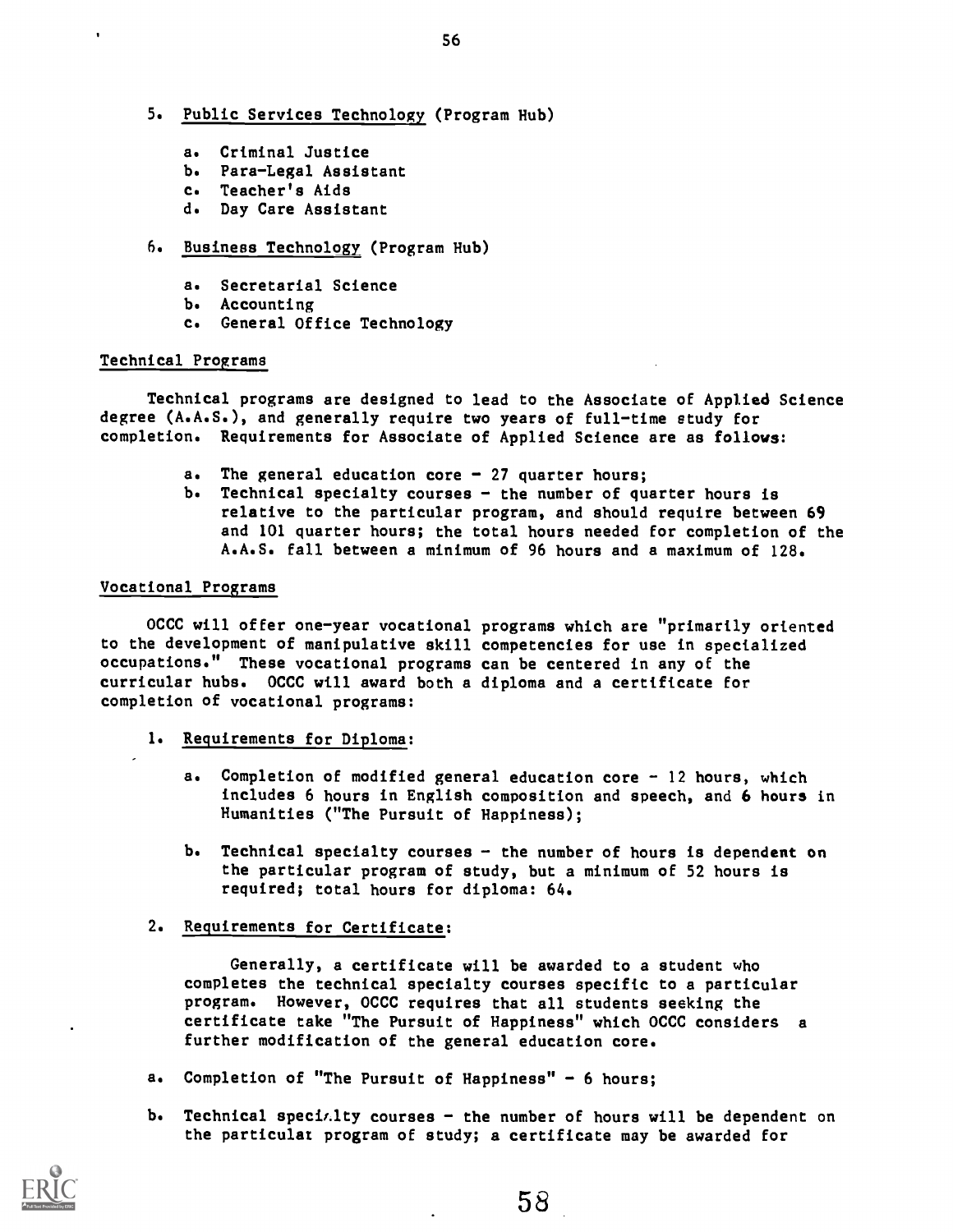5. <u>Public Services Technology</u> (Program Hub)

   a. Criminal Justice
   b. Para-Legal Assistant
   c. Teacher's Aids
   d. Day Care Assistant

6. <u>Business Technology</u> (Program Hub)

   a. Secretarial Science
   b. Accounting
   c. General Office Technology

## Technical Programs

Technical programs are designed to lead to the Associate of Applied Science degree (A.A.S.), and generally require two years of full-time study for completion. Requirements for Associate of Applied Science are as follows:

a. The general education core - 27 quarter hours;
b. Technical specialty courses - the number of quarter hours is relative to the particular program, and should require between 69 and 101 quarter hours; the total hours needed for completion of the A.A.S. fall between a minimum of 96 hours and a maximum of 128.

## Vocational Programs

OCCC will offer one-year vocational programs which are "primarily oriented to the development of manipulative skill competencies for use in specialized occupations." These vocational programs can be centered in any of the curricular hubs. OCCC will award both a diploma and a certificate for completion of vocational programs:

1. Requirements for Diploma:

   a. Completion of modified general education core - 12 hours, which includes 6 hours in English composition and speech, and 6 hours in Humanities ("The Pursuit of Happiness);

   b. Technical specialty courses - the number of hours is dependent on the particular program of study, but a minimum of 52 hours is required; total hours for diploma: 64.

2. Requirements for Certificate:

   Generally, a certificate will be awarded to a student who completes the technical specialty courses specific to a particular program. However, OCCC requires that all students seeking the certificate take "The Pursuit of Happiness" which OCCC considers a further modification of the general education core.

a. Completion of "The Pursuit of Happiness" - 6 hours;

b. Technical specialty courses - the number of hours will be dependent on the particular program of study; a certificate may be awarded for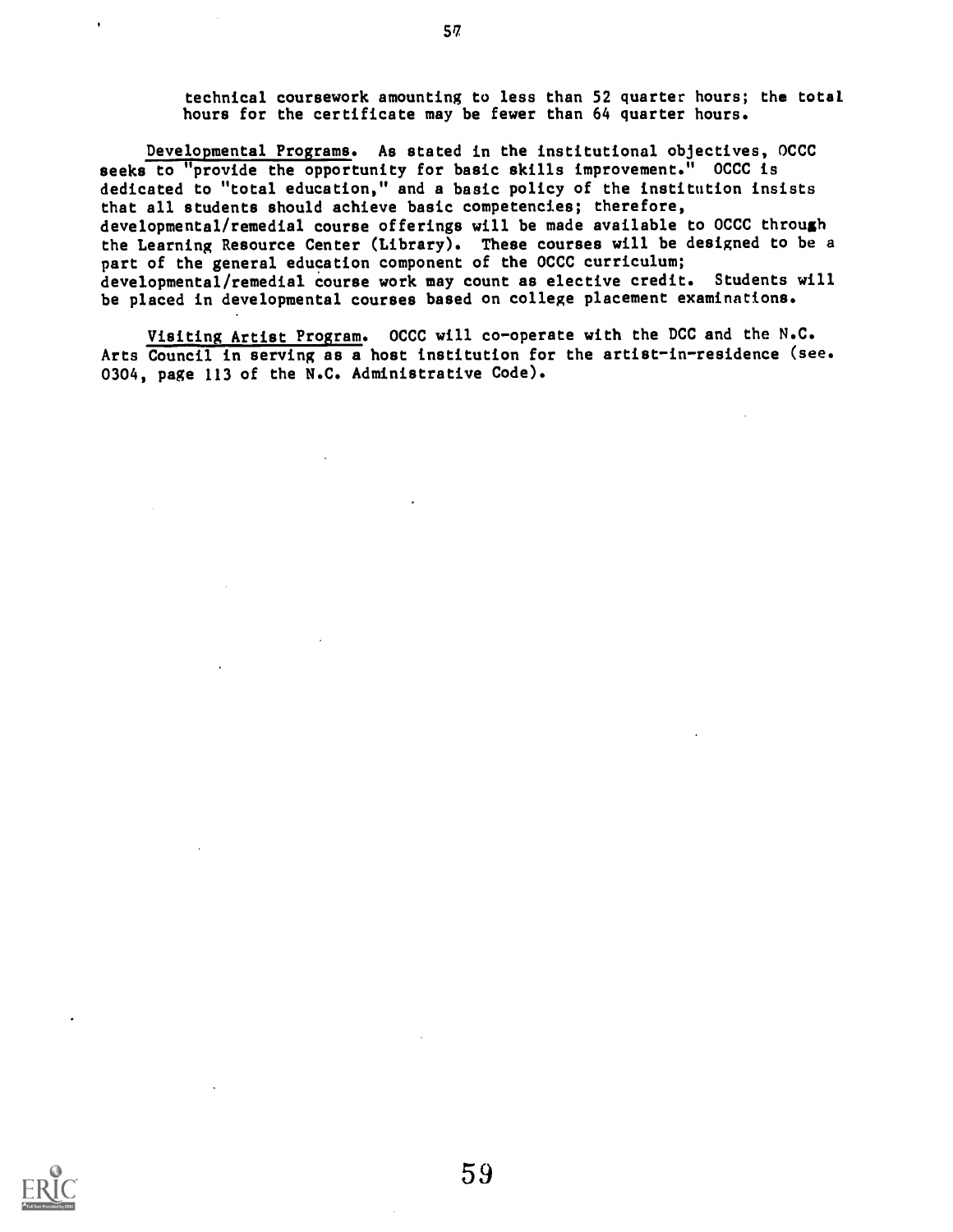technical coursework amounting to less than 52 quarter hours; the total hours for the certificate may be fewer than 64 quarter hours.

Developmental Programs. As stated in the institutional objectives, OCCC seeks to "provide the opportunity for basic skills improvement." OCCC is dedicated to "total education," and a basic policy of the institution insists that all students should achieve basic competencies; therefore, developmental/remedial course offerings will be made available to OCCC through the Learning Resource Center (Library). These courses will be designed to be a part of the general education component of the OCCC curriculum; developmental/remedial course work may count as elective credit. Students will be placed in developmental courses based on college placement examinations.

Visiting Artist Program. OCCC will co-operate with the DCC and the N.C. Arts Council in serving as a host institution for the artist-in-residence (see. 0304, page 113 of the N.C. Administrative Code).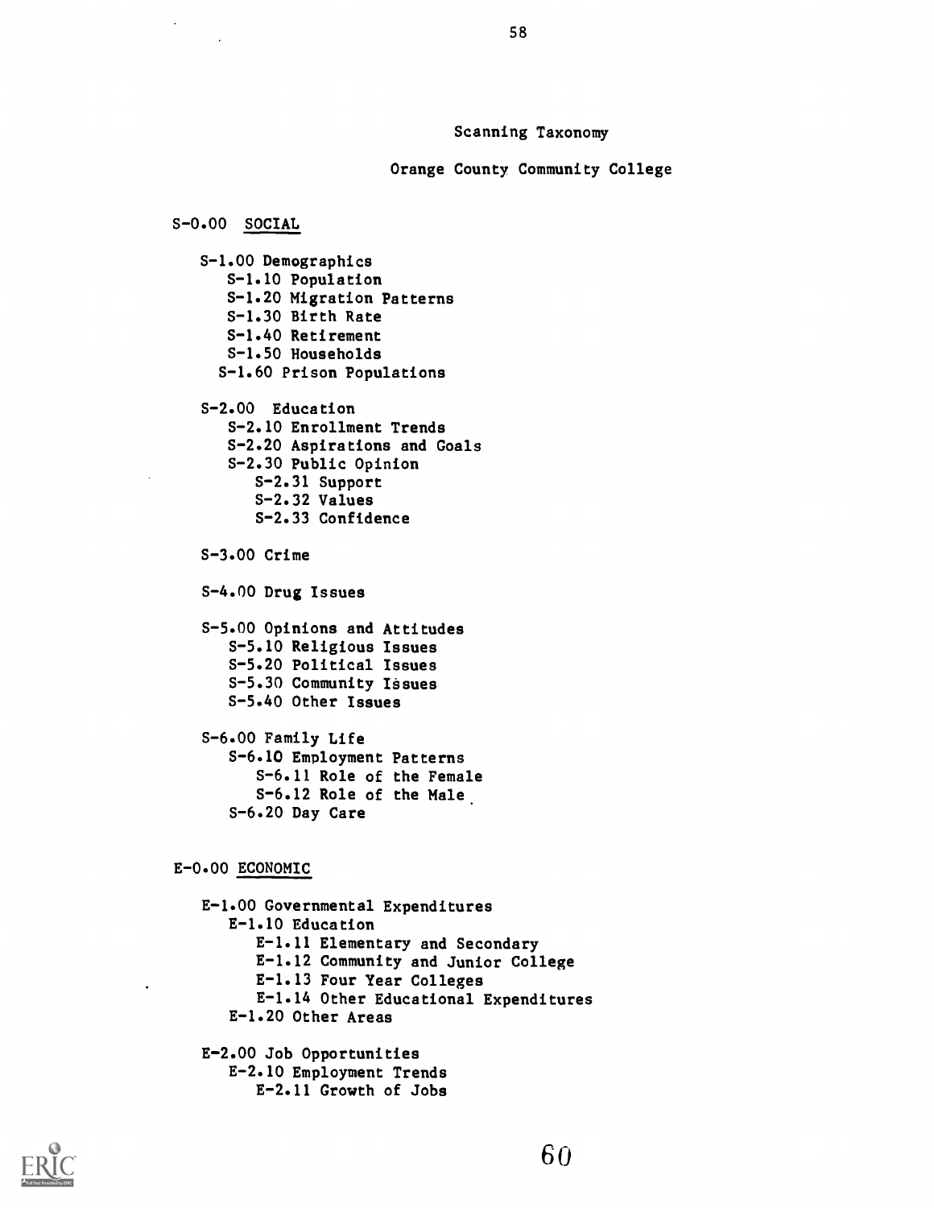## Scanning Taxonomy

## Orange County Community College

S-0.00 SOCIAL

- S-1.00 Demographics
  - S-1.10 Population
  - S-1.20 Migration Patterns
  - S-1.30 Birth Rate
  - S-1.40 Retirement
  - S-1.50 Households
  - S-1.60 Prison Populations

- S-2.00 Education
  - S-2.10 Enrollment Trends
  - S-2.20 Aspirations and Goals
  - S-2.30 Public Opinion
    - S-2.31 Support
    - S-2.32 Values
    - S-2.33 Confidence

- S-3.00 Crime

- S-4.00 Drug Issues

- S-5.00 Opinions and Attitudes
  - S-5.10 Religious Issues
  - S-5.20 Political Issues
  - S-5.30 Community Issues
  - S-5.40 Other Issues

- S-6.00 Family Life
  - S-6.10 Employment Patterns
    - S-6.11 Role of the Female
    - S-6.12 Role of the Male
  - S-6.20 Day Care

E-0.00 ECONOMIC

- E-1.00 Governmental Expenditures
  - E-1.10 Education
    - E-1.11 Elementary and Secondary
    - E-1.12 Community and Junior College
    - E-1.13 Four Year Colleges
    - E-1.14 Other Educational Expenditures
  - E-1.20 Other Areas

- E-2.00 Job Opportunities
  - E-2.10 Employment Trends
    - E-2.11 Growth of Jobs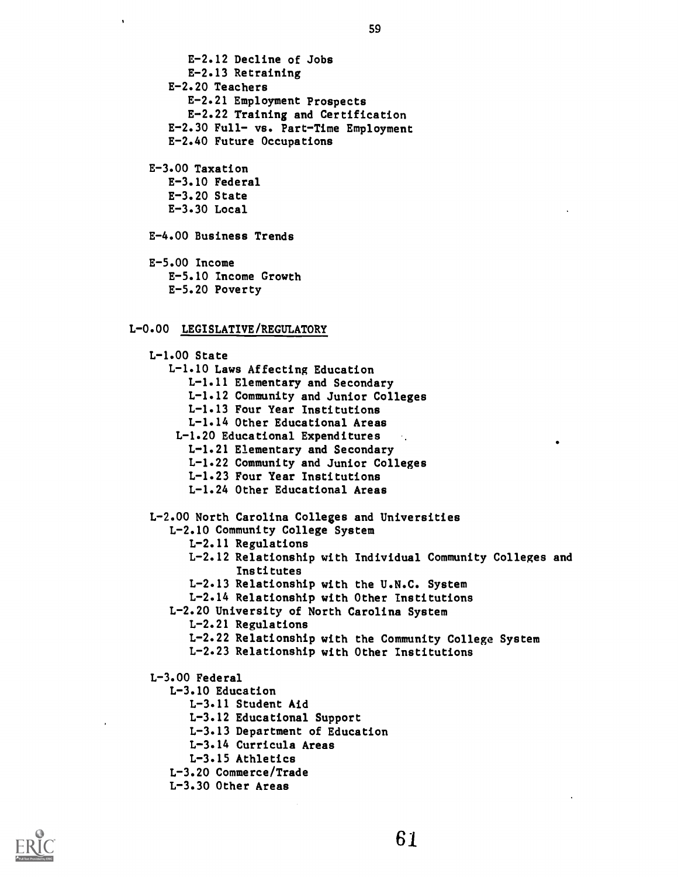- E-2.12 Decline of Jobs
- E-2.13 Retraining
- E-2.20 Teachers
  - E-2.21 Employment Prospects
  - E-2.22 Training and Certification
- E-2.30 Full- vs. Part-Time Employment
- E-2.40 Future Occupations

E-3.00 Taxation
- E-3.10 Federal
- E-3.20 State
- E-3.30 Local

E-4.00 Business Trends

E-5.00 Income
- E-5.10 Income Growth
- E-5.20 Poverty

## L-0.00 <u>LEGISLATIVE/REGULATORY</u>

L-1.00 State
- L-1.10 Laws Affecting Education
  - L-1.11 Elementary and Secondary
  - L-1.12 Community and Junior Colleges
  - L-1.13 Four Year Institutions
  - L-1.14 Other Educational Areas
- L-1.20 Educational Expenditures
  - L-1.21 Elementary and Secondary
  - L-1.22 Community and Junior Colleges
  - L-1.23 Four Year Institutions
  - L-1.24 Other Educational Areas

L-2.00 North Carolina Colleges and Universities
- L-2.10 Community College System
  - L-2.11 Regulations
  - L-2.12 Relationship with Individual Community Colleges and Institutes
  - L-2.13 Relationship with the U.N.C. System
  - L-2.14 Relationship with Other Institutions
- L-2.20 University of North Carolina System
  - L-2.21 Regulations
  - L-2.22 Relationship with the Community College System
  - L-2.23 Relationship with Other Institutions

L-3.00 Federal
- L-3.10 Education
  - L-3.11 Student Aid
  - L-3.12 Educational Support
  - L-3.13 Department of Education
  - L-3.14 Curricula Areas
  - L-3.15 Athletics
- L-3.20 Commerce/Trade
- L-3.30 Other Areas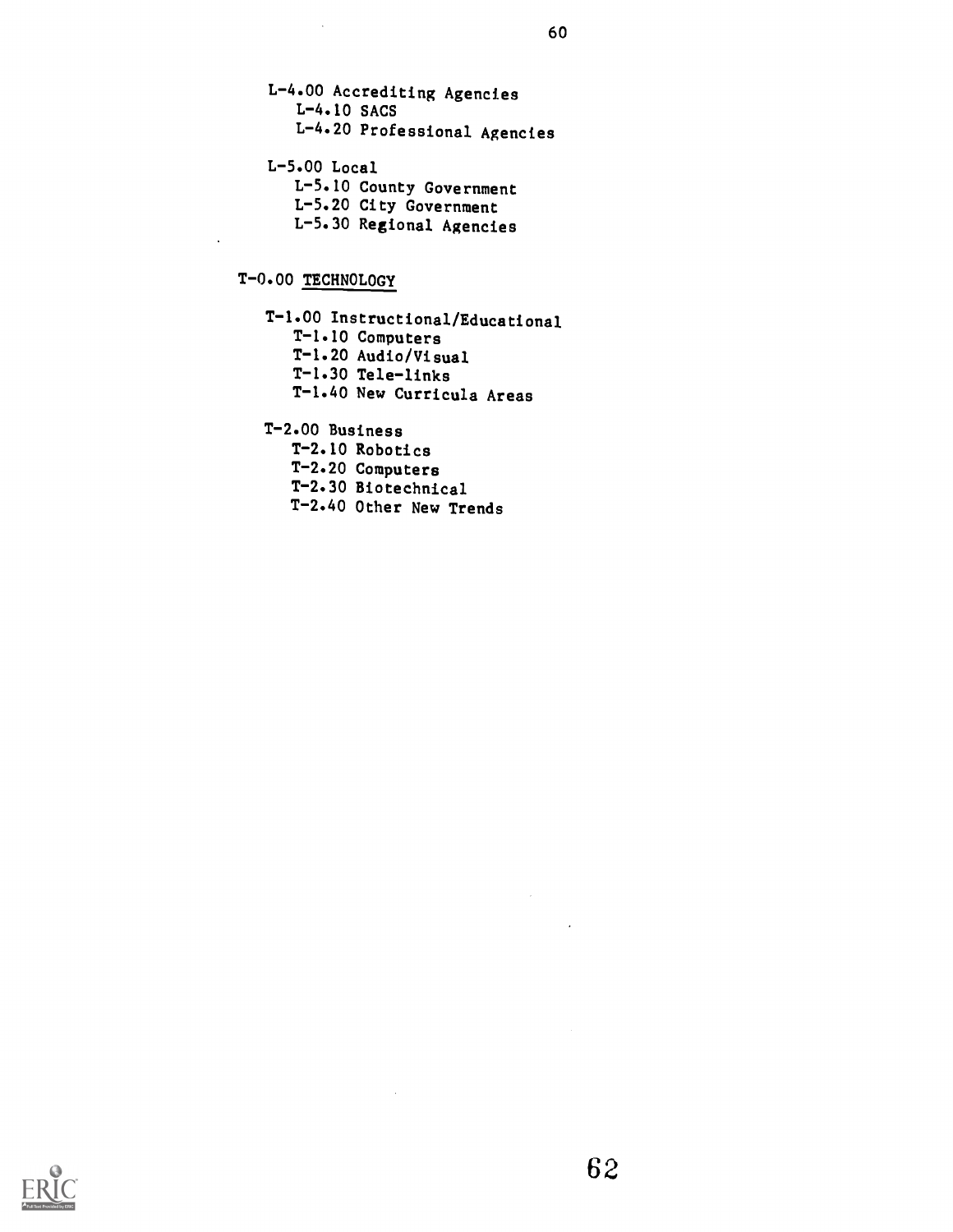- L-4.00 Accrediting Agencies
  - L-4.10 SACS
  - L-4.20 Professional Agencies
- L-5.00 Local
  - L-5.10 County Government
  - L-5.20 City Government
  - L-5.30 Regional Agencies

T-0.00 <u>TECHNOLOGY</u>

- T-1.00 Instructional/Educational
  - T-1.10 Computers
  - T-1.20 Audio/Visual
  - T-1.30 Tele-links
  - T-1.40 New Curricula Areas
- T-2.00 Business
  - T-2.10 Robotics
  - T-2.20 Computers
  - T-2.30 Biotechnical
  - T-2.40 Other New Trends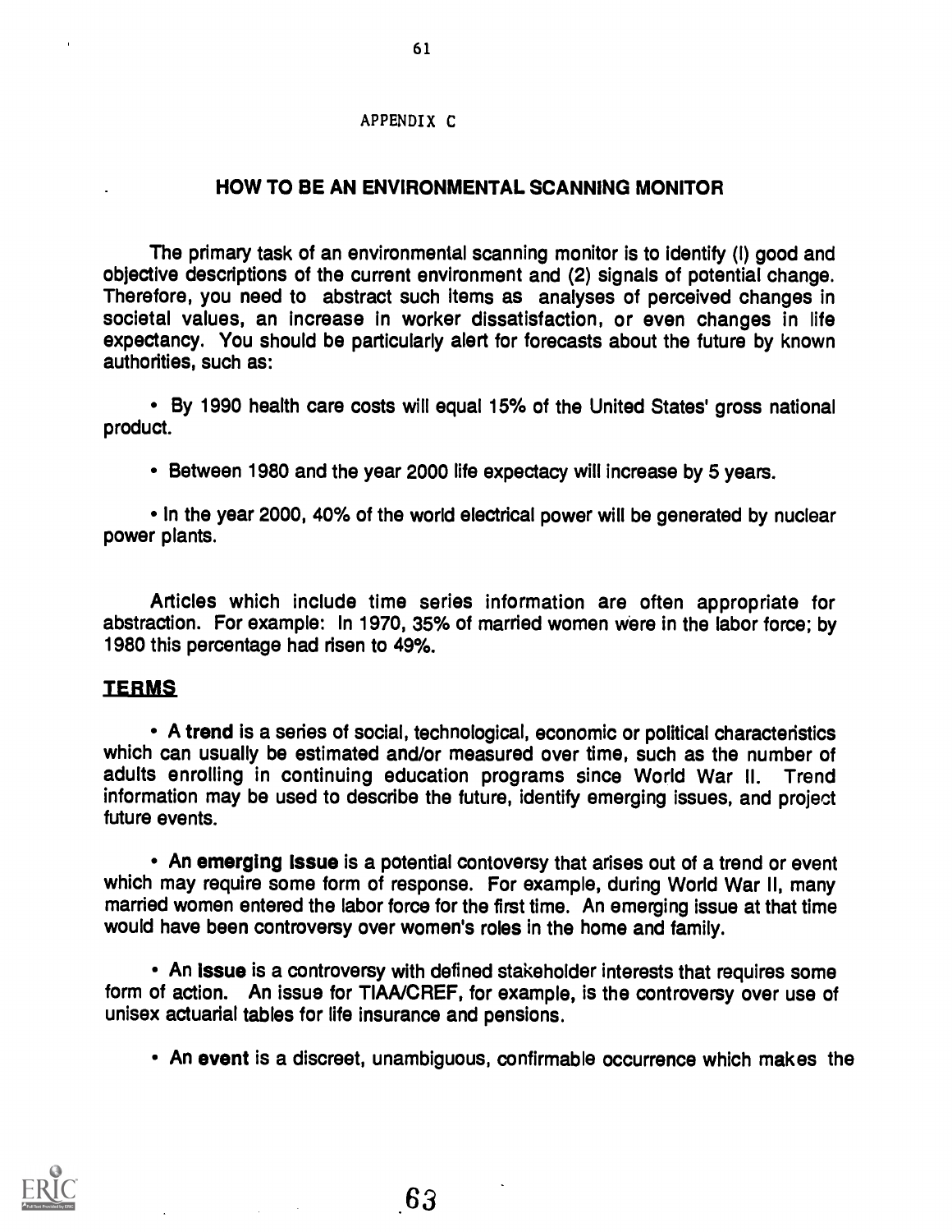APPENDIX C

# HOW TO BE AN ENVIRONMENTAL SCANNING MONITOR

The primary task of an environmental scanning monitor is to identify (l) good and objective descriptions of the current environment and (2) signals of potential change. Therefore, you need to abstract such items as analyses of perceived changes in societal values, an increase in worker dissatisfaction, or even changes in life expectancy. You should be particularly alert for forecasts about the future by known authorities, such as:

• By 1990 health care costs will equal 15% of the United States' gross national product.

• Between 1980 and the year 2000 life expectacy will increase by 5 years.

• In the year 2000, 40% of the world electrical power will be generated by nuclear power plants.

Articles which include time series information are often appropriate for abstraction. For example: In 1970, 35% of married women were in the labor force; by 1980 this percentage had risen to 49%.

## TERMS

• A **trend** is a series of social, technological, economic or political characteristics which can usually be estimated and/or measured over time, such as the number of adults enrolling in continuing education programs since World War II. Trend information may be used to describe the future, identify emerging issues, and project future events.

• An **emerging issue** is a potential contoversy that arises out of a trend or event which may require some form of response. For example, during World War II, many married women entered the labor force for the first time. An emerging issue at that time would have been controversy over women's roles in the home and family.

• An **issue** is a controversy with defined stakeholder interests that requires some form of action. An issue for TIAA/CREF, for example, is the controversy over use of unisex actuarial tables for life insurance and pensions.

• An **event** is a discreet, unambiguous, confirmable occurrence which makes the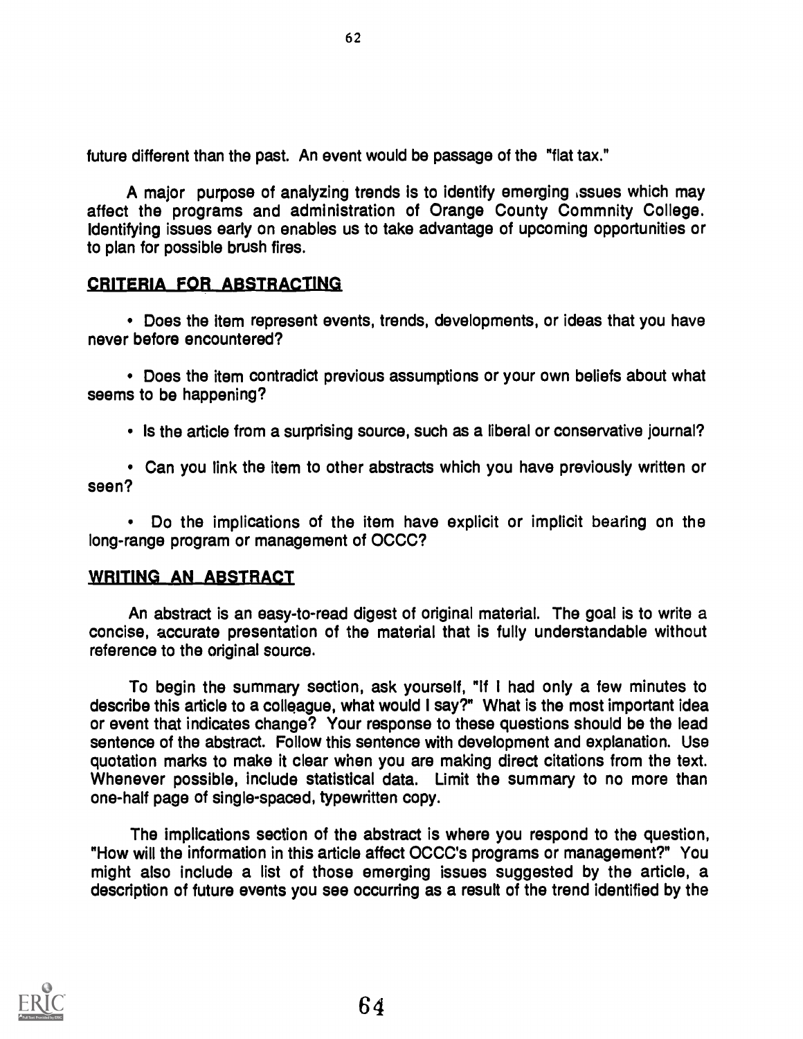future different than the past. An event would be passage of the "flat tax."

A major purpose of analyzing trends is to identify emerging issues which may affect the programs and administration of Orange County Commnity College. Identifying issues early on enables us to take advantage of upcoming opportunities or to plan for possible brush fires.

## CRITERIA FOR ABSTRACTING

- Does the item represent events, trends, developments, or ideas that you have never before encountered?

- Does the item contradict previous assumptions or your own beliefs about what seems to be happening?

- Is the article from a surprising source, such as a liberal or conservative journal?

- Can you link the item to other abstracts which you have previously written or seen?

- Do the implications of the item have explicit or implicit bearing on the long-range program or management of OCCC?

## WRITING AN ABSTRACT

An abstract is an easy-to-read digest of original material. The goal is to write a concise, accurate presentation of the material that is fully understandable without reference to the original source.

To begin the summary section, ask yourself, "If I had only a few minutes to describe this article to a colleague, what would I say?" What is the most important idea or event that indicates change? Your response to these questions should be the lead sentence of the abstract. Follow this sentence with development and explanation. Use quotation marks to make it clear when you are making direct citations from the text. Whenever possible, include statistical data. Limit the summary to no more than one-half page of single-spaced, typewritten copy.

The implications section of the abstract is where you respond to the question, "How will the information in this article affect OCCC's programs or management?" You might also include a list of those emerging issues suggested by the article, a description of future events you see occurring as a result of the trend identified by the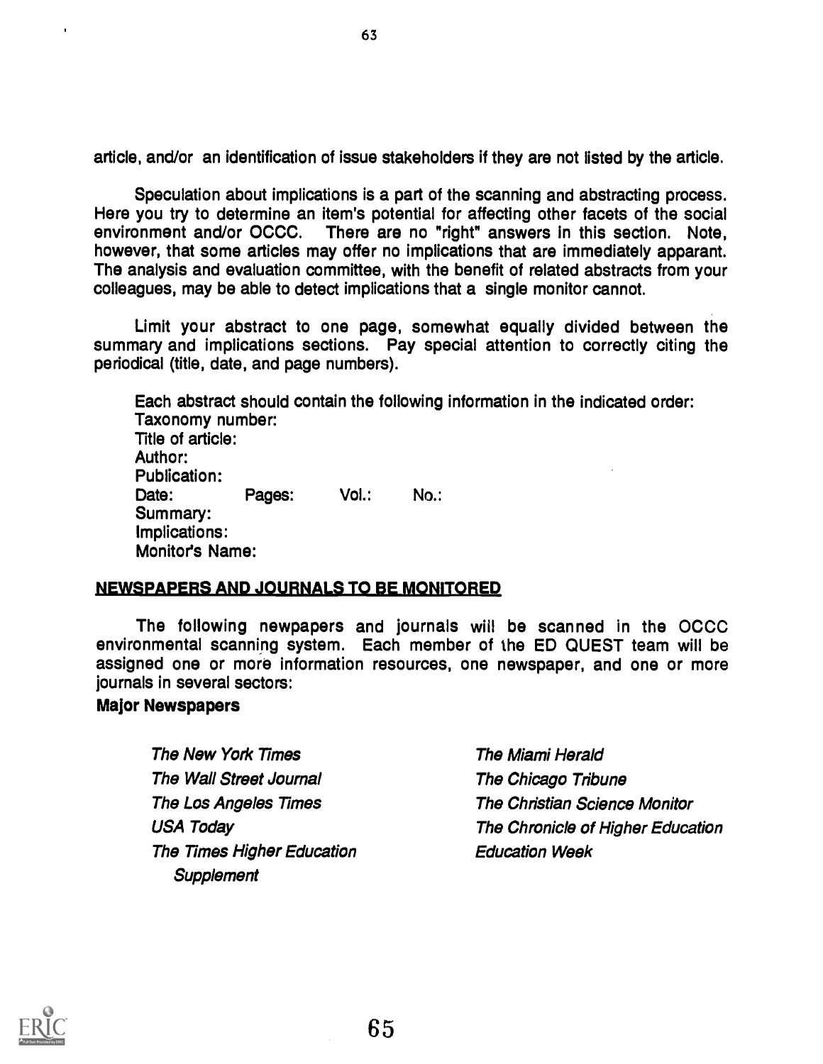article, and/or an identification of issue stakeholders if they are not listed by the article.

Speculation about implications is a part of the scanning and abstracting process. Here you try to determine an item's potential for affecting other facets of the social environment and/or OCCC. There are no "right" answers in this section. Note, however, that some articles may offer no implications that are immediately apparant. The analysis and evaluation committee, with the benefit of related abstracts from your colleagues, may be able to detect implications that a single monitor cannot.

Limit your abstract to one page, somewhat equally divided between the summary and implications sections. Pay special attention to correctly citing the periodical (title, date, and page numbers).

Each abstract should contain the following information in the indicated order:
Taxonomy number:
Title of article:
Author:
Publication:
Date: Pages: Vol.: No.:
Summary:
Implications:
Monitor's Name:

## NEWSPAPERS AND JOURNALS TO BE MONITORED

The following newpapers and journals will be scanned in the OCCC environmental scanning system. Each member of the ED QUEST team will be assigned one or more information resources, one newspaper, and one or more journals in several sectors:

**Major Newspapers**

*The New York Times*
*The Wall Street Journal*
*The Los Angeles Times*
*USA Today*
*The Times Higher Education Supplement*
*The Miami Herald*
*The Chicago Tribune*
*The Christian Science Monitor*
*The Chronicle of Higher Education*
*Education Week*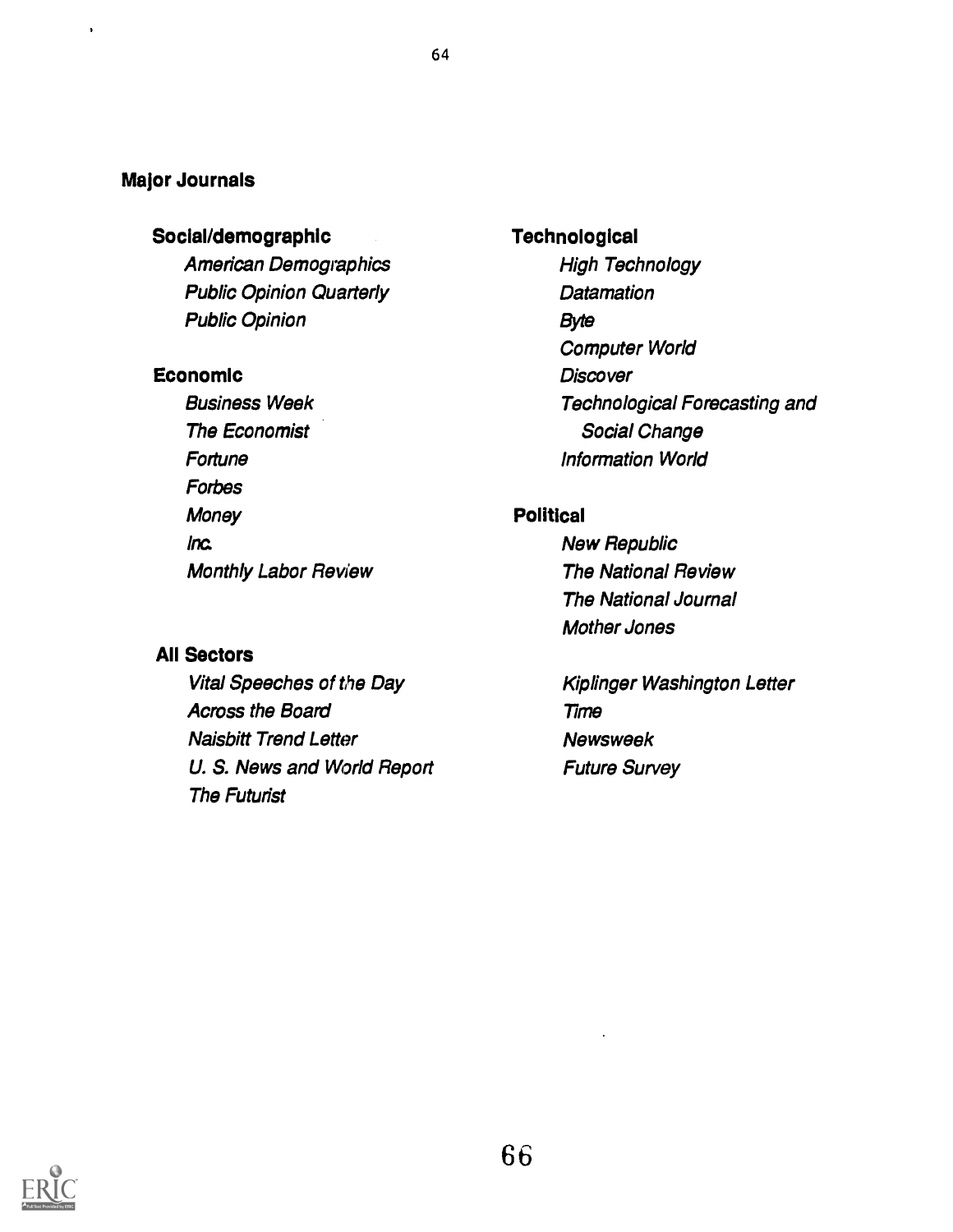## Major Journals

### Social/demographic

*American Demographics*
*Public Opinion Quarterly*
*Public Opinion*

### Economic

*Business Week*
*The Economist*
*Fortune*
*Forbes*
*Money*
*Inc.*
*Monthly Labor Review*

### All Sectors

*Vital Speeches of the Day*
*Across the Board*
*Naisbitt Trend Letter*
*U. S. News and World Report*
*The Futurist*

### Technological

*High Technology*
*Datamation*
*Byte*
*Computer World*
*Discover*
*Technological Forecasting and Social Change*
*Information World*

### Political

*New Republic*
*The National Review*
*The National Journal*
*Mother Jones*

*Kiplinger Washington Letter*
*Time*
*Newsweek*
*Future Survey*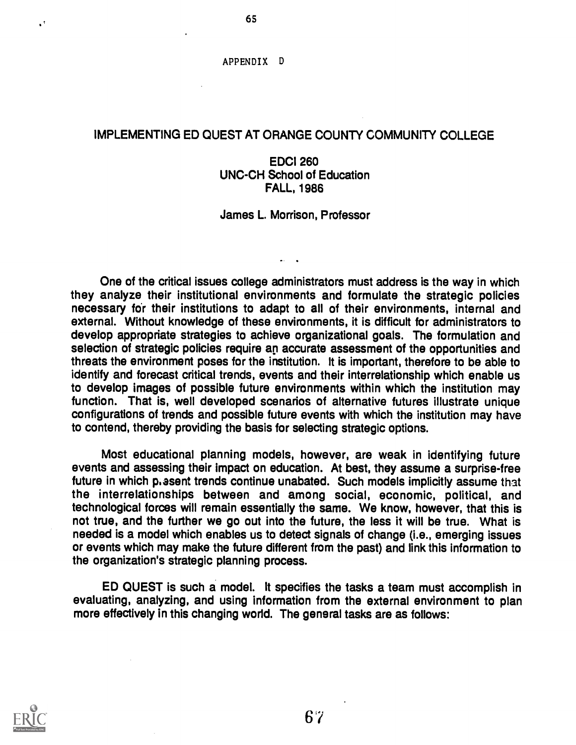APPENDIX D

## IMPLEMENTING ED QUEST AT ORANGE COUNTY COMMUNITY COLLEGE

EDCI 260
UNC-CH School of Education
FALL, 1986

James L. Morrison, Professor

One of the critical issues college administrators must address is the way in which they analyze their institutional environments and formulate the strategic policies necessary for their institutions to adapt to all of their environments, internal and external. Without knowledge of these environments, it is difficult for administrators to develop appropriate strategies to achieve organizational goals. The formulation and selection of strategic policies require an accurate assessment of the opportunities and threats the environment poses for the institution. It is important, therefore to be able to identify and forecast critical trends, events and their interrelationship which enable us to develop images of possible future environments within which the institution may function. That is, well developed scenarios of alternative futures illustrate unique configurations of trends and possible future events with which the institution may have to contend, thereby providing the basis for selecting strategic options.

Most educational planning models, however, are weak in identifying future events and assessing their impact on education. At best, they assume a surprise-free future in which present trends continue unabated. Such models implicitly assume that the interrelationships between and among social, economic, political, and technological forces will remain essentially the same. We know, however, that this is not true, and the further we go out into the future, the less it will be true. What is needed is a model which enables us to detect signals of change (i.e., emerging issues or events which may make the future different from the past) and link this information to the organization's strategic planning process.

ED QUEST is such a model. It specifies the tasks a team must accomplish in evaluating, analyzing, and using information from the external environment to plan more effectively in this changing world. The general tasks are as follows: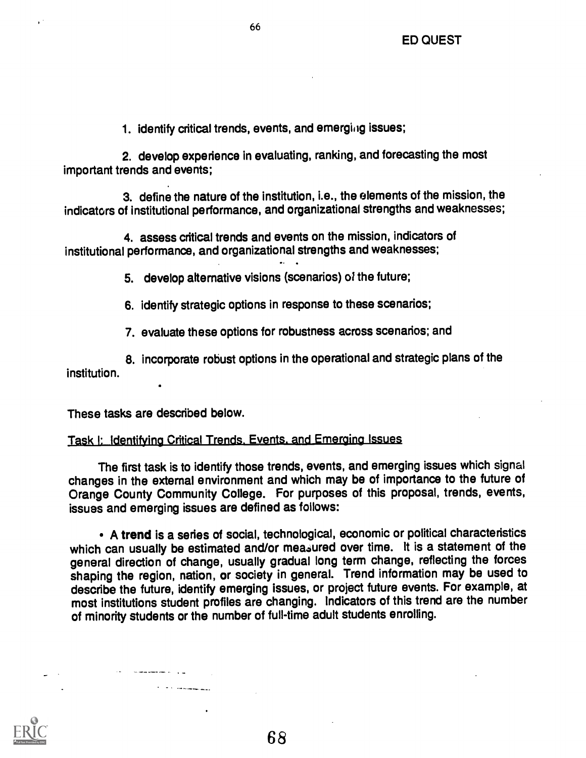1. identify critical trends, events, and emerging issues;

2. develop experience in evaluating, ranking, and forecasting the most important trends and events;

3. define the nature of the institution, i.e., the elements of the mission, the indicators of institutional performance, and organizational strengths and weaknesses;

4. assess critical trends and events on the mission, indicators of institutional performance, and organizational strengths and weaknesses;

5. develop alternative visions (scenarios) of the future;

6. identify strategic options in response to these scenarios;

7. evaluate these options for robustness across scenarios; and

8. incorporate robust options in the operational and strategic plans of the institution.

These tasks are described below.

Task I: Identifying Critical Trends, Events, and Emerging Issues

The first task is to identify those trends, events, and emerging issues which signal changes in the external environment and which may be of importance to the future of Orange County Community College. For purposes of this proposal, trends, events, issues and emerging issues are defined as follows:

• A **trend** is a series of social, technological, economic or political characteristics which can usually be estimated and/or measured over time. It is a statement of the general direction of change, usually gradual long term change, reflecting the forces shaping the region, nation, or society in general. Trend information may be used to describe the future, identify emerging issues, or project future events. For example, at most institutions student profiles are changing. Indicators of this trend are the number of minority students or the number of full-time adult students enrolling.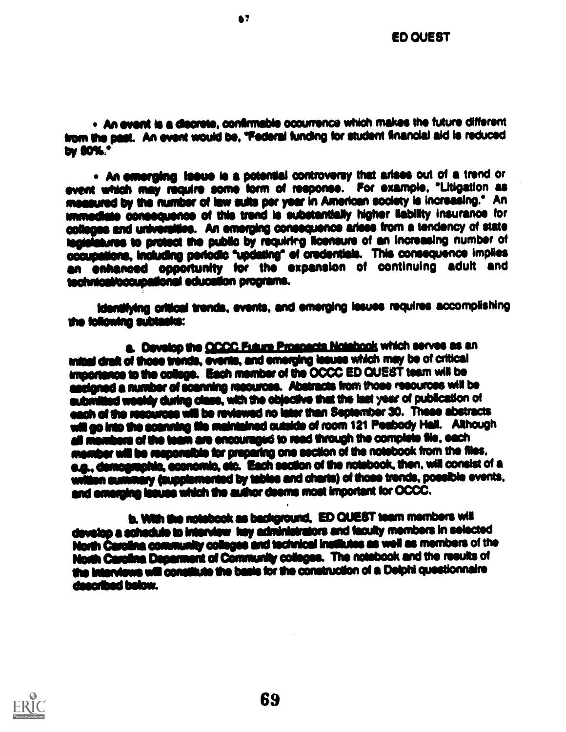• An event is a discrete, confirmable occurrence which makes the future different from the past. An event would be, "Federal funding for student financial aid is reduced by 50%."

• An emerging issue is a potential controversy that arises out of a trend or event which may require some form of response. For example, "Litigation as measured by the number of law suits per year in American society is increasing." An immediate consequence of this trend is substantially higher liability insurance for colleges and universities. An emerging consequence arises from a tendency of state legislatures to protect the public by requiring licensure of an increasing number of occupations, including periodic "updating" of credentials. This consequence implies an enhanced opportunity for the expansion of continuing adult and technical/occupational education programs.

Identifying critical trends, events, and emerging issues requires accomplishing the following subtasks:

a. Develop the OCCC Future Prospects Notebook which serves as an initial draft of those trends, events, and emerging issues which may be of critical importance to the college. Each member of the OCCC ED QUEST team will be assigned a number of scanning resources. Abstracts from those resources will be submitted weekly during class, with the objective that the last year of publication of each of the resources will be reviewed no later than September 30. These abstracts will go into the scanning file maintained outside of room 121 Peabody Hall. Although all members of the team are encouraged to read through the complete file, each member will be responsible for preparing one section of the notebook from the files, e.g., demographic, economic, etc. Each section of the notebook, then, will consist of a written summary (supplemented by tables and charts) of those trends, possible events, and emerging issues which the author deems most important for OCCC.

b. With the notebook as background, ED QUEST team members will develop a schedule to interview key administrators and faculty members in selected North Carolina community colleges and technical institutes as well as members of the North Carolina Deparment of Community colleges. The notebook and the results of the interviews will constitute the basis for the construction of a Delphi questionnaire described below.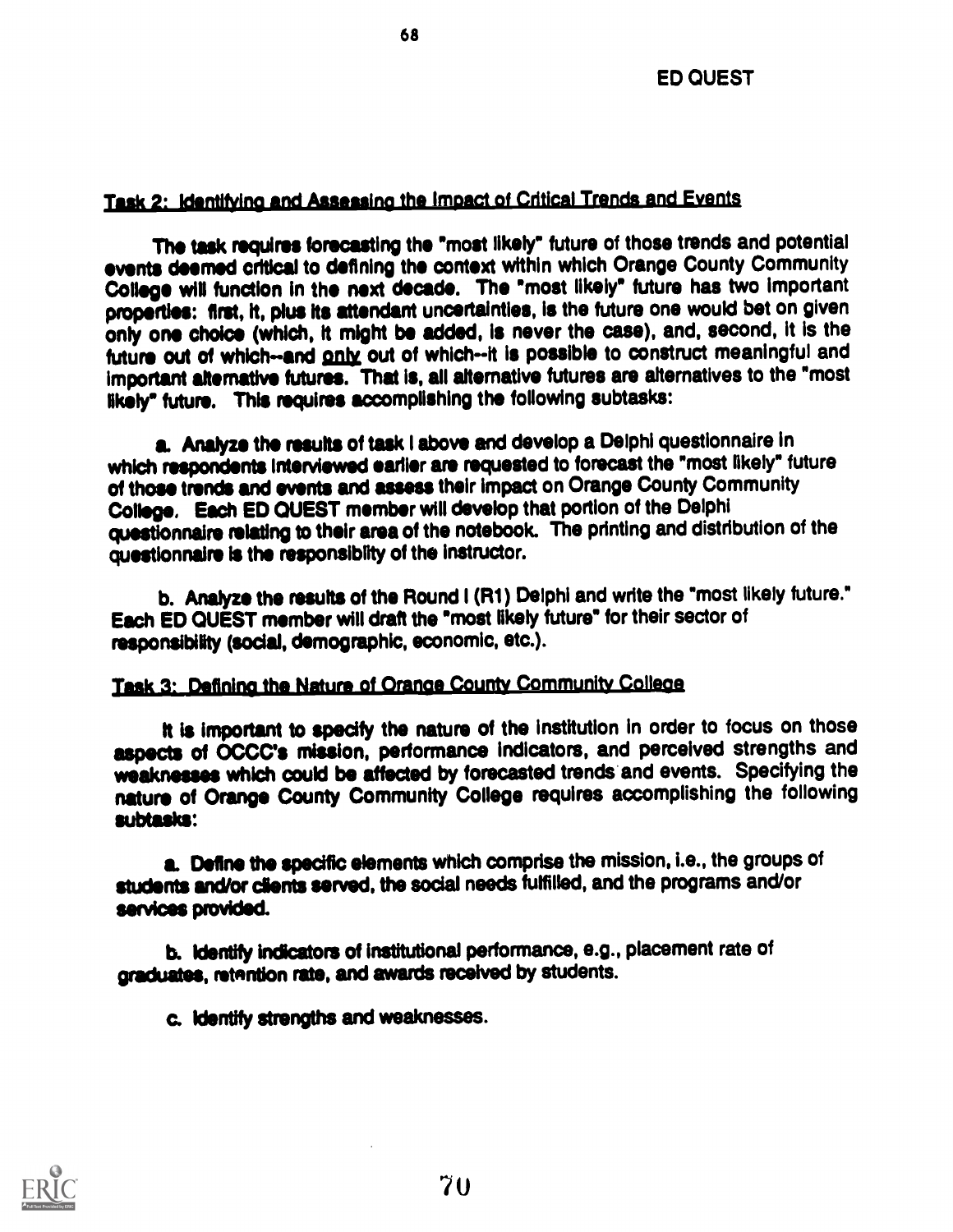Task 2: Identifying and Assessing the Impact of Critical Trends and Events

The task requires forecasting the "most likely" future of those trends and potential events deemed critical to defining the context within which Orange County Community College will function in the next decade. The "most likely" future has two important properties: first, it, plus its attendant uncertainties, is the future one would bet on given only one choice (which, it might be added, is never the case), and, second, it is the future out of which--and only out of which--it is possible to construct meaningful and important alternative futures. That is, all alternative futures are alternatives to the "most likely" future. This requires accomplishing the following subtasks:

a. Analyze the results of task I above and develop a Delphi questionnaire in which respondents interviewed earlier are requested to forecast the "most likely" future of those trends and events and assess their impact on Orange County Community College. Each ED QUEST member will develop that portion of the Delphi questionnaire relating to their area of the notebook. The printing and distribution of the questionnaire is the responsiblity of the instructor.

b. Analyze the results of the Round I (R1) Delphi and write the "most likely future." Each ED QUEST member will draft the "most likely future" for their sector of responsibility (social, demographic, economic, etc.).

Task 3: Defining the Nature of Orange County Community College

It is important to specify the nature of the institution in order to focus on those aspects of OCCC's mission, performance indicators, and perceived strengths and weaknesses which could be affected by forecasted trends and events. Specifying the nature of Orange County Community College requires accomplishing the following subtasks:

a. Define the specific elements which comprise the mission, i.e., the groups of students and/or clients served, the social needs fulfilled, and the programs and/or services provided.

b. Identify indicators of institutional performance, e.g., placement rate of graduates, retention rate, and awards received by students.

c. Identify strengths and weaknesses.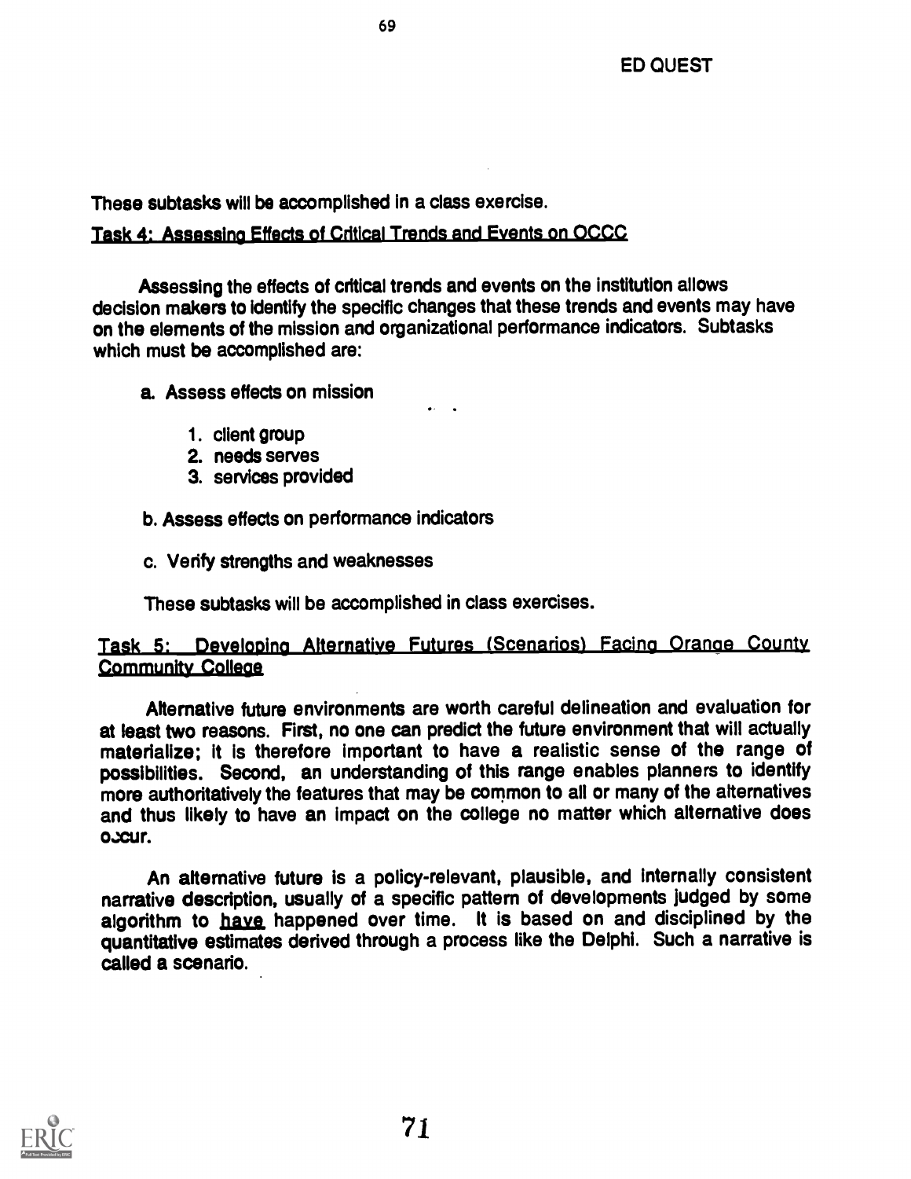These subtasks will be accomplished in a class exercise.

Task 4: Assessing Effects of Critical Trends and Events on OCCC

Assessing the effects of critical trends and events on the institution allows decision makers to identify the specific changes that these trends and events may have on the elements of the mission and organizational performance indicators. Subtasks which must be accomplished are:

a. Assess effects on mission

1. client group
2. needs serves
3. services provided

b. Assess effects on performance indicators

c. Verify strengths and weaknesses

These subtasks will be accomplished in class exercises.

Task 5: Developing Alternative Futures (Scenarios) Facing Orange County Community College

Alternative future environments are worth careful delineation and evaluation for at least two reasons. First, no one can predict the future environment that will actually materialize; it is therefore important to have a realistic sense of the range of possibilities. Second, an understanding of this range enables planners to identify more authoritatively the features that may be common to all or many of the alternatives and thus likely to have an impact on the college no matter which alternative does occur.

An alternative future is a policy-relevant, plausible, and internally consistent narrative description, usually of a specific pattern of developments judged by some algorithm to have happened over time. It is based on and disciplined by the quantitative estimates derived through a process like the Delphi. Such a narrative is called a scenario.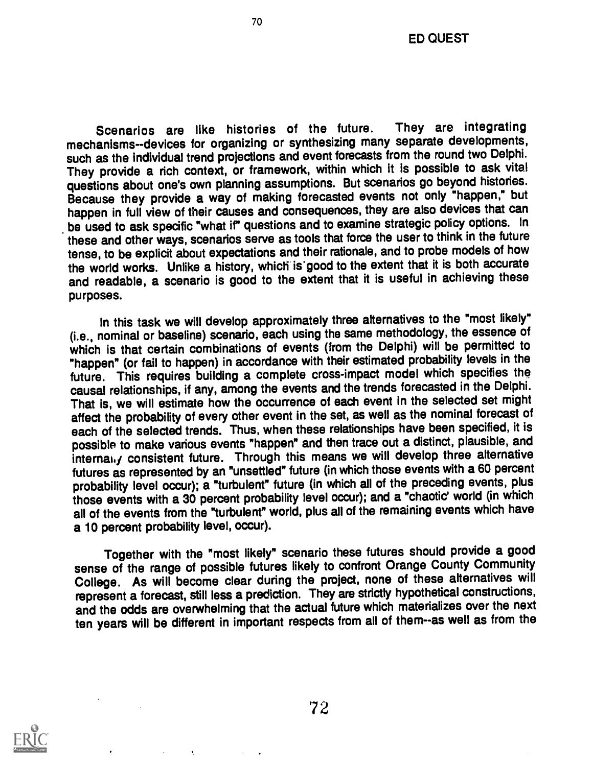Scenarios are like histories of the future. They are integrating mechanisms--devices for organizing or synthesizing many separate developments, such as the individual trend projections and event forecasts from the round two Delphi. They provide a rich context, or framework, within which it is possible to ask vital questions about one's own planning assumptions. But scenarios go beyond histories. Because they provide a way of making forecasted events not only "happen," but happen in full view of their causes and consequences, they are also devices that can be used to ask specific "what if" questions and to examine strategic policy options. In these and other ways, scenarios serve as tools that force the user to think in the future tense, to be explicit about expectations and their rationale, and to probe models of how the world works. Unlike a history, which is good to the extent that it is both accurate and readable, a scenario is good to the extent that it is useful in achieving these purposes.

In this task we will develop approximately three alternatives to the "most likely" (i.e., nominal or baseline) scenario, each using the same methodology, the essence of which is that certain combinations of events (from the Delphi) will be permitted to "happen" (or fail to happen) in accordance with their estimated probability levels in the future. This requires building a complete cross-impact model which specifies the causal relationships, if any, among the events and the trends forecasted in the Delphi. That is, we will estimate how the occurrence of each event in the selected set might affect the probability of every other event in the set, as well as the nominal forecast of each of the selected trends. Thus, when these relationships have been specified, it is possible to make various events "happen" and then trace out a distinct, plausible, and internally consistent future. Through this means we will develop three alternative futures as represented by an "unsettled" future (in which those events with a 60 percent probability level occur); a "turbulent" future (in which all of the preceding events, plus those events with a 30 percent probability level occur); and a "chaotic' world (in which all of the events from the "turbulent" world, plus all of the remaining events which have a 10 percent probability level, occur).

Together with the "most likely" scenario these futures should provide a good sense of the range of possible futures likely to confront Orange County Community College. As will become clear during the project, none of these alternatives will represent a forecast, still less a prediction. They are strictly hypothetical constructions, and the odds are overwhelming that the actual future which materializes over the next ten years will be different in important respects from all of them--as well as from the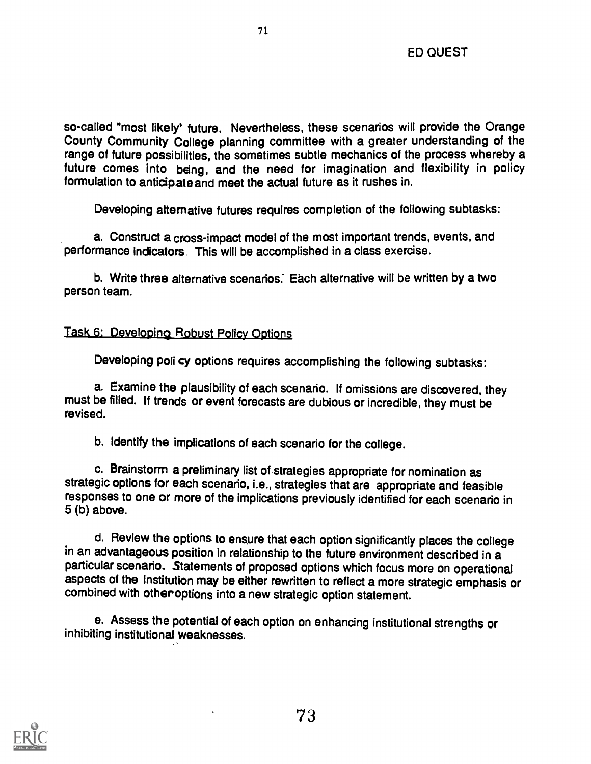so-called "most likely' future. Nevertheless, these scenarios will provide the Orange County Community College planning committee with a greater understanding of the range of future possibilities, the sometimes subtle mechanics of the process whereby a future comes into being, and the need for imagination and flexibility in policy formulation to anticipate and meet the actual future as it rushes in.

Developing alternative futures requires completion of the following subtasks:

a. Construct a cross-impact model of the most important trends, events, and performance indicators. This will be accomplished in a class exercise.

b. Write three alternative scenarios. Each alternative will be written by a two person team.

## Task 6: Developing Robust Policy Options

Developing policy options requires accomplishing the following subtasks:

a. Examine the plausibility of each scenario. If omissions are discovered, they must be filled. If trends or event forecasts are dubious or incredible, they must be revised.

b. Identify the implications of each scenario for the college.

c. Brainstorm a preliminary list of strategies appropriate for nomination as strategic options for each scenario, i.e., strategies that are appropriate and feasible responses to one or more of the implications previously identified for each scenario in 5 (b) above.

d. Review the options to ensure that each option significantly places the college in an advantageous position in relationship to the future environment described in a particular scenario. Statements of proposed options which focus more on operational aspects of the institution may be either rewritten to reflect a more strategic emphasis or combined with other options into a new strategic option statement.

e. Assess the potential of each option on enhancing institutional strengths or inhibiting institutional weaknesses.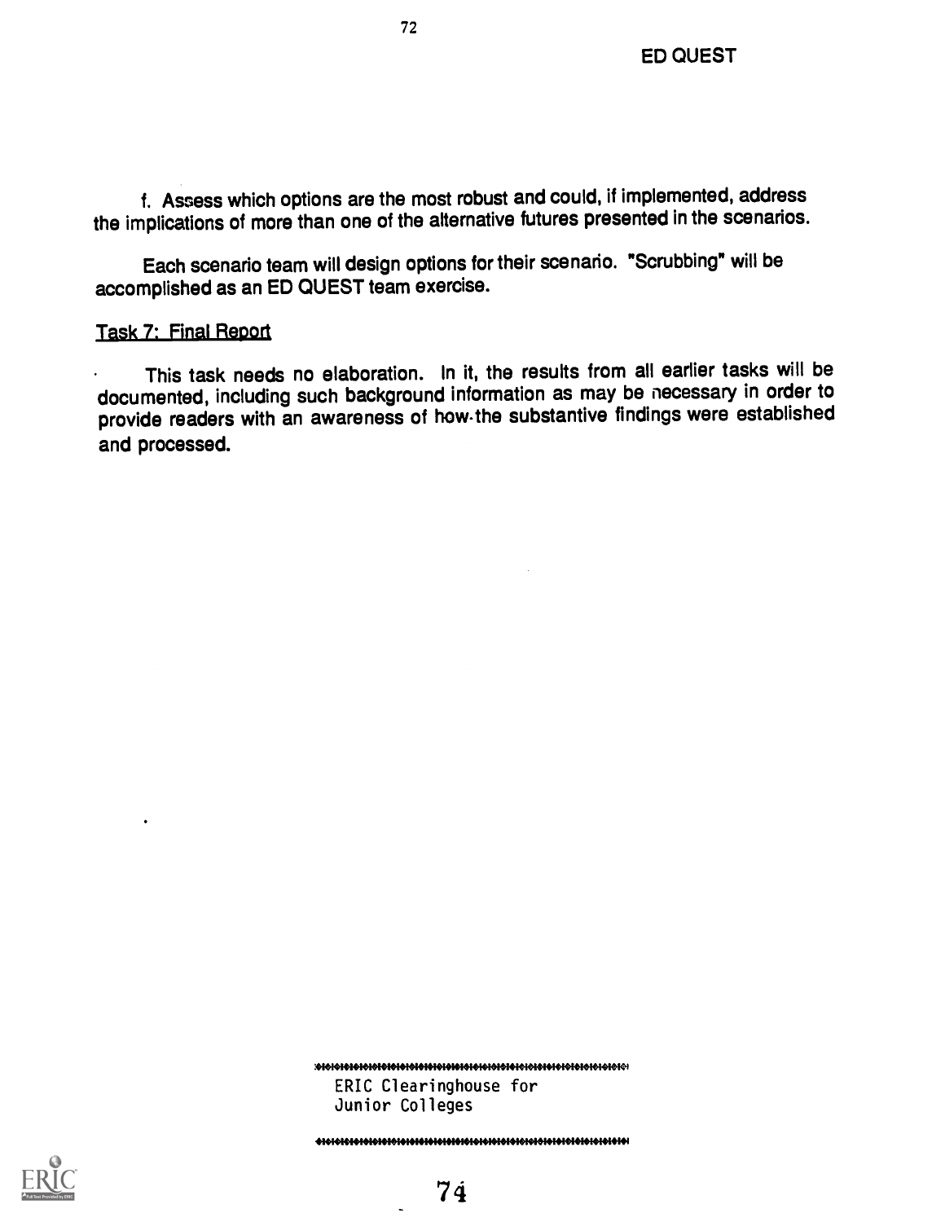f. Assess which options are the most robust and could, if implemented, address the implications of more than one of the alternative futures presented in the scenarios.

Each scenario team will design options for their scenario. "Scrubbing" will be accomplished as an ED QUEST team exercise.

Task 7: Final Report

This task needs no elaboration. In it, the results from all earlier tasks will be documented, including such background information as may be necessary in order to provide readers with an awareness of how the substantive findings were established and processed.

ERIC Clearinghouse for
Junior Colleges